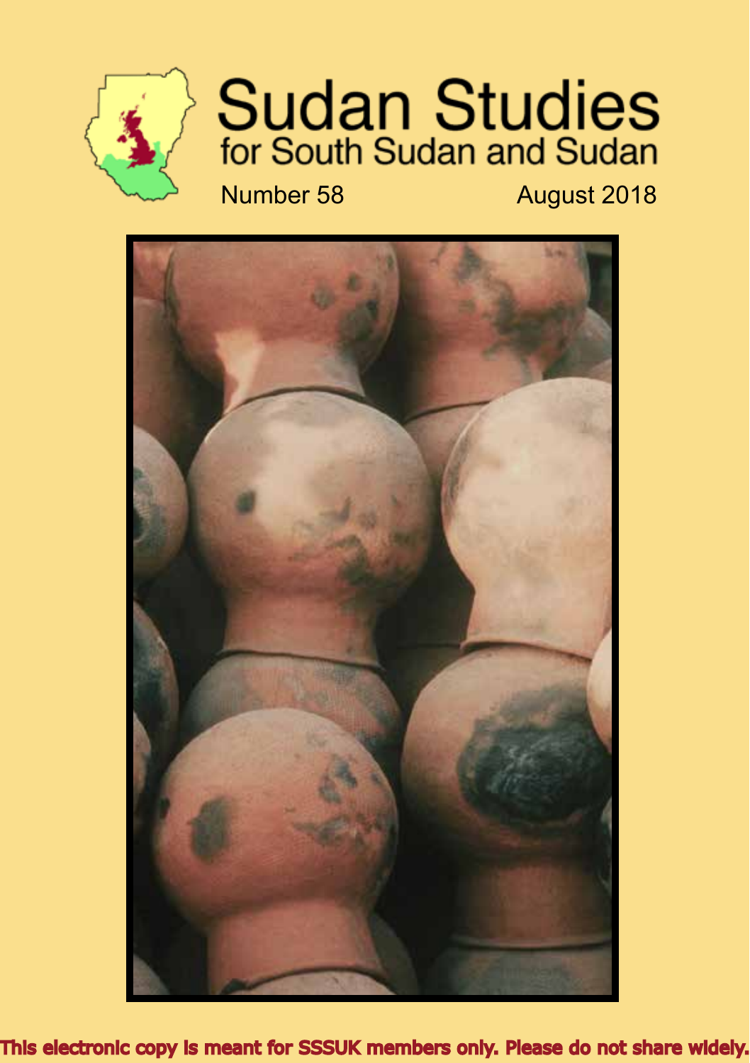# Sudan Studies

## for South Sudan and Sudan

Number 58

August 2018

This electronic copy is meant for SSSUK members only. Please do not share widely.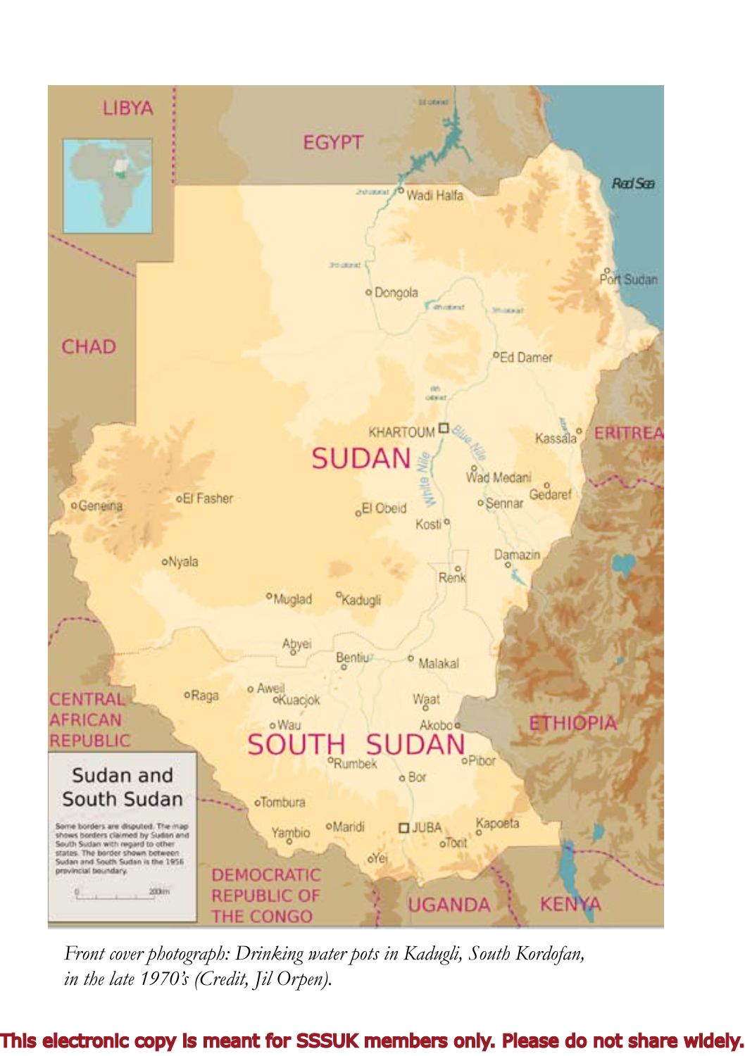*Front cover photograph: Drinking water pots in Kadugli, South Kordofan, in the late 1970's (Credit, Jil Orpen).*

**This electronic copy is meant for SSSUK members only. Please do not share widely.**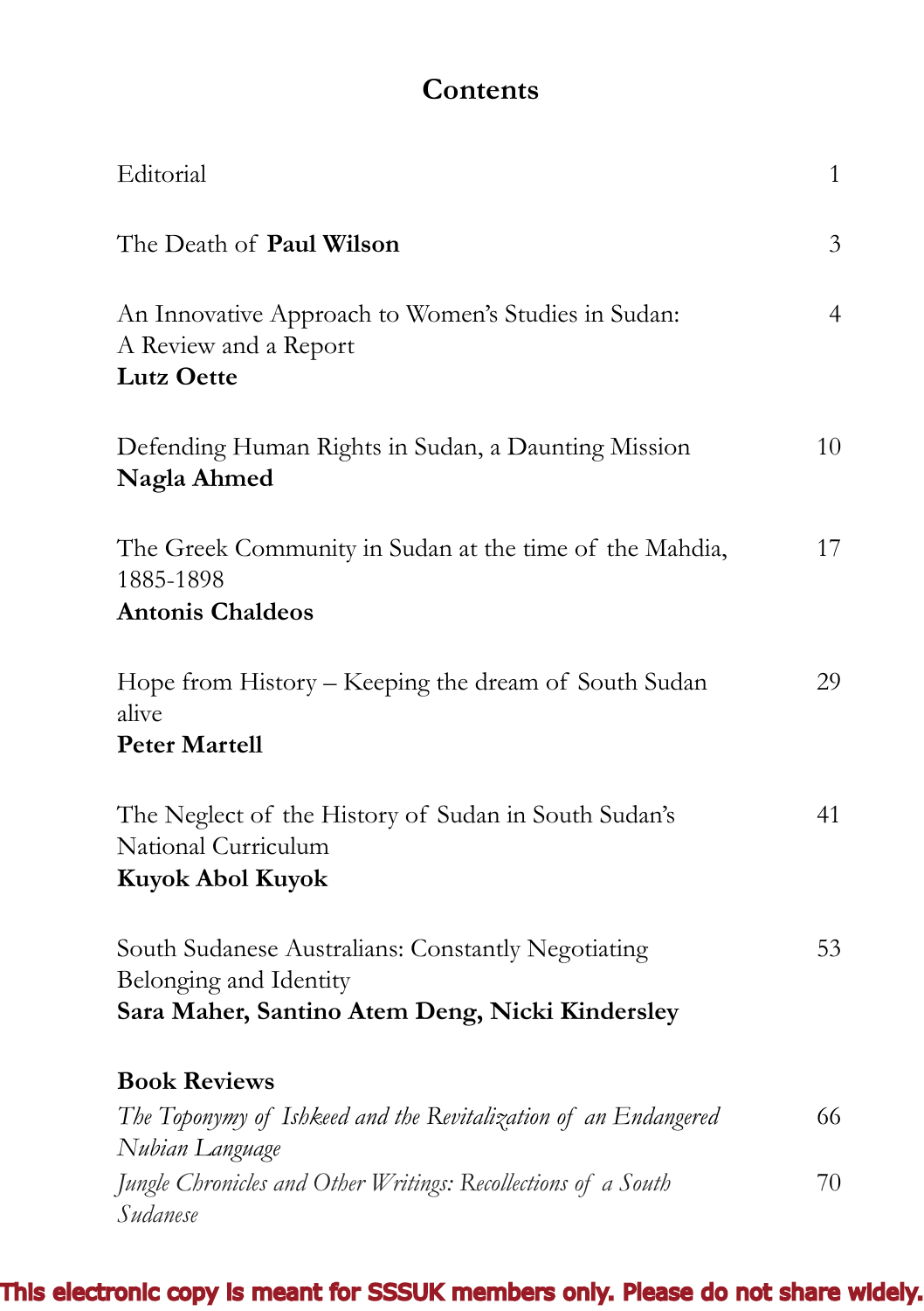# Contents

| | |
|---|---|
| Editorial | 1 |
| The Death of **Paul Wilson** | 3 |
| An Innovative Approach to Women's Studies in Sudan: A Review and a Report<br>**Lutz Oette** | 4 |
| Defending Human Rights in Sudan, a Daunting Mission<br>**Nagla Ahmed** | 10 |
| The Greek Community in Sudan at the time of the Mahdia, 1885-1898<br>**Antonis Chaldeos** | 17 |
| Hope from History – Keeping the dream of South Sudan alive<br>**Peter Martell** | 29 |
| The Neglect of the History of Sudan in South Sudan's National Curriculum<br>**Kuyok Abol Kuyok** | 41 |
| South Sudanese Australians: Constantly Negotiating Belonging and Identity<br>**Sara Maher, Santino Atem Deng, Nicki Kindersley** | 53 |
| **Book Reviews** | |
| *The Toponymy of Ishkeed and the Revitalization of an Endangered Nubian Language* | 66 |
| *Jungle Chronicles and Other Writings: Recollections of a South Sudanese* | 70 |

This electronic copy is meant for SSSUK members only. Please do not share widely.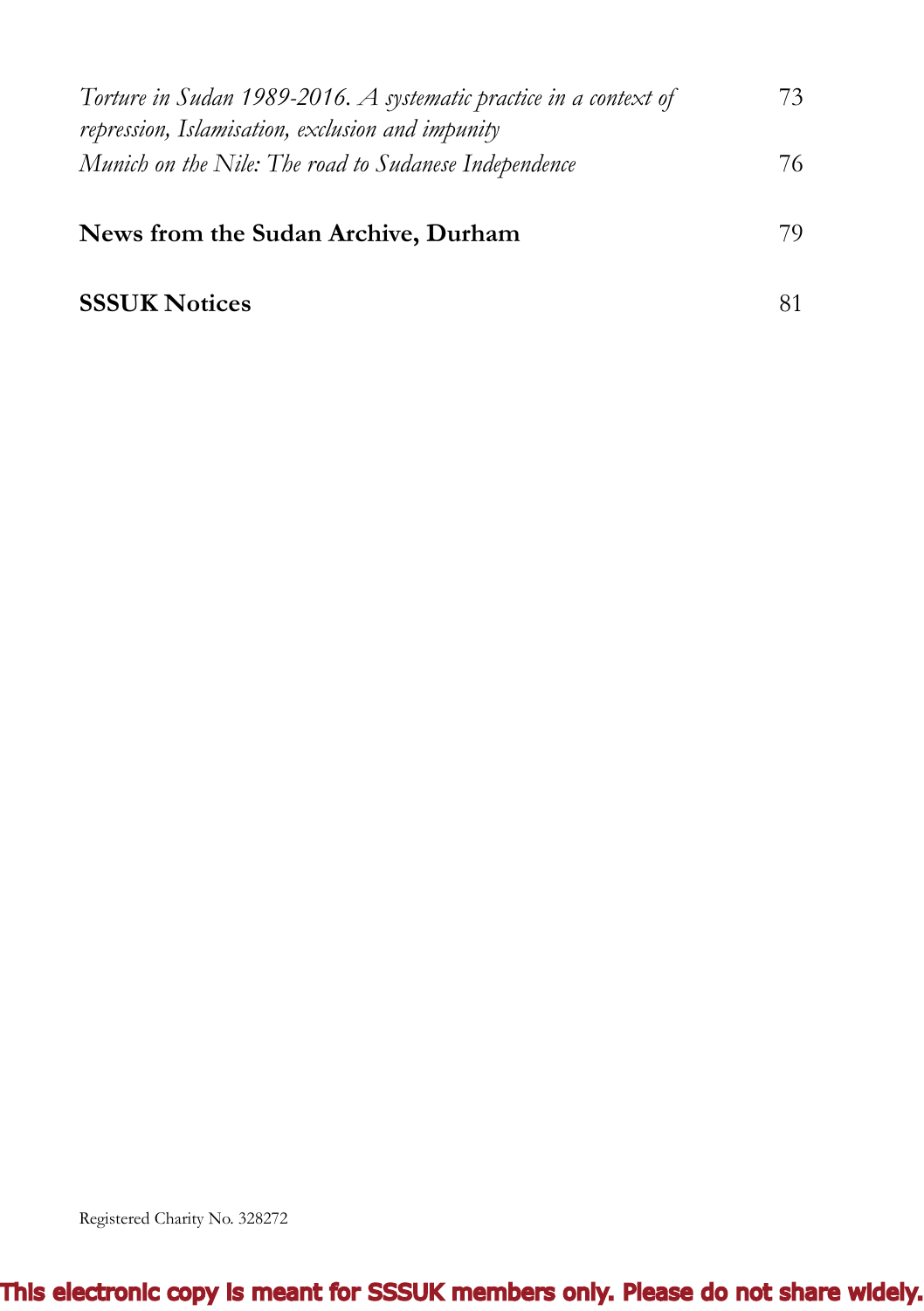| | |
|---|---|
| *Torture in Sudan 1989-2016. A systematic practice in a context of repression, Islamisation, exclusion and impunity* | 73 |
| *Munich on the Nile: The road to Sudanese Independence* | 76 |
| **News from the Sudan Archive, Durham** | 79 |
| **SSSUK Notices** | 81 |

Registered Charity No. 328272

This electronic copy is meant for SSSUK members only. Please do not share widely.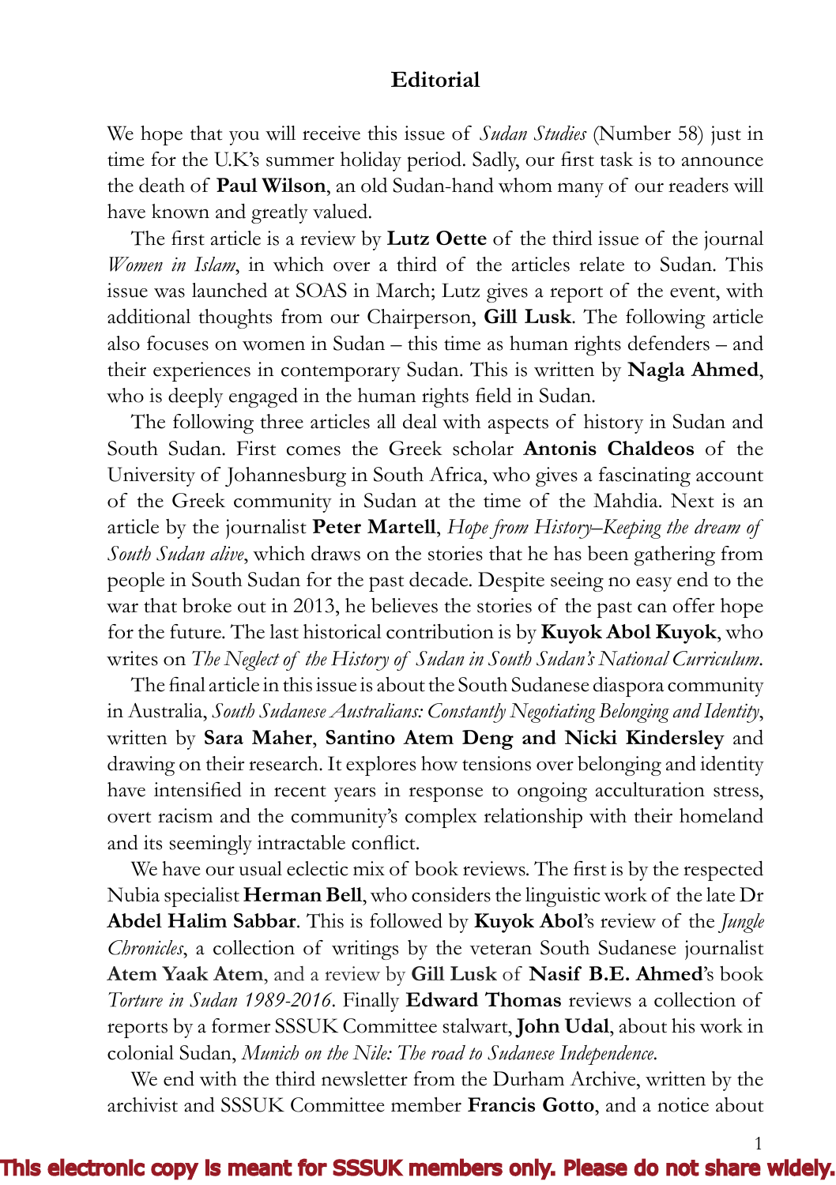# Editorial

We hope that you will receive this issue of *Sudan Studies* (Number 58) just in time for the U.K's summer holiday period. Sadly, our first task is to announce the death of **Paul Wilson**, an old Sudan-hand whom many of our readers will have known and greatly valued.

The first article is a review by **Lutz Oette** of the third issue of the journal *Women in Islam*, in which over a third of the articles relate to Sudan. This issue was launched at SOAS in March; Lutz gives a report of the event, with additional thoughts from our Chairperson, **Gill Lusk**. The following article also focuses on women in Sudan – this time as human rights defenders – and their experiences in contemporary Sudan. This is written by **Nagla Ahmed**, who is deeply engaged in the human rights field in Sudan.

The following three articles all deal with aspects of history in Sudan and South Sudan. First comes the Greek scholar **Antonis Chaldeos** of the University of Johannesburg in South Africa, who gives a fascinating account of the Greek community in Sudan at the time of the Mahdia. Next is an article by the journalist **Peter Martell**, *Hope from History–Keeping the dream of South Sudan alive*, which draws on the stories that he has been gathering from people in South Sudan for the past decade. Despite seeing no easy end to the war that broke out in 2013, he believes the stories of the past can offer hope for the future. The last historical contribution is by **Kuyok Abol Kuyok**, who writes on *The Neglect of the History of Sudan in South Sudan's National Curriculum*.

The final article in this issue is about the South Sudanese diaspora community in Australia, *South Sudanese Australians: Constantly Negotiating Belonging and Identity*, written by **Sara Maher**, **Santino Atem Deng and Nicki Kindersley** and drawing on their research. It explores how tensions over belonging and identity have intensified in recent years in response to ongoing acculturation stress, overt racism and the community's complex relationship with their homeland and its seemingly intractable conflict.

We have our usual eclectic mix of book reviews. The first is by the respected Nubia specialist **Herman Bell**, who considers the linguistic work of the late Dr **Abdel Halim Sabbar**. This is followed by **Kuyok Abol**'s review of the *Jungle Chronicles*, a collection of writings by the veteran South Sudanese journalist **Atem Yaak Atem**, and a review by **Gill Lusk** of **Nasif B.E. Ahmed**'s book *Torture in Sudan 1989-2016*. Finally **Edward Thomas** reviews a collection of reports by a former SSSUK Committee stalwart, **John Udal**, about his work in colonial Sudan, *Munich on the Nile: The road to Sudanese Independence*.

We end with the third newsletter from the Durham Archive, written by the archivist and SSSUK Committee member **Francis Gotto**, and a notice about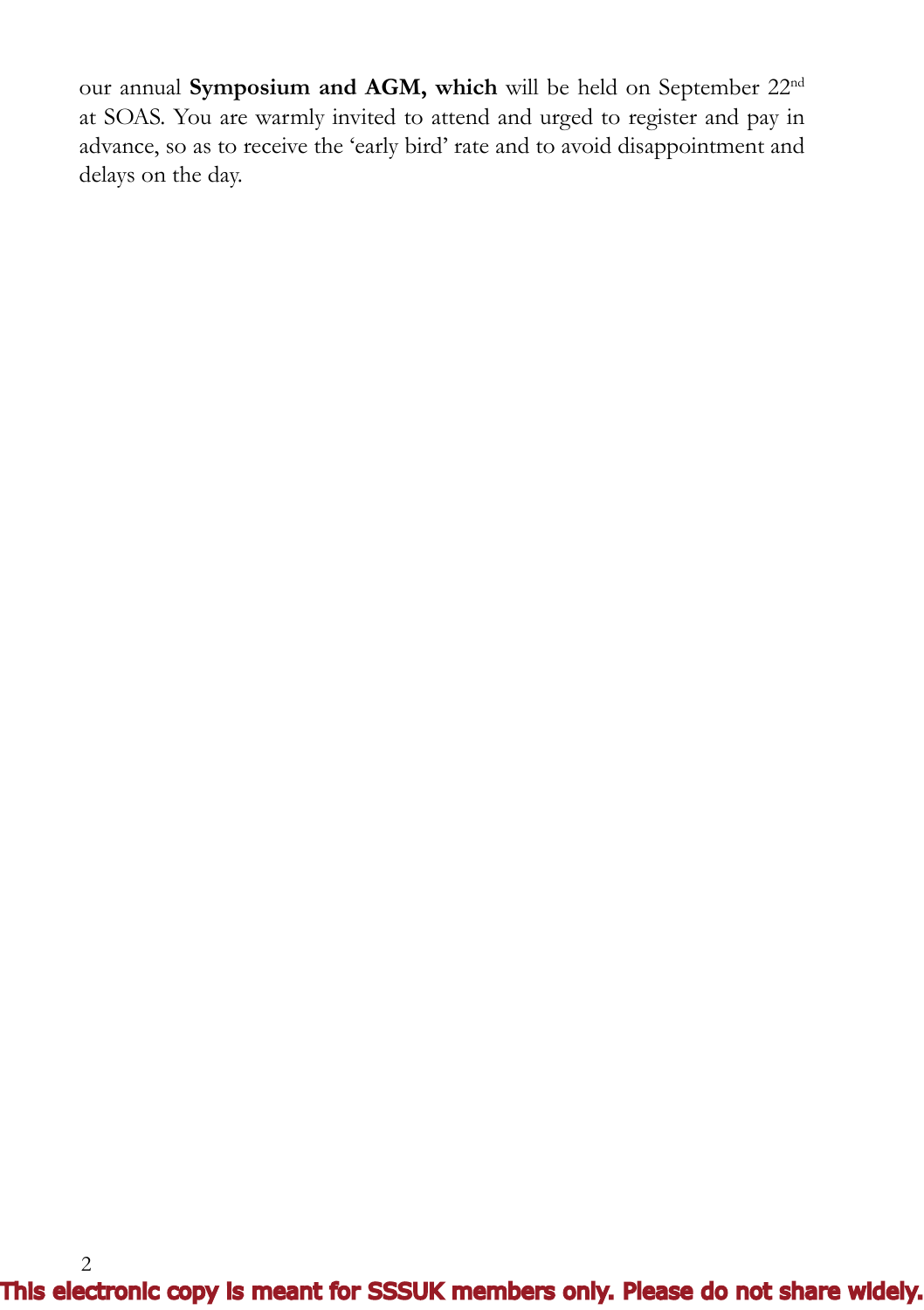our annual **Symposium and AGM, which** will be held on September 22nd at SOAS. You are warmly invited to attend and urged to register and pay in advance, so as to receive the 'early bird' rate and to avoid disappointment and delays on the day.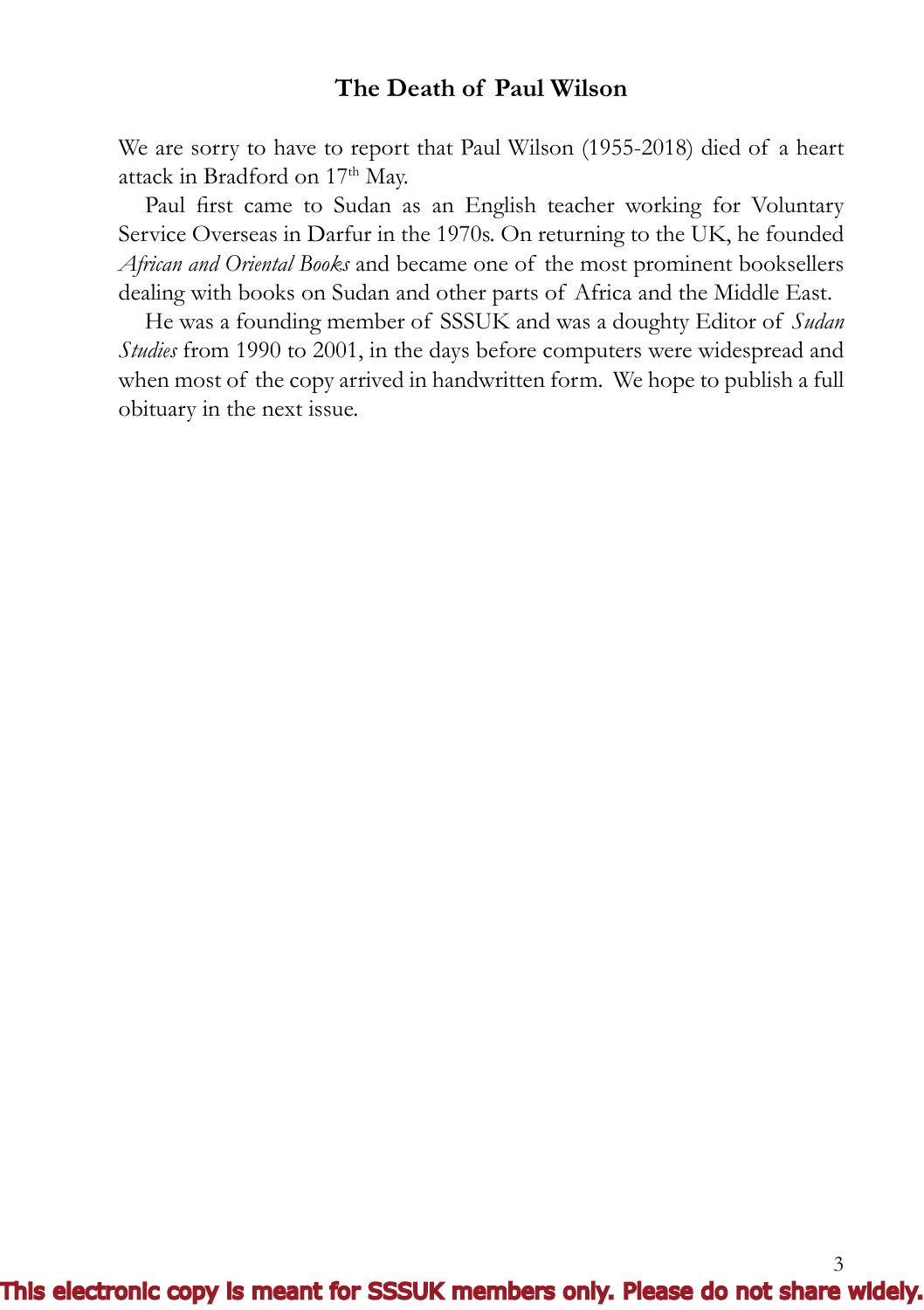## The Death of Paul Wilson

We are sorry to have to report that Paul Wilson (1955-2018) died of a heart attack in Bradford on 17th May.

Paul first came to Sudan as an English teacher working for Voluntary Service Overseas in Darfur in the 1970s. On returning to the UK, he founded *African and Oriental Books* and became one of the most prominent booksellers dealing with books on Sudan and other parts of Africa and the Middle East.

He was a founding member of SSSUK and was a doughty Editor of *Sudan Studies* from 1990 to 2001, in the days before computers were widespread and when most of the copy arrived in handwritten form. We hope to publish a full obituary in the next issue.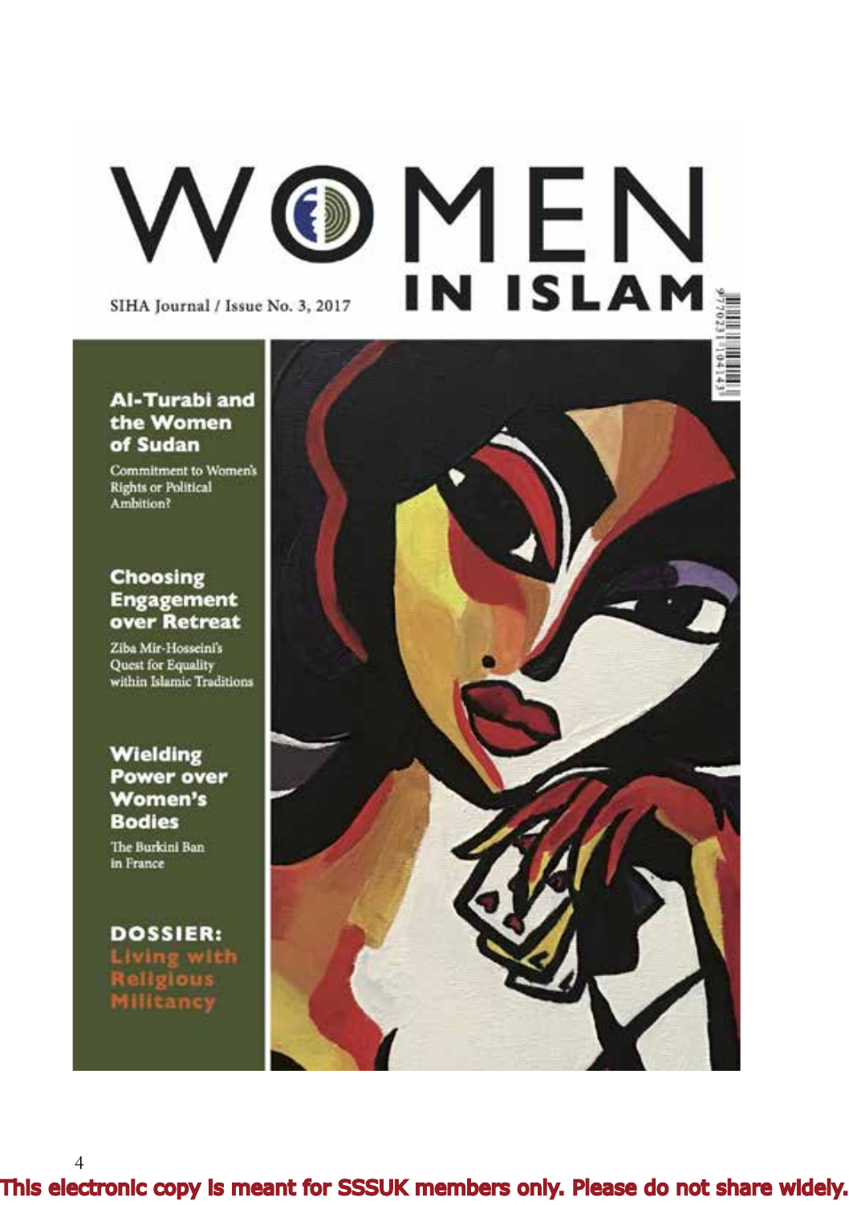# WOMEN IN ISLAM

SIHA Journal / Issue No. 3, 2017

## Al-Turabi and the Women of Sudan

Commitment to Women's Rights or Political Ambition?

## Choosing Engagement over Retreat

Ziba Mir-Hosseini's Quest for Equality within Islamic Traditions

## Wielding Power over Women's Bodies

The Burkini Ban in France

## DOSSIER: Living with Religious Militancy

**This electronic copy is meant for SSSUK members only. Please do not share widely.**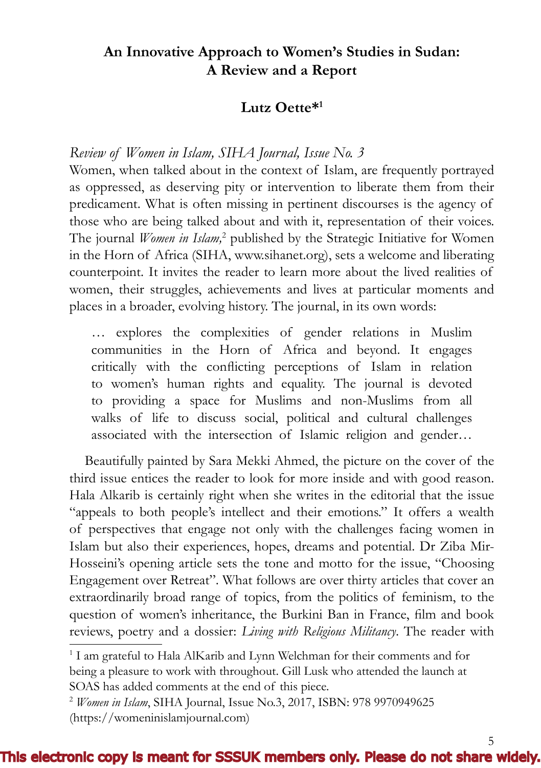# An Innovative Approach to Women's Studies in Sudan: A Review and a Report

## Lutz Oette*[1]

*Review of Women in Islam, SIHA Journal, Issue No. 3*

Women, when talked about in the context of Islam, are frequently portrayed as oppressed, as deserving pity or intervention to liberate them from their predicament. What is often missing in pertinent discourses is the agency of those who are being talked about and with it, representation of their voices. The journal *Women in Islam,*[2] published by the Strategic Initiative for Women in the Horn of Africa (SIHA, www.sihanet.org), sets a welcome and liberating counterpoint. It invites the reader to learn more about the lived realities of women, their struggles, achievements and lives at particular moments and places in a broader, evolving history. The journal, in its own words:

> … explores the complexities of gender relations in Muslim communities in the Horn of Africa and beyond. It engages critically with the conflicting perceptions of Islam in relation to women's human rights and equality. The journal is devoted to providing a space for Muslims and non-Muslims from all walks of life to discuss social, political and cultural challenges associated with the intersection of Islamic religion and gender…

Beautifully painted by Sara Mekki Ahmed, the picture on the cover of the third issue entices the reader to look for more inside and with good reason. Hala Alkarib is certainly right when she writes in the editorial that the issue "appeals to both people's intellect and their emotions." It offers a wealth of perspectives that engage not only with the challenges facing women in Islam but also their experiences, hopes, dreams and potential. Dr Ziba Mir-Hosseini's opening article sets the tone and motto for the issue, "Choosing Engagement over Retreat". What follows are over thirty articles that cover an extraordinarily broad range of topics, from the politics of feminism, to the question of women's inheritance, the Burkini Ban in France, film and book reviews, poetry and a dossier: *Living with Religious Militancy*. The reader with

---

[1] I am grateful to Hala AlKarib and Lynn Welchman for their comments and for being a pleasure to work with throughout. Gill Lusk who attended the launch at SOAS has added comments at the end of this piece.

[2] *Women in Islam*, SIHA Journal, Issue No.3, 2017, ISBN: 978 9970949625 (https://womeninislamjournal.com)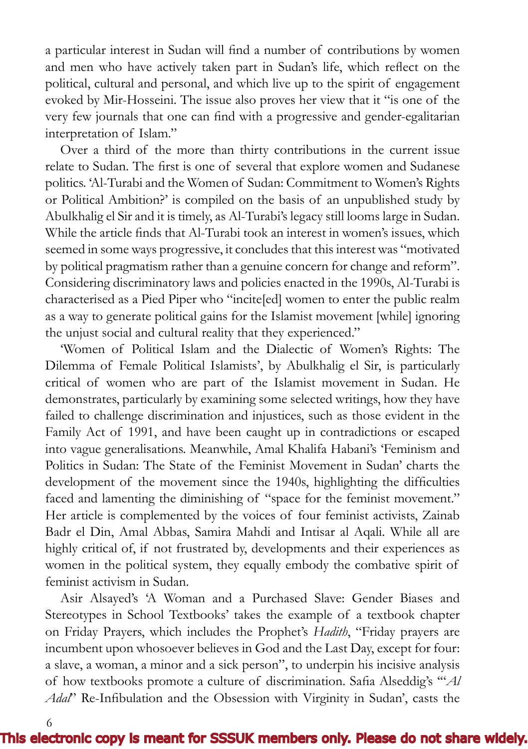a particular interest in Sudan will find a number of contributions by women and men who have actively taken part in Sudan's life, which reflect on the political, cultural and personal, and which live up to the spirit of engagement evoked by Mir-Hosseini. The issue also proves her view that it "is one of the very few journals that one can find with a progressive and gender-egalitarian interpretation of Islam."

Over a third of the more than thirty contributions in the current issue relate to Sudan. The first is one of several that explore women and Sudanese politics. 'Al-Turabi and the Women of Sudan: Commitment to Women's Rights or Political Ambition?' is compiled on the basis of an unpublished study by Abulkhalig el Sir and it is timely, as Al-Turabi's legacy still looms large in Sudan. While the article finds that Al-Turabi took an interest in women's issues, which seemed in some ways progressive, it concludes that this interest was "motivated by political pragmatism rather than a genuine concern for change and reform". Considering discriminatory laws and policies enacted in the 1990s, Al-Turabi is characterised as a Pied Piper who "incite[ed] women to enter the public realm as a way to generate political gains for the Islamist movement [while] ignoring the unjust social and cultural reality that they experienced."

'Women of Political Islam and the Dialectic of Women's Rights: The Dilemma of Female Political Islamists', by Abulkhalig el Sir, is particularly critical of women who are part of the Islamist movement in Sudan. He demonstrates, particularly by examining some selected writings, how they have failed to challenge discrimination and injustices, such as those evident in the Family Act of 1991, and have been caught up in contradictions or escaped into vague generalisations. Meanwhile, Amal Khalifa Habani's 'Feminism and Politics in Sudan: The State of the Feminist Movement in Sudan' charts the development of the movement since the 1940s, highlighting the difficulties faced and lamenting the diminishing of "space for the feminist movement." Her article is complemented by the voices of four feminist activists, Zainab Badr el Din, Amal Abbas, Samira Mahdi and Intisar al Aqali. While all are highly critical of, if not frustrated by, developments and their experiences as women in the political system, they equally embody the combative spirit of feminist activism in Sudan.

Asir Alsayed's 'A Woman and a Purchased Slave: Gender Biases and Stereotypes in School Textbooks' takes the example of a textbook chapter on Friday Prayers, which includes the Prophet's *Hadith*, "Friday prayers are incumbent upon whosoever believes in God and the Last Day, except for four: a slave, a woman, a minor and a sick person", to underpin his incisive analysis of how textbooks promote a culture of discrimination. Safia Alseddig's "'*Al Adal*' Re-Infibulation and the Obsession with Virginity in Sudan', casts the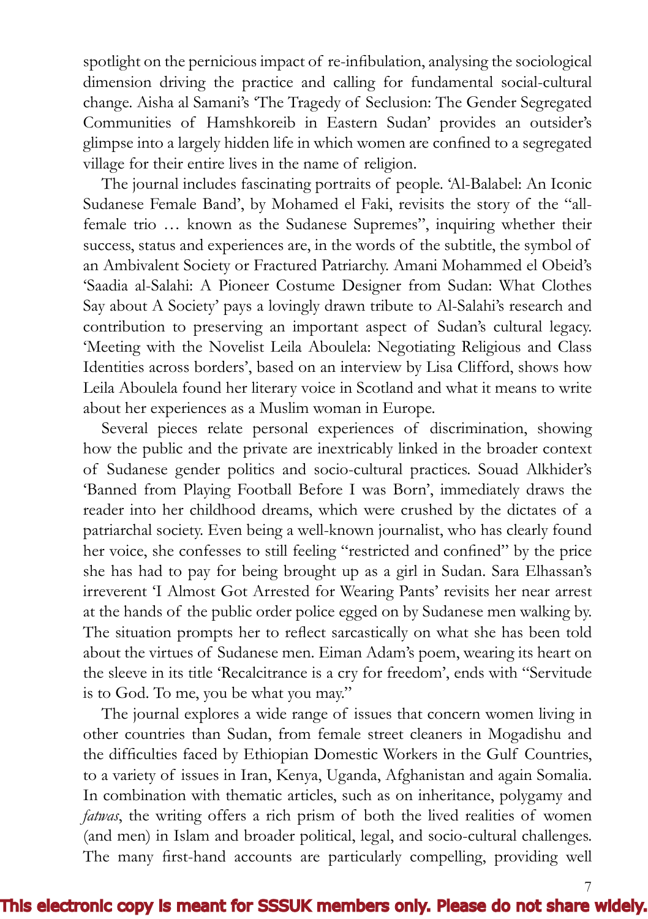spotlight on the pernicious impact of re-infibulation, analysing the sociological dimension driving the practice and calling for fundamental social-cultural change. Aisha al Samani's 'The Tragedy of Seclusion: The Gender Segregated Communities of Hamshkoreib in Eastern Sudan' provides an outsider's glimpse into a largely hidden life in which women are confined to a segregated village for their entire lives in the name of religion.

The journal includes fascinating portraits of people. 'Al-Balabel: An Iconic Sudanese Female Band', by Mohamed el Faki, revisits the story of the "all-female trio … known as the Sudanese Supremes", inquiring whether their success, status and experiences are, in the words of the subtitle, the symbol of an Ambivalent Society or Fractured Patriarchy. Amani Mohammed el Obeid's 'Saadia al-Salahi: A Pioneer Costume Designer from Sudan: What Clothes Say about A Society' pays a lovingly drawn tribute to Al-Salahi's research and contribution to preserving an important aspect of Sudan's cultural legacy. 'Meeting with the Novelist Leila Aboulela: Negotiating Religious and Class Identities across borders', based on an interview by Lisa Clifford, shows how Leila Aboulela found her literary voice in Scotland and what it means to write about her experiences as a Muslim woman in Europe.

Several pieces relate personal experiences of discrimination, showing how the public and the private are inextricably linked in the broader context of Sudanese gender politics and socio-cultural practices. Souad Alkhider's 'Banned from Playing Football Before I was Born', immediately draws the reader into her childhood dreams, which were crushed by the dictates of a patriarchal society. Even being a well-known journalist, who has clearly found her voice, she confesses to still feeling "restricted and confined" by the price she has had to pay for being brought up as a girl in Sudan. Sara Elhassan's irreverent 'I Almost Got Arrested for Wearing Pants' revisits her near arrest at the hands of the public order police egged on by Sudanese men walking by. The situation prompts her to reflect sarcastically on what she has been told about the virtues of Sudanese men. Eiman Adam's poem, wearing its heart on the sleeve in its title 'Recalcitrance is a cry for freedom', ends with "Servitude is to God. To me, you be what you may."

The journal explores a wide range of issues that concern women living in other countries than Sudan, from female street cleaners in Mogadishu and the difficulties faced by Ethiopian Domestic Workers in the Gulf Countries, to a variety of issues in Iran, Kenya, Uganda, Afghanistan and again Somalia. In combination with thematic articles, such as on inheritance, polygamy and *fatwas*, the writing offers a rich prism of both the lived realities of women (and men) in Islam and broader political, legal, and socio-cultural challenges. The many first-hand accounts are particularly compelling, providing well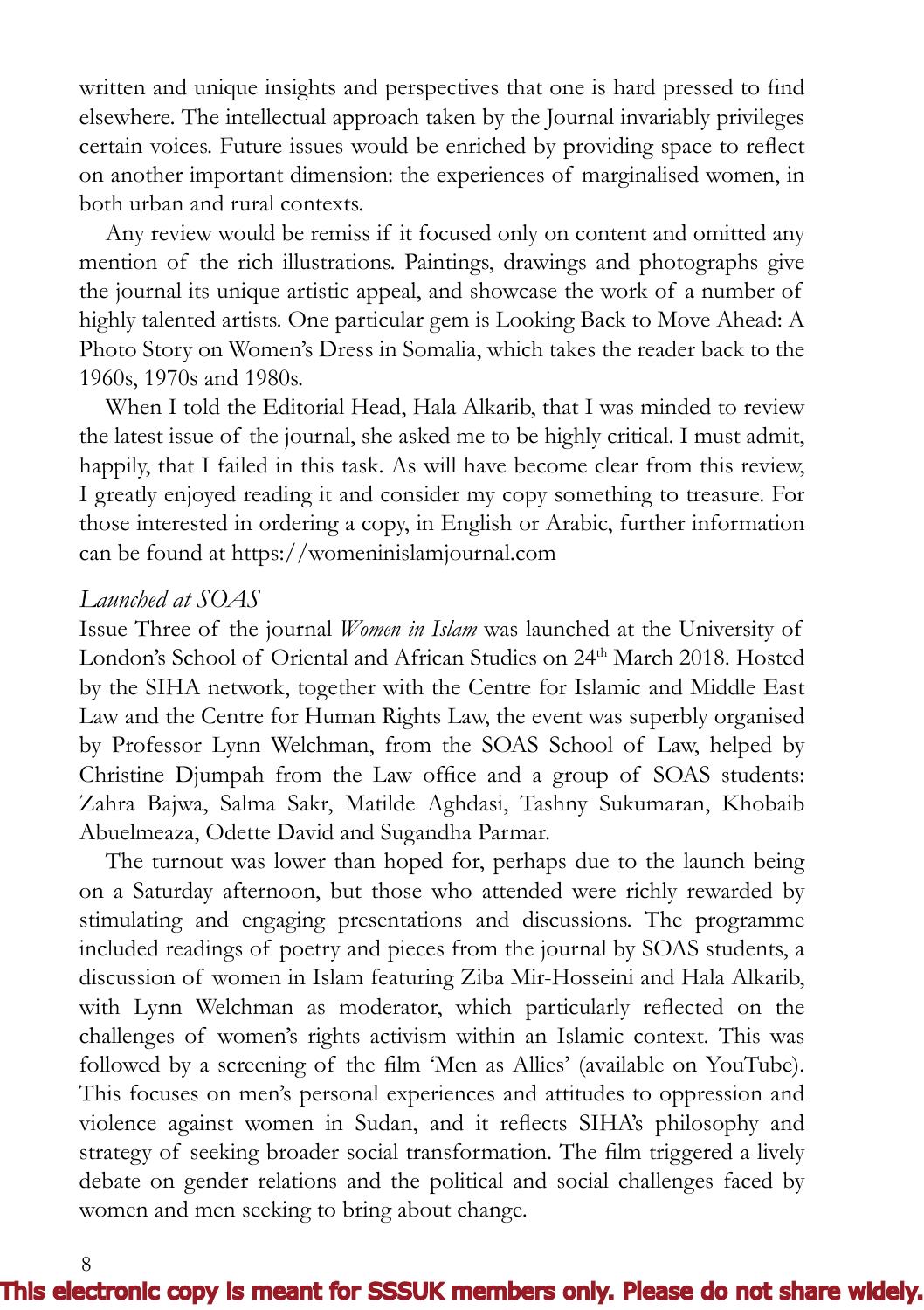written and unique insights and perspectives that one is hard pressed to find elsewhere. The intellectual approach taken by the Journal invariably privileges certain voices. Future issues would be enriched by providing space to reflect on another important dimension: the experiences of marginalised women, in both urban and rural contexts.

Any review would be remiss if it focused only on content and omitted any mention of the rich illustrations. Paintings, drawings and photographs give the journal its unique artistic appeal, and showcase the work of a number of highly talented artists. One particular gem is Looking Back to Move Ahead: A Photo Story on Women's Dress in Somalia, which takes the reader back to the 1960s, 1970s and 1980s.

When I told the Editorial Head, Hala Alkarib, that I was minded to review the latest issue of the journal, she asked me to be highly critical. I must admit, happily, that I failed in this task. As will have become clear from this review, I greatly enjoyed reading it and consider my copy something to treasure. For those interested in ordering a copy, in English or Arabic, further information can be found at https://womeninislamjournal.com

*Launched at SOAS*

Issue Three of the journal *Women in Islam* was launched at the University of London's School of Oriental and African Studies on 24th March 2018. Hosted by the SIHA network, together with the Centre for Islamic and Middle East Law and the Centre for Human Rights Law, the event was superbly organised by Professor Lynn Welchman, from the SOAS School of Law, helped by Christine Djumpah from the Law office and a group of SOAS students: Zahra Bajwa, Salma Sakr, Matilde Aghdasi, Tashny Sukumaran, Khobaib Abuelmeaza, Odette David and Sugandha Parmar.

The turnout was lower than hoped for, perhaps due to the launch being on a Saturday afternoon, but those who attended were richly rewarded by stimulating and engaging presentations and discussions. The programme included readings of poetry and pieces from the journal by SOAS students, a discussion of women in Islam featuring Ziba Mir-Hosseini and Hala Alkarib, with Lynn Welchman as moderator, which particularly reflected on the challenges of women's rights activism within an Islamic context. This was followed by a screening of the film 'Men as Allies' (available on YouTube). This focuses on men's personal experiences and attitudes to oppression and violence against women in Sudan, and it reflects SIHA's philosophy and strategy of seeking broader social transformation. The film triggered a lively debate on gender relations and the political and social challenges faced by women and men seeking to bring about change.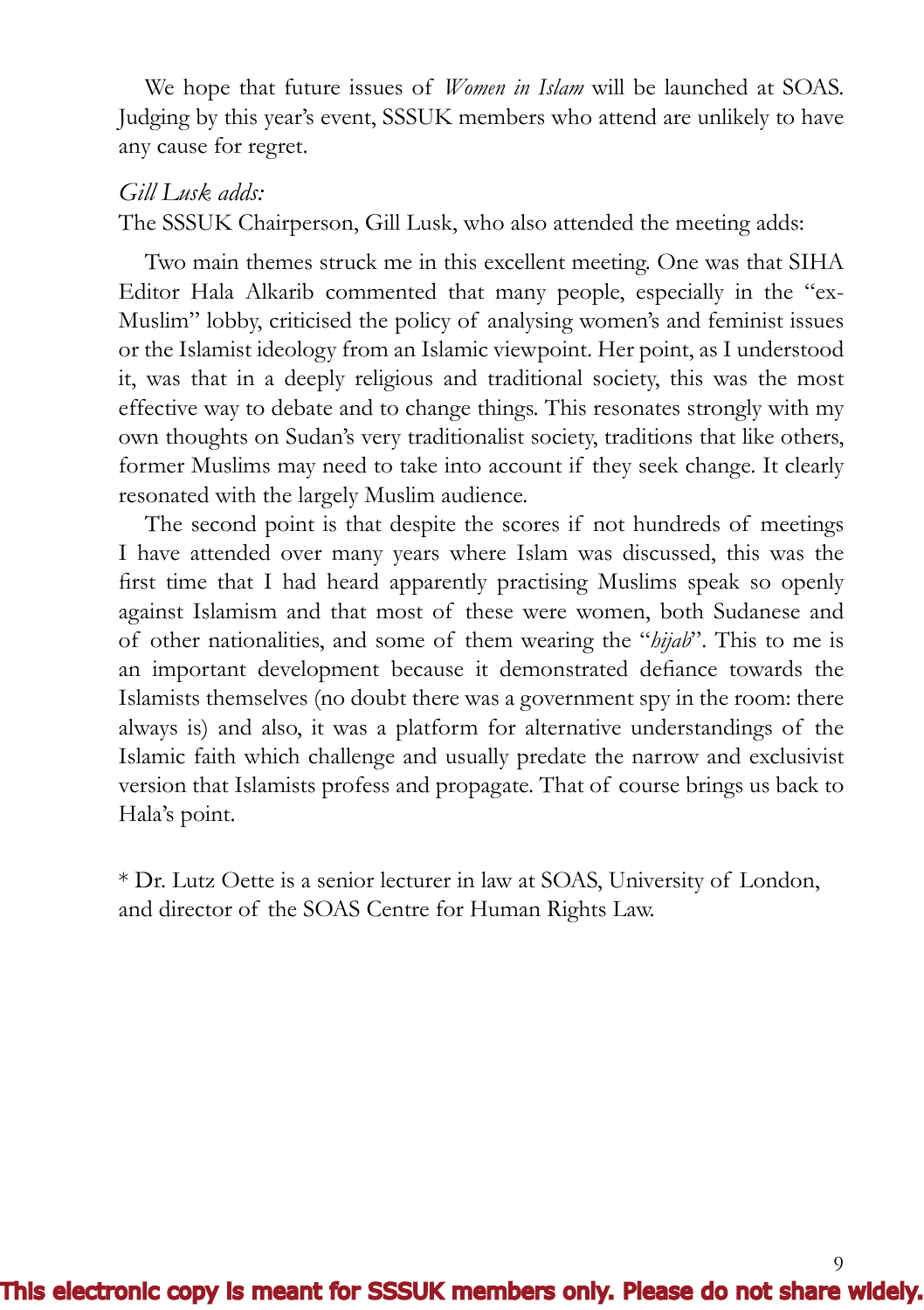We hope that future issues of *Women in Islam* will be launched at SOAS. Judging by this year's event, SSSUK members who attend are unlikely to have any cause for regret.

*Gill Lusk adds:*

The SSSUK Chairperson, Gill Lusk, who also attended the meeting adds:

Two main themes struck me in this excellent meeting. One was that SIHA Editor Hala Alkarib commented that many people, especially in the "ex-Muslim" lobby, criticised the policy of analysing women's and feminist issues or the Islamist ideology from an Islamic viewpoint. Her point, as I understood it, was that in a deeply religious and traditional society, this was the most effective way to debate and to change things. This resonates strongly with my own thoughts on Sudan's very traditionalist society, traditions that like others, former Muslims may need to take into account if they seek change. It clearly resonated with the largely Muslim audience.

The second point is that despite the scores if not hundreds of meetings I have attended over many years where Islam was discussed, this was the first time that I had heard apparently practising Muslims speak so openly against Islamism and that most of these were women, both Sudanese and of other nationalities, and some of them wearing the "*hijab*". This to me is an important development because it demonstrated defiance towards the Islamists themselves (no doubt there was a government spy in the room: there always is) and also, it was a platform for alternative understandings of the Islamic faith which challenge and usually predate the narrow and exclusivist version that Islamists profess and propagate. That of course brings us back to Hala's point.

* Dr. Lutz Oette is a senior lecturer in law at SOAS, University of London, and director of the SOAS Centre for Human Rights Law.

This electronic copy is meant for SSSUK members only. Please do not share widely.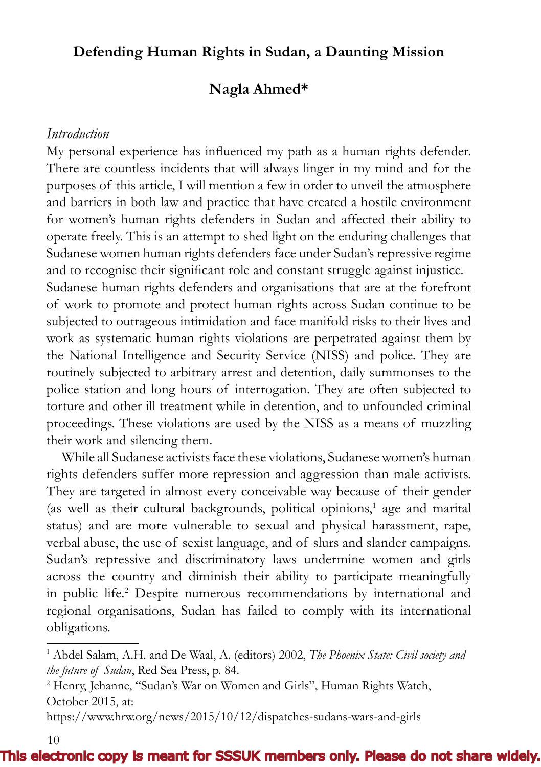# Defending Human Rights in Sudan, a Daunting Mission

## Nagla Ahmed*

*Introduction*

My personal experience has influenced my path as a human rights defender. There are countless incidents that will always linger in my mind and for the purposes of this article, I will mention a few in order to unveil the atmosphere and barriers in both law and practice that have created a hostile environment for women's human rights defenders in Sudan and affected their ability to operate freely. This is an attempt to shed light on the enduring challenges that Sudanese women human rights defenders face under Sudan's repressive regime and to recognise their significant role and constant struggle against injustice.

Sudanese human rights defenders and organisations that are at the forefront of work to promote and protect human rights across Sudan continue to be subjected to outrageous intimidation and face manifold risks to their lives and work as systematic human rights violations are perpetrated against them by the National Intelligence and Security Service (NISS) and police. They are routinely subjected to arbitrary arrest and detention, daily summonses to the police station and long hours of interrogation. They are often subjected to torture and other ill treatment while in detention, and to unfounded criminal proceedings. These violations are used by the NISS as a means of muzzling their work and silencing them.

While all Sudanese activists face these violations, Sudanese women's human rights defenders suffer more repression and aggression than male activists. They are targeted in almost every conceivable way because of their gender (as well as their cultural backgrounds, political opinions,[1] age and marital status) and are more vulnerable to sexual and physical harassment, rape, verbal abuse, the use of sexist language, and of slurs and slander campaigns. Sudan's repressive and discriminatory laws undermine women and girls across the country and diminish their ability to participate meaningfully in public life.[2] Despite numerous recommendations by international and regional organisations, Sudan has failed to comply with its international obligations.

---

[1] Abdel Salam, A.H. and De Waal, A. (editors) 2002, *The Phoenix State: Civil society and the future of Sudan*, Red Sea Press, p. 84.

[2] Henry, Jehanne, "Sudan's War on Women and Girls", Human Rights Watch, October 2015, at: https://www.hrw.org/news/2015/10/12/dispatches-sudans-wars-and-girls

This electronic copy is meant for SSSUK members only. Please do not share widely.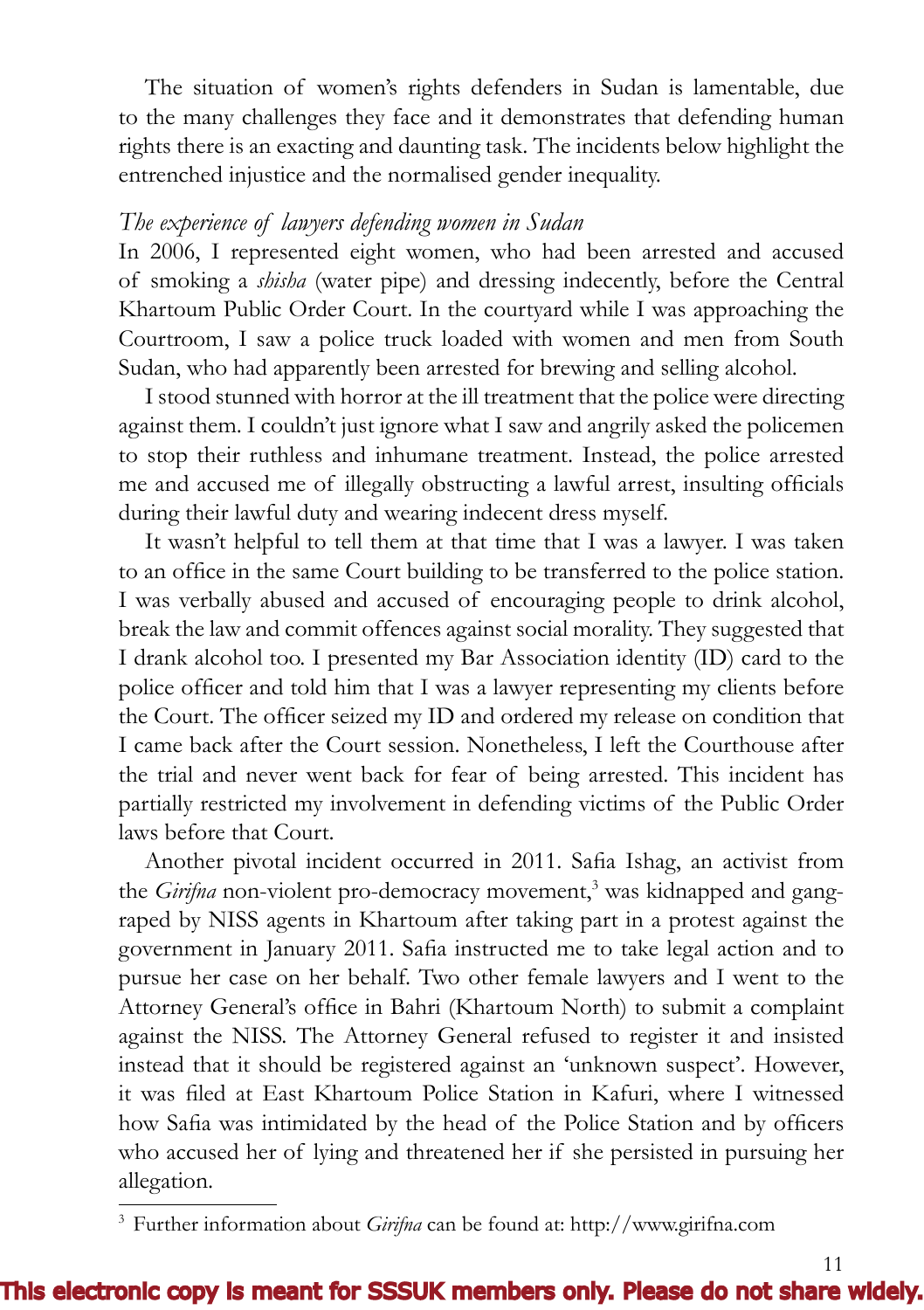The situation of women's rights defenders in Sudan is lamentable, due to the many challenges they face and it demonstrates that defending human rights there is an exacting and daunting task. The incidents below highlight the entrenched injustice and the normalised gender inequality.

*The experience of lawyers defending women in Sudan*

In 2006, I represented eight women, who had been arrested and accused of smoking a *shisha* (water pipe) and dressing indecently, before the Central Khartoum Public Order Court. In the courtyard while I was approaching the Courtroom, I saw a police truck loaded with women and men from South Sudan, who had apparently been arrested for brewing and selling alcohol.

I stood stunned with horror at the ill treatment that the police were directing against them. I couldn't just ignore what I saw and angrily asked the policemen to stop their ruthless and inhumane treatment. Instead, the police arrested me and accused me of illegally obstructing a lawful arrest, insulting officials during their lawful duty and wearing indecent dress myself.

It wasn't helpful to tell them at that time that I was a lawyer. I was taken to an office in the same Court building to be transferred to the police station. I was verbally abused and accused of encouraging people to drink alcohol, break the law and commit offences against social morality. They suggested that I drank alcohol too. I presented my Bar Association identity (ID) card to the police officer and told him that I was a lawyer representing my clients before the Court. The officer seized my ID and ordered my release on condition that I came back after the Court session. Nonetheless, I left the Courthouse after the trial and never went back for fear of being arrested. This incident has partially restricted my involvement in defending victims of the Public Order laws before that Court.

Another pivotal incident occurred in 2011. Safia Ishag, an activist from the *Girifna* non-violent pro-democracy movement,[3] was kidnapped and gang-raped by NISS agents in Khartoum after taking part in a protest against the government in January 2011. Safia instructed me to take legal action and to pursue her case on her behalf. Two other female lawyers and I went to the Attorney General's office in Bahri (Khartoum North) to submit a complaint against the NISS. The Attorney General refused to register it and insisted instead that it should be registered against an 'unknown suspect'. However, it was filed at East Khartoum Police Station in Kafuri, where I witnessed how Safia was intimidated by the head of the Police Station and by officers who accused her of lying and threatened her if she persisted in pursuing her allegation.

---

[3] Further information about *Girifna* can be found at: http://www.girifna.com

This electronic copy is meant for SSSUK members only. Please do not share widely.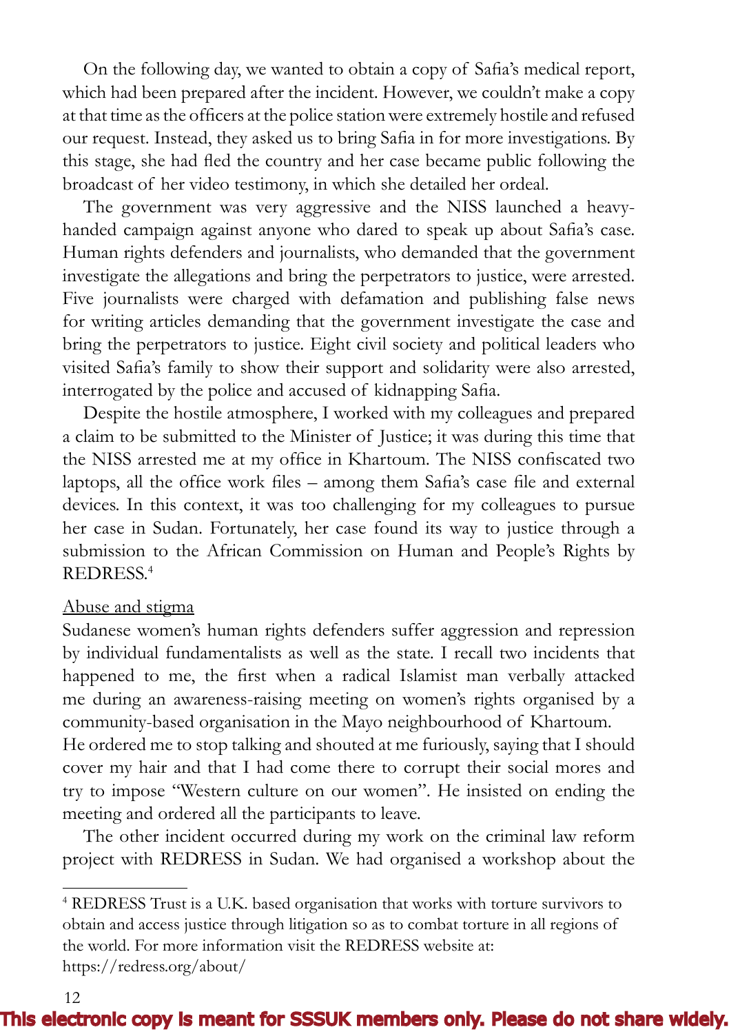On the following day, we wanted to obtain a copy of Safia's medical report, which had been prepared after the incident. However, we couldn't make a copy at that time as the officers at the police station were extremely hostile and refused our request. Instead, they asked us to bring Safia in for more investigations. By this stage, she had fled the country and her case became public following the broadcast of her video testimony, in which she detailed her ordeal.

The government was very aggressive and the NISS launched a heavy-handed campaign against anyone who dared to speak up about Safia's case. Human rights defenders and journalists, who demanded that the government investigate the allegations and bring the perpetrators to justice, were arrested. Five journalists were charged with defamation and publishing false news for writing articles demanding that the government investigate the case and bring the perpetrators to justice. Eight civil society and political leaders who visited Safia's family to show their support and solidarity were also arrested, interrogated by the police and accused of kidnapping Safia.

Despite the hostile atmosphere, I worked with my colleagues and prepared a claim to be submitted to the Minister of Justice; it was during this time that the NISS arrested me at my office in Khartoum. The NISS confiscated two laptops, all the office work files – among them Safia's case file and external devices. In this context, it was too challenging for my colleagues to pursue her case in Sudan. Fortunately, her case found its way to justice through a submission to the African Commission on Human and People's Rights by REDRESS.[4]

<u>Abuse and stigma</u>

Sudanese women's human rights defenders suffer aggression and repression by individual fundamentalists as well as the state. I recall two incidents that happened to me, the first when a radical Islamist man verbally attacked me during an awareness-raising meeting on women's rights organised by a community-based organisation in the Mayo neighbourhood of Khartoum.
He ordered me to stop talking and shouted at me furiously, saying that I should cover my hair and that I had come there to corrupt their social mores and try to impose "Western culture on our women". He insisted on ending the meeting and ordered all the participants to leave.

The other incident occurred during my work on the criminal law reform project with REDRESS in Sudan. We had organised a workshop about the

---

[4] REDRESS Trust is a U.K. based organisation that works with torture survivors to obtain and access justice through litigation so as to combat torture in all regions of the world. For more information visit the REDRESS website at: https://redress.org/about/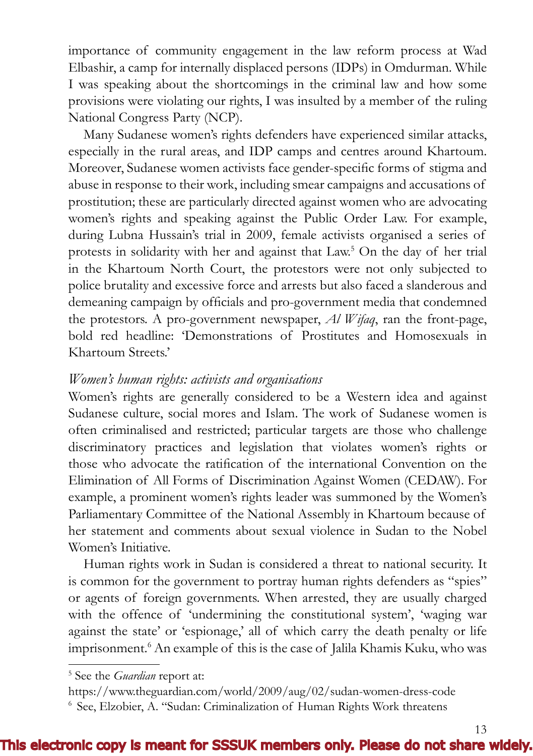importance of community engagement in the law reform process at Wad Elbashir, a camp for internally displaced persons (IDPs) in Omdurman. While I was speaking about the shortcomings in the criminal law and how some provisions were violating our rights, I was insulted by a member of the ruling National Congress Party (NCP).

Many Sudanese women's rights defenders have experienced similar attacks, especially in the rural areas, and IDP camps and centres around Khartoum. Moreover, Sudanese women activists face gender-specific forms of stigma and abuse in response to their work, including smear campaigns and accusations of prostitution; these are particularly directed against women who are advocating women's rights and speaking against the Public Order Law. For example, during Lubna Hussain's trial in 2009, female activists organised a series of protests in solidarity with her and against that Law.[5] On the day of her trial in the Khartoum North Court, the protestors were not only subjected to police brutality and excessive force and arrests but also faced a slanderous and demeaning campaign by officials and pro-government media that condemned the protestors. A pro-government newspaper, *Al Wifaq*, ran the front-page, bold red headline: 'Demonstrations of Prostitutes and Homosexuals in Khartoum Streets.'

*Women's human rights: activists and organisations*

Women's rights are generally considered to be a Western idea and against Sudanese culture, social mores and Islam. The work of Sudanese women is often criminalised and restricted; particular targets are those who challenge discriminatory practices and legislation that violates women's rights or those who advocate the ratification of the international Convention on the Elimination of All Forms of Discrimination Against Women (CEDAW). For example, a prominent women's rights leader was summoned by the Women's Parliamentary Committee of the National Assembly in Khartoum because of her statement and comments about sexual violence in Sudan to the Nobel Women's Initiative.

Human rights work in Sudan is considered a threat to national security. It is common for the government to portray human rights defenders as "spies" or agents of foreign governments. When arrested, they are usually charged with the offence of 'undermining the constitutional system', 'waging war against the state' or 'espionage,' all of which carry the death penalty or life imprisonment.[6] An example of this is the case of Jalila Khamis Kuku, who was

---

[5] See the *Guardian* report at: https://www.theguardian.com/world/2009/aug/02/sudan-women-dress-code

[6] See, Elzobier, A. "Sudan: Criminalization of Human Rights Work threatens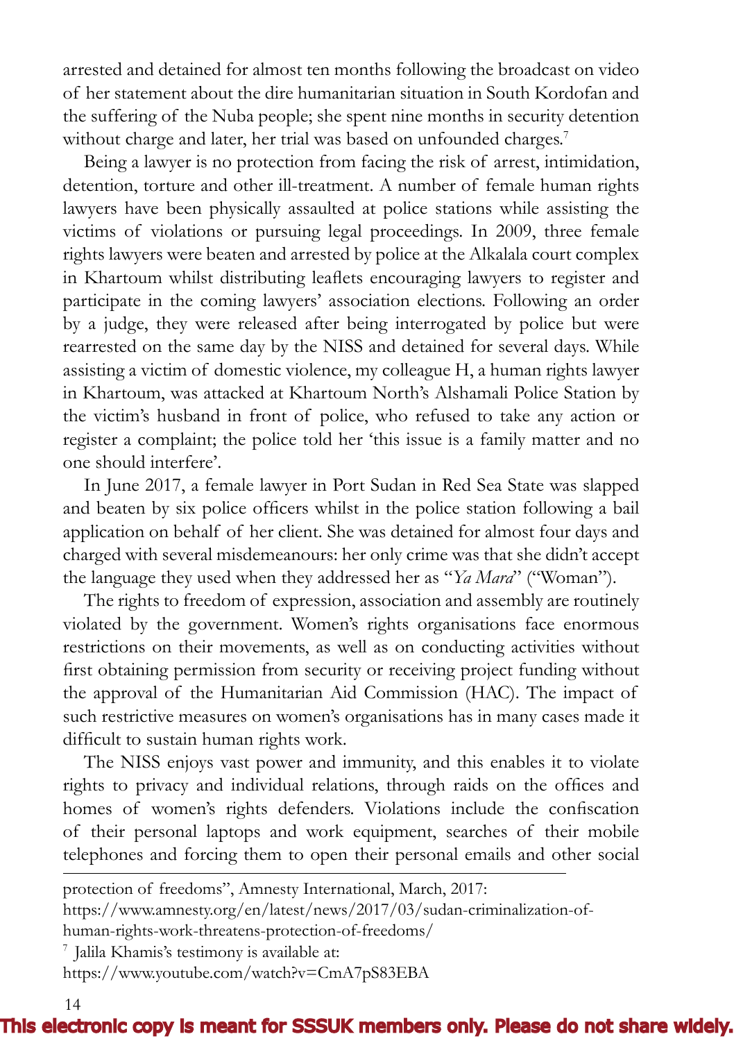arrested and detained for almost ten months following the broadcast on video of her statement about the dire humanitarian situation in South Kordofan and the suffering of the Nuba people; she spent nine months in security detention without charge and later, her trial was based on unfounded charges.[7]

Being a lawyer is no protection from facing the risk of arrest, intimidation, detention, torture and other ill-treatment. A number of female human rights lawyers have been physically assaulted at police stations while assisting the victims of violations or pursuing legal proceedings. In 2009, three female rights lawyers were beaten and arrested by police at the Alkalala court complex in Khartoum whilst distributing leaflets encouraging lawyers to register and participate in the coming lawyers' association elections. Following an order by a judge, they were released after being interrogated by police but were rearrested on the same day by the NISS and detained for several days. While assisting a victim of domestic violence, my colleague H, a human rights lawyer in Khartoum, was attacked at Khartoum North's Alshamali Police Station by the victim's husband in front of police, who refused to take any action or register a complaint; the police told her 'this issue is a family matter and no one should interfere'.

In June 2017, a female lawyer in Port Sudan in Red Sea State was slapped and beaten by six police officers whilst in the police station following a bail application on behalf of her client. She was detained for almost four days and charged with several misdemeanours: her only crime was that she didn't accept the language they used when they addressed her as "*Ya Mara*" ("Woman").

The rights to freedom of expression, association and assembly are routinely violated by the government. Women's rights organisations face enormous restrictions on their movements, as well as on conducting activities without first obtaining permission from security or receiving project funding without the approval of the Humanitarian Aid Commission (HAC). The impact of such restrictive measures on women's organisations has in many cases made it difficult to sustain human rights work.

The NISS enjoys vast power and immunity, and this enables it to violate rights to privacy and individual relations, through raids on the offices and homes of women's rights defenders. Violations include the confiscation of their personal laptops and work equipment, searches of their mobile telephones and forcing them to open their personal emails and other social

---

protection of freedoms", Amnesty International, March, 2017: https://www.amnesty.org/en/latest/news/2017/03/sudan-criminalization-of-human-rights-work-threatens-protection-of-freedoms/

[7] Jalila Khamis's testimony is available at: https://www.youtube.com/watch?v=CmA7pS83EBA

This electronic copy is meant for SSSUK members only. Please do not share widely.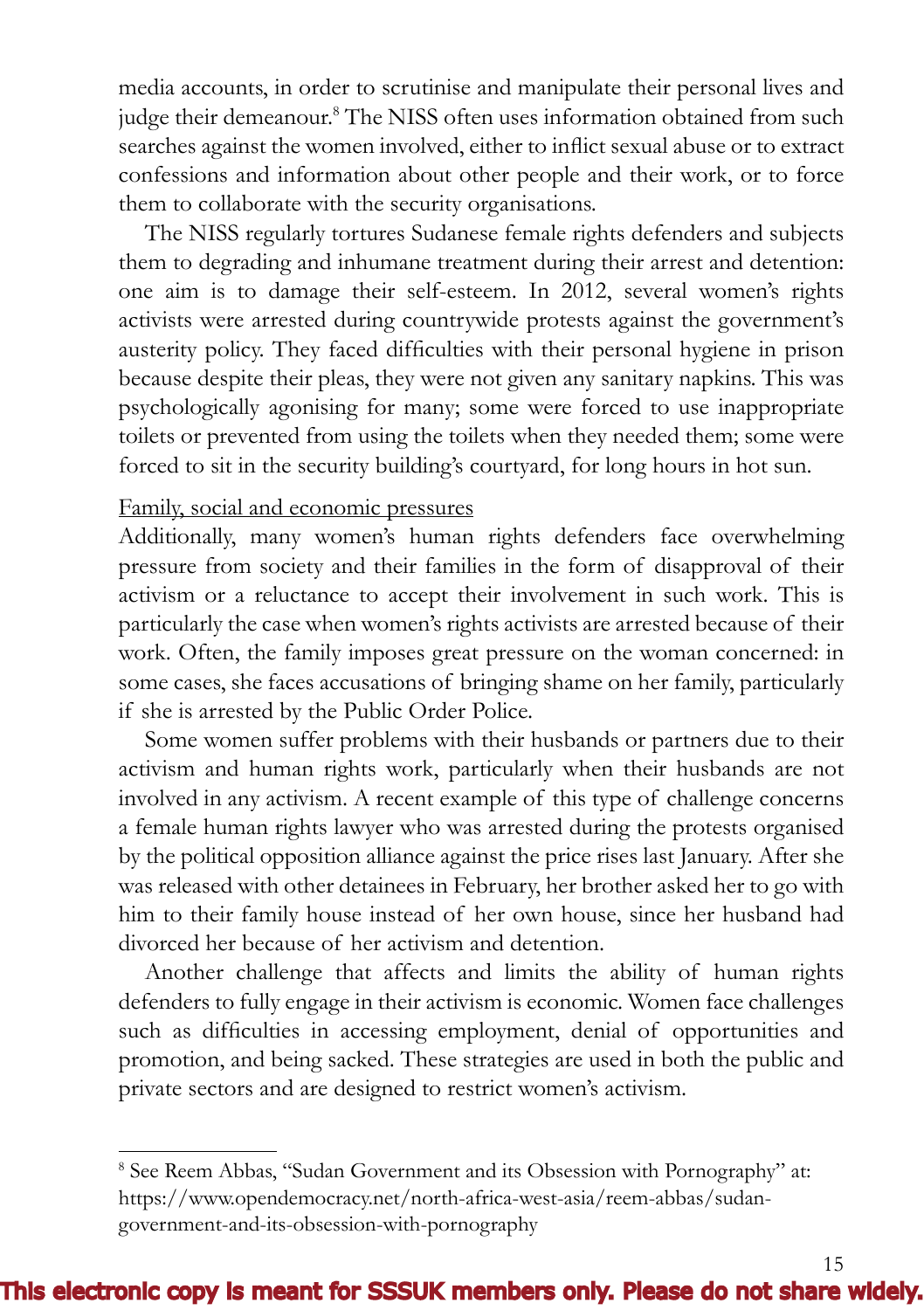media accounts, in order to scrutinise and manipulate their personal lives and judge their demeanour.[8] The NISS often uses information obtained from such searches against the women involved, either to inflict sexual abuse or to extract confessions and information about other people and their work, or to force them to collaborate with the security organisations.

The NISS regularly tortures Sudanese female rights defenders and subjects them to degrading and inhumane treatment during their arrest and detention: one aim is to damage their self-esteem. In 2012, several women's rights activists were arrested during countrywide protests against the government's austerity policy. They faced difficulties with their personal hygiene in prison because despite their pleas, they were not given any sanitary napkins. This was psychologically agonising for many; some were forced to use inappropriate toilets or prevented from using the toilets when they needed them; some were forced to sit in the security building's courtyard, for long hours in hot sun.

<u>Family, social and economic pressures</u>

Additionally, many women's human rights defenders face overwhelming pressure from society and their families in the form of disapproval of their activism or a reluctance to accept their involvement in such work. This is particularly the case when women's rights activists are arrested because of their work. Often, the family imposes great pressure on the woman concerned: in some cases, she faces accusations of bringing shame on her family, particularly if she is arrested by the Public Order Police.

Some women suffer problems with their husbands or partners due to their activism and human rights work, particularly when their husbands are not involved in any activism. A recent example of this type of challenge concerns a female human rights lawyer who was arrested during the protests organised by the political opposition alliance against the price rises last January. After she was released with other detainees in February, her brother asked her to go with him to their family house instead of her own house, since her husband had divorced her because of her activism and detention.

Another challenge that affects and limits the ability of human rights defenders to fully engage in their activism is economic. Women face challenges such as difficulties in accessing employment, denial of opportunities and promotion, and being sacked. These strategies are used in both the public and private sectors and are designed to restrict women's activism.

---

[8] See Reem Abbas, "Sudan Government and its Obsession with Pornography" at: https://www.opendemocracy.net/north-africa-west-asia/reem-abbas/sudan-government-and-its-obsession-with-pornography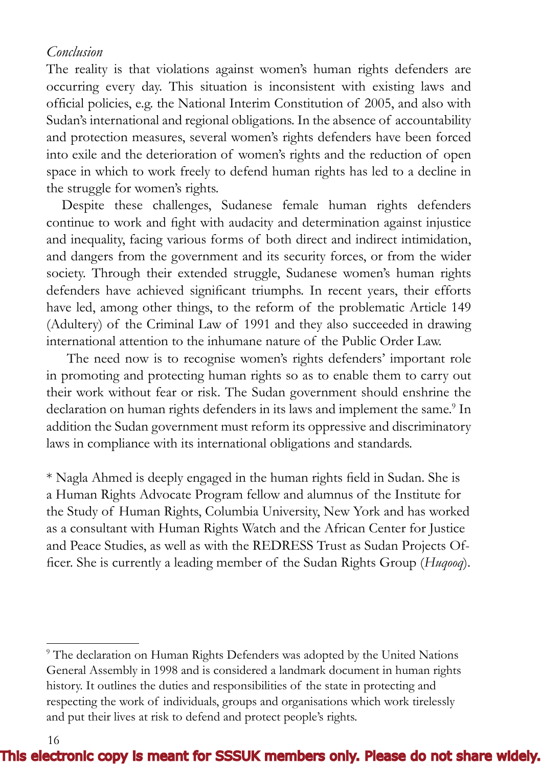*Conclusion*

The reality is that violations against women's human rights defenders are occurring every day. This situation is inconsistent with existing laws and official policies, e.g. the National Interim Constitution of 2005, and also with Sudan's international and regional obligations. In the absence of accountability and protection measures, several women's rights defenders have been forced into exile and the deterioration of women's rights and the reduction of open space in which to work freely to defend human rights has led to a decline in the struggle for women's rights.

Despite these challenges, Sudanese female human rights defenders continue to work and fight with audacity and determination against injustice and inequality, facing various forms of both direct and indirect intimidation, and dangers from the government and its security forces, or from the wider society. Through their extended struggle, Sudanese women's human rights defenders have achieved significant triumphs. In recent years, their efforts have led, among other things, to the reform of the problematic Article 149 (Adultery) of the Criminal Law of 1991 and they also succeeded in drawing international attention to the inhumane nature of the Public Order Law.

The need now is to recognise women's rights defenders' important role in promoting and protecting human rights so as to enable them to carry out their work without fear or risk. The Sudan government should enshrine the declaration on human rights defenders in its laws and implement the same.[9] In addition the Sudan government must reform its oppressive and discriminatory laws in compliance with its international obligations and standards.

* Nagla Ahmed is deeply engaged in the human rights field in Sudan. She is a Human Rights Advocate Program fellow and alumnus of the Institute for the Study of Human Rights, Columbia University, New York and has worked as a consultant with Human Rights Watch and the African Center for Justice and Peace Studies, as well as with the REDRESS Trust as Sudan Projects Officer. She is currently a leading member of the Sudan Rights Group (*Huqooq*).

---

[9] The declaration on Human Rights Defenders was adopted by the United Nations General Assembly in 1998 and is considered a landmark document in human rights history. It outlines the duties and responsibilities of the state in protecting and respecting the work of individuals, groups and organisations which work tirelessly and put their lives at risk to defend and protect people's rights.

This electronic copy is meant for SSSUK members only. Please do not share widely.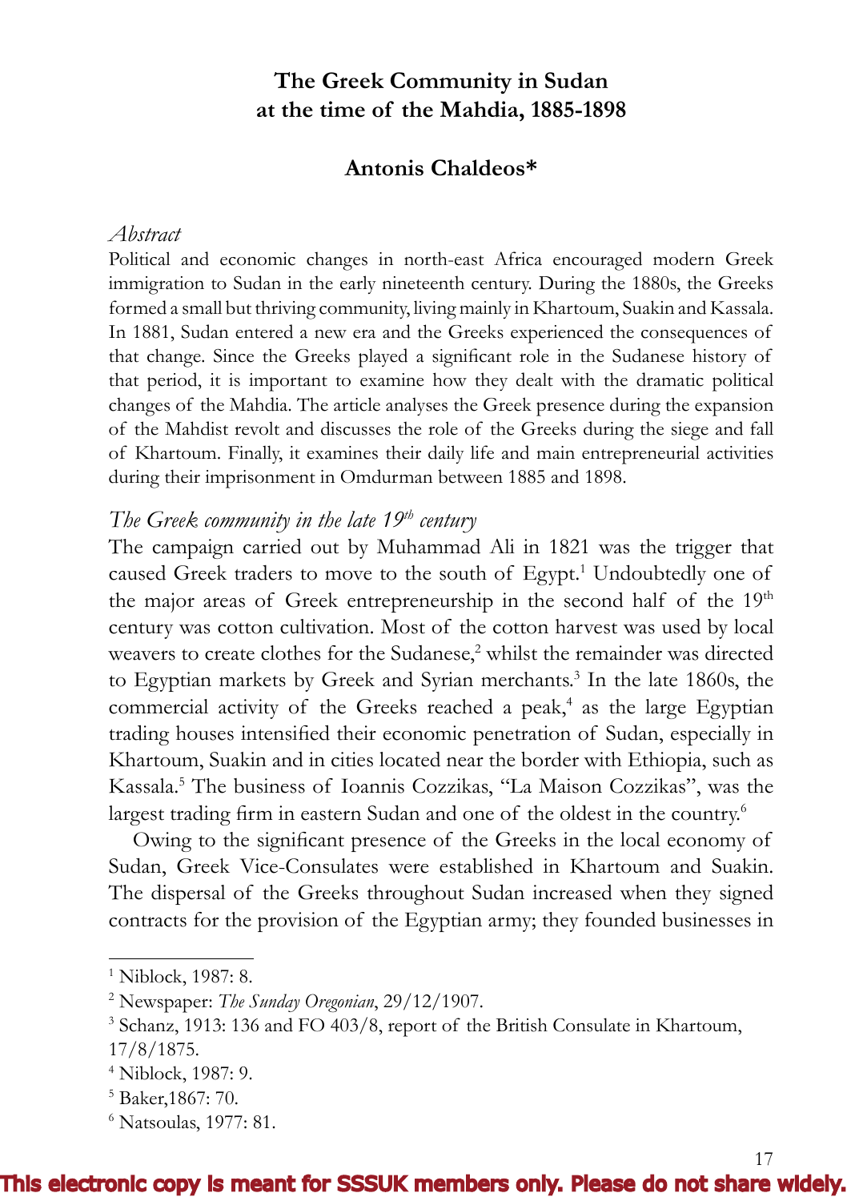# The Greek Community in Sudan at the time of the Mahdia, 1885-1898

## Antonis Chaldeos*

### *Abstract*

Political and economic changes in north-east Africa encouraged modern Greek immigration to Sudan in the early nineteenth century. During the 1880s, the Greeks formed a small but thriving community, living mainly in Khartoum, Suakin and Kassala. In 1881, Sudan entered a new era and the Greeks experienced the consequences of that change. Since the Greeks played a significant role in the Sudanese history of that period, it is important to examine how they dealt with the dramatic political changes of the Mahdia. The article analyses the Greek presence during the expansion of the Mahdist revolt and discusses the role of the Greeks during the siege and fall of Khartoum. Finally, it examines their daily life and main entrepreneurial activities during their imprisonment in Omdurman between 1885 and 1898.

### *The Greek community in the late 19th century*

The campaign carried out by Muhammad Ali in 1821 was the trigger that caused Greek traders to move to the south of Egypt.[1] Undoubtedly one of the major areas of Greek entrepreneurship in the second half of the 19th century was cotton cultivation. Most of the cotton harvest was used by local weavers to create clothes for the Sudanese,[2] whilst the remainder was directed to Egyptian markets by Greek and Syrian merchants.[3] In the late 1860s, the commercial activity of the Greeks reached a peak,[4] as the large Egyptian trading houses intensified their economic penetration of Sudan, especially in Khartoum, Suakin and in cities located near the border with Ethiopia, such as Kassala.[5] The business of Ioannis Cozzikas, "La Maison Cozzikas", was the largest trading firm in eastern Sudan and one of the oldest in the country.[6]

Owing to the significant presence of the Greeks in the local economy of Sudan, Greek Vice-Consulates were established in Khartoum and Suakin. The dispersal of the Greeks throughout Sudan increased when they signed contracts for the provision of the Egyptian army; they founded businesses in

---

[1] Niblock, 1987: 8.

[2] Newspaper: *The Sunday Oregonian*, 29/12/1907.

[3] Schanz, 1913: 136 and FO 403/8, report of the British Consulate in Khartoum, 17/8/1875.

[4] Niblock, 1987: 9.

[5] Baker,1867: 70.

[6] Natsoulas, 1977: 81.

This electronic copy is meant for SSSUK members only. Please do not share widely.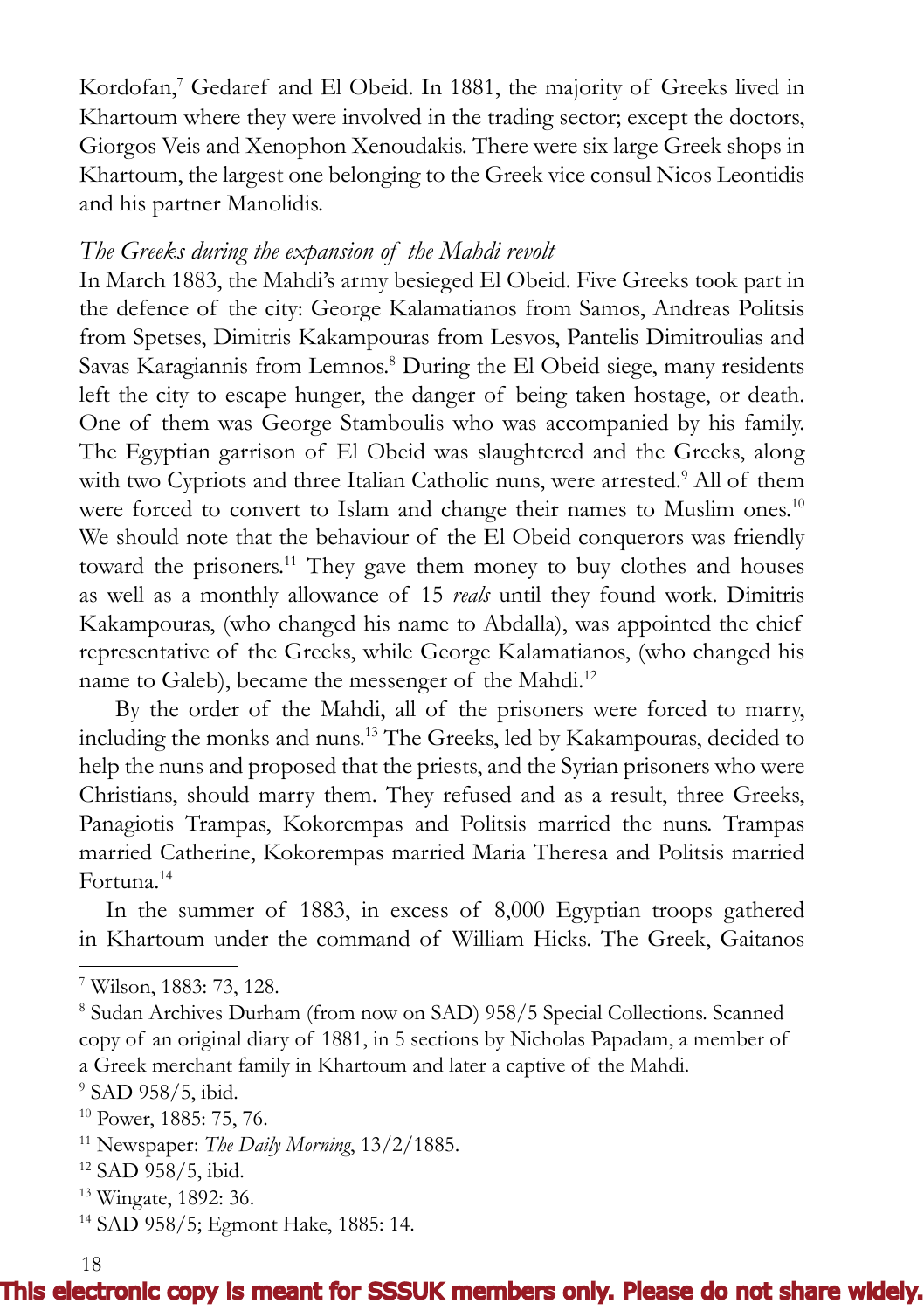Kordofan,[7] Gedaref and El Obeid. In 1881, the majority of Greeks lived in Khartoum where they were involved in the trading sector; except the doctors, Giorgos Veis and Xenophon Xenoudakis. There were six large Greek shops in Khartoum, the largest one belonging to the Greek vice consul Nicos Leontidis and his partner Manolidis.

### *The Greeks during the expansion of the Mahdi revolt*

In March 1883, the Mahdi's army besieged El Obeid. Five Greeks took part in the defence of the city: George Kalamatianos from Samos, Andreas Politsis from Spetses, Dimitris Kakampouras from Lesvos, Pantelis Dimitroulias and Savas Karagiannis from Lemnos.[8] During the El Obeid siege, many residents left the city to escape hunger, the danger of being taken hostage, or death. One of them was George Stamboulis who was accompanied by his family. The Egyptian garrison of El Obeid was slaughtered and the Greeks, along with two Cypriots and three Italian Catholic nuns, were arrested.[9] All of them were forced to convert to Islam and change their names to Muslim ones.[10] We should note that the behaviour of the El Obeid conquerors was friendly toward the prisoners.[11] They gave them money to buy clothes and houses as well as a monthly allowance of 15 *reals* until they found work. Dimitris Kakampouras, (who changed his name to Abdalla), was appointed the chief representative of the Greeks, while George Kalamatianos, (who changed his name to Galeb), became the messenger of the Mahdi.[12]

By the order of the Mahdi, all of the prisoners were forced to marry, including the monks and nuns.[13] The Greeks, led by Kakampouras, decided to help the nuns and proposed that the priests, and the Syrian prisoners who were Christians, should marry them. They refused and as a result, three Greeks, Panagiotis Trampas, Kokorempas and Politsis married the nuns. Trampas married Catherine, Kokorempas married Maria Theresa and Politsis married Fortuna.[14]

In the summer of 1883, in excess of 8,000 Egyptian troops gathered in Khartoum under the command of William Hicks. The Greek, Gaitanos

---

[7] Wilson, 1883: 73, 128.

[8] Sudan Archives Durham (from now on SAD) 958/5 Special Collections. Scanned copy of an original diary of 1881, in 5 sections by Nicholas Papadam, a member of a Greek merchant family in Khartoum and later a captive of the Mahdi.

[9] SAD 958/5, ibid.

[10] Power, 1885: 75, 76.

[11] Newspaper: *The Daily Morning*, 13/2/1885.

[12] SAD 958/5, ibid.

[13] Wingate, 1892: 36.

[14] SAD 958/5; Egmont Hake, 1885: 14.

**This electronic copy is meant for SSSUK members only. Please do not share widely.**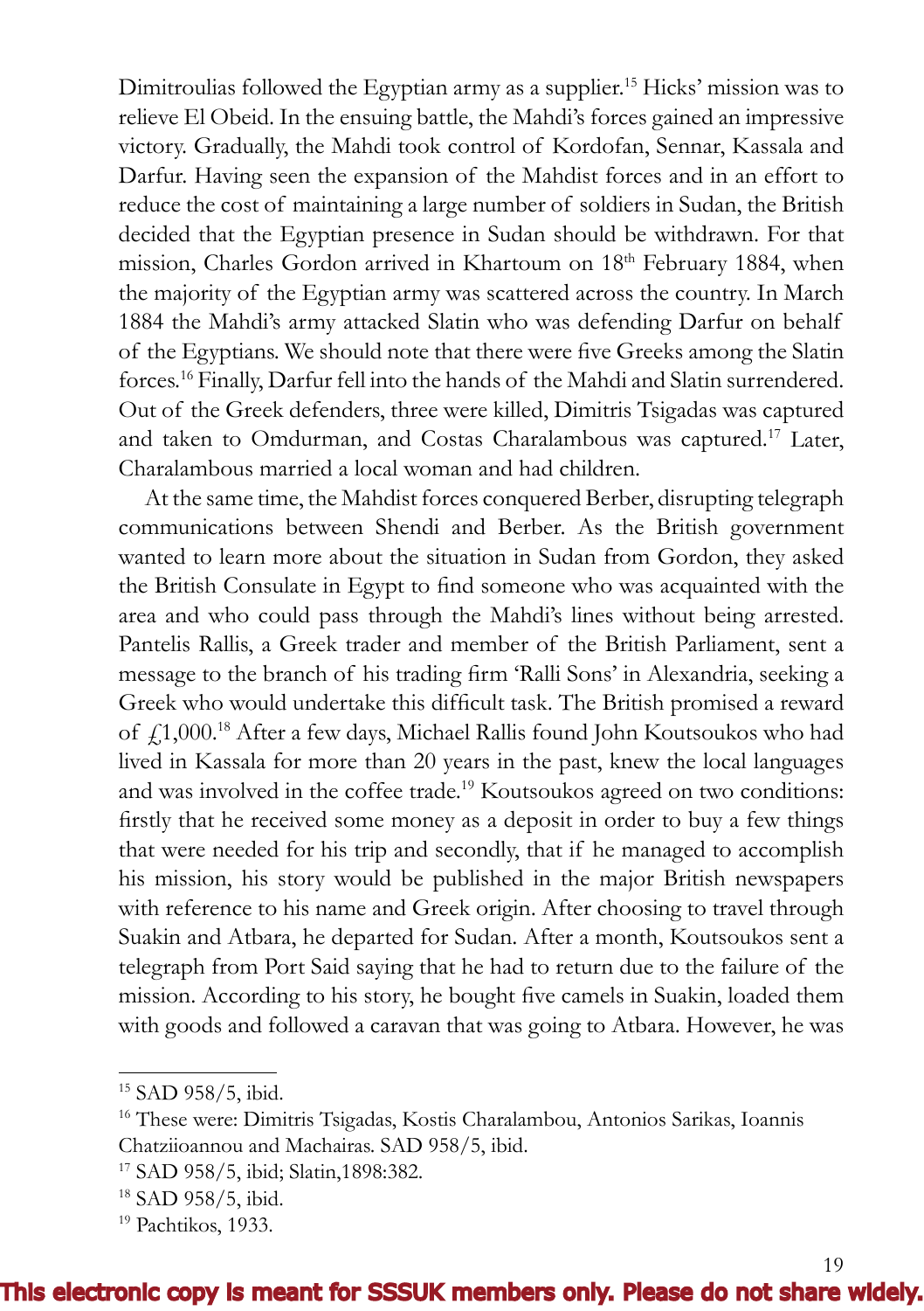Dimitroulias followed the Egyptian army as a supplier.[15] Hicks' mission was to relieve El Obeid. In the ensuing battle, the Mahdi's forces gained an impressive victory. Gradually, the Mahdi took control of Kordofan, Sennar, Kassala and Darfur. Having seen the expansion of the Mahdist forces and in an effort to reduce the cost of maintaining a large number of soldiers in Sudan, the British decided that the Egyptian presence in Sudan should be withdrawn. For that mission, Charles Gordon arrived in Khartoum on 18th February 1884, when the majority of the Egyptian army was scattered across the country. In March 1884 the Mahdi's army attacked Slatin who was defending Darfur on behalf of the Egyptians. We should note that there were five Greeks among the Slatin forces.[16] Finally, Darfur fell into the hands of the Mahdi and Slatin surrendered. Out of the Greek defenders, three were killed, Dimitris Tsigadas was captured and taken to Omdurman, and Costas Charalambous was captured.[17] Later, Charalambous married a local woman and had children.

At the same time, the Mahdist forces conquered Berber, disrupting telegraph communications between Shendi and Berber. As the British government wanted to learn more about the situation in Sudan from Gordon, they asked the British Consulate in Egypt to find someone who was acquainted with the area and who could pass through the Mahdi's lines without being arrested. Pantelis Rallis, a Greek trader and member of the British Parliament, sent a message to the branch of his trading firm 'Ralli Sons' in Alexandria, seeking a Greek who would undertake this difficult task. The British promised a reward of £1,000.[18] After a few days, Michael Rallis found John Koutsoukos who had lived in Kassala for more than 20 years in the past, knew the local languages and was involved in the coffee trade.[19] Koutsoukos agreed on two conditions: firstly that he received some money as a deposit in order to buy a few things that were needed for his trip and secondly, that if he managed to accomplish his mission, his story would be published in the major British newspapers with reference to his name and Greek origin. After choosing to travel through Suakin and Atbara, he departed for Sudan. After a month, Koutsoukos sent a telegraph from Port Said saying that he had to return due to the failure of the mission. According to his story, he bought five camels in Suakin, loaded them with goods and followed a caravan that was going to Atbara. However, he was

---

[15] SAD 958/5, ibid.

[16] These were: Dimitris Tsigadas, Kostis Charalambou, Antonios Sarikas, Ioannis Chatziioannou and Machairas. SAD 958/5, ibid.

[17] SAD 958/5, ibid; Slatin,1898:382.

[18] SAD 958/5, ibid.

[19] Pachtikos, 1933.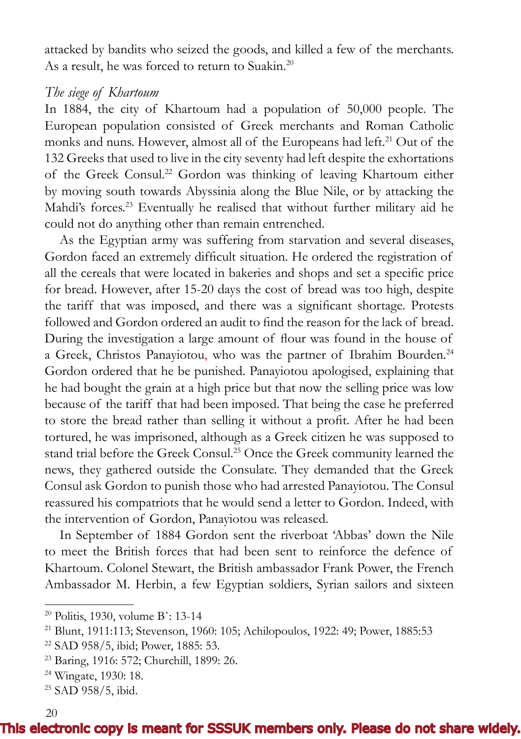attacked by bandits who seized the goods, and killed a few of the merchants. As a result, he was forced to return to Suakin.[20]

*The siege of Khartoum*

In 1884, the city of Khartoum had a population of 50,000 people. The European population consisted of Greek merchants and Roman Catholic monks and nuns. However, almost all of the Europeans had left.[21] Out of the 132 Greeks that used to live in the city seventy had left despite the exhortations of the Greek Consul.[22] Gordon was thinking of leaving Khartoum either by moving south towards Abyssinia along the Blue Nile, or by attacking the Mahdi's forces.[23] Eventually he realised that without further military aid he could not do anything other than remain entrenched.

As the Egyptian army was suffering from starvation and several diseases, Gordon faced an extremely difficult situation. He ordered the registration of all the cereals that were located in bakeries and shops and set a specific price for bread. However, after 15-20 days the cost of bread was too high, despite the tariff that was imposed, and there was a significant shortage. Protests followed and Gordon ordered an audit to find the reason for the lack of bread. During the investigation a large amount of flour was found in the house of a Greek, Christos Panayiotou, who was the partner of Ibrahim Bourden.[24] Gordon ordered that he be punished. Panayiotou apologised, explaining that he had bought the grain at a high price but that now the selling price was low because of the tariff that had been imposed. That being the case he preferred to store the bread rather than selling it without a profit. After he had been tortured, he was imprisoned, although as a Greek citizen he was supposed to stand trial before the Greek Consul.[25] Once the Greek community learned the news, they gathered outside the Consulate. They demanded that the Greek Consul ask Gordon to punish those who had arrested Panayiotou. The Consul reassured his compatriots that he would send a letter to Gordon. Indeed, with the intervention of Gordon, Panayiotou was released.

In September of 1884 Gordon sent the riverboat 'Abbas' down the Nile to meet the British forces that had been sent to reinforce the defence of Khartoum. Colonel Stewart, the British ambassador Frank Power, the French Ambassador M. Herbin, a few Egyptian soldiers, Syrian sailors and sixteen

---

[20] Politis, 1930, volume B΄: 13-14

[21] Blunt, 1911:113; Stevenson, 1960: 105; Achilopoulos, 1922: 49; Power, 1885:53

[22] SAD 958/5, ibid; Power, 1885: 53.

[23] Baring, 1916: 572; Churchill, 1899: 26.

[24] Wingate, 1930: 18.

[25] SAD 958/5, ibid.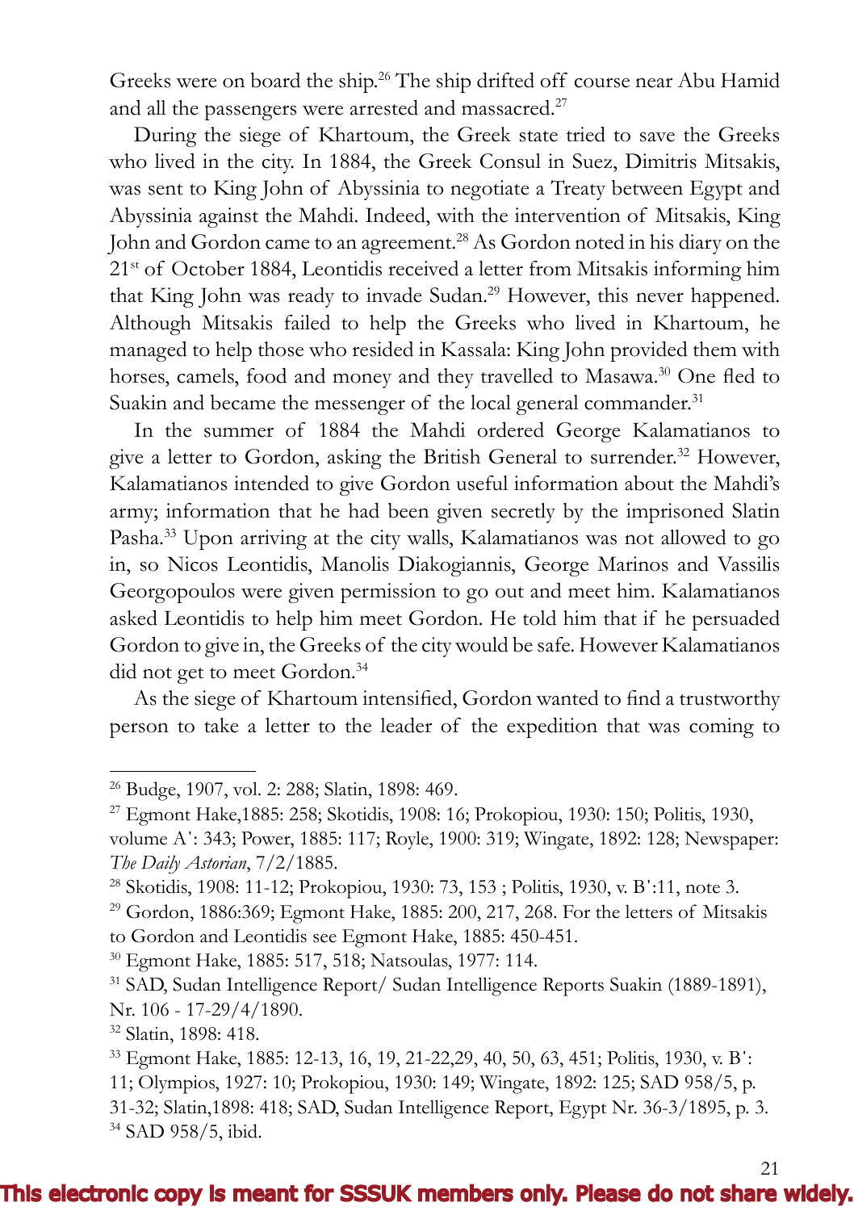Greeks were on board the ship.[26] The ship drifted off course near Abu Hamid and all the passengers were arrested and massacred.[27]

During the siege of Khartoum, the Greek state tried to save the Greeks who lived in the city. In 1884, the Greek Consul in Suez, Dimitris Mitsakis, was sent to King John of Abyssinia to negotiate a Treaty between Egypt and Abyssinia against the Mahdi. Indeed, with the intervention of Mitsakis, King John and Gordon came to an agreement.[28] As Gordon noted in his diary on the 21st of October 1884, Leontidis received a letter from Mitsakis informing him that King John was ready to invade Sudan.[29] However, this never happened. Although Mitsakis failed to help the Greeks who lived in Khartoum, he managed to help those who resided in Kassala: King John provided them with horses, camels, food and money and they travelled to Masawa.[30] One fled to Suakin and became the messenger of the local general commander.[31]

In the summer of 1884 the Mahdi ordered George Kalamatianos to give a letter to Gordon, asking the British General to surrender.[32] However, Kalamatianos intended to give Gordon useful information about the Mahdi's army; information that he had been given secretly by the imprisoned Slatin Pasha.[33] Upon arriving at the city walls, Kalamatianos was not allowed to go in, so Nicos Leontidis, Manolis Diakogiannis, George Marinos and Vassilis Georgopoulos were given permission to go out and meet him. Kalamatianos asked Leontidis to help him meet Gordon. He told him that if he persuaded Gordon to give in, the Greeks of the city would be safe. However Kalamatianos did not get to meet Gordon.[34]

As the siege of Khartoum intensified, Gordon wanted to find a trustworthy person to take a letter to the leader of the expedition that was coming to

---

[26] Budge, 1907, vol. 2: 288; Slatin, 1898: 469.

[27] Egmont Hake,1885: 258; Skotidis, 1908: 16; Prokopiou, 1930: 150; Politis, 1930, volume A': 343; Power, 1885: 117; Royle, 1900: 319; Wingate, 1892: 128; Newspaper: *The Daily Astorian*, 7/2/1885.

[28] Skotidis, 1908: 11-12; Prokopiou, 1930: 73, 153 ; Politis, 1930, v. B':11, note 3.

[29] Gordon, 1886:369; Egmont Hake, 1885: 200, 217, 268. For the letters of Mitsakis to Gordon and Leontidis see Egmont Hake, 1885: 450-451.

[30] Egmont Hake, 1885: 517, 518; Natsoulas, 1977: 114.

[31] SAD, Sudan Intelligence Report/ Sudan Intelligence Reports Suakin (1889-1891), Nr. 106 - 17-29/4/1890.

[32] Slatin, 1898: 418.

[33] Egmont Hake, 1885: 12-13, 16, 19, 21-22,29, 40, 50, 63, 451; Politis, 1930, v. B': 11; Olympios, 1927: 10; Prokopiou, 1930: 149; Wingate, 1892: 125; SAD 958/5, p. 31-32; Slatin,1898: 418; SAD, Sudan Intelligence Report, Egypt Nr. 36-3/1895, p. 3.

[34] SAD 958/5, ibid.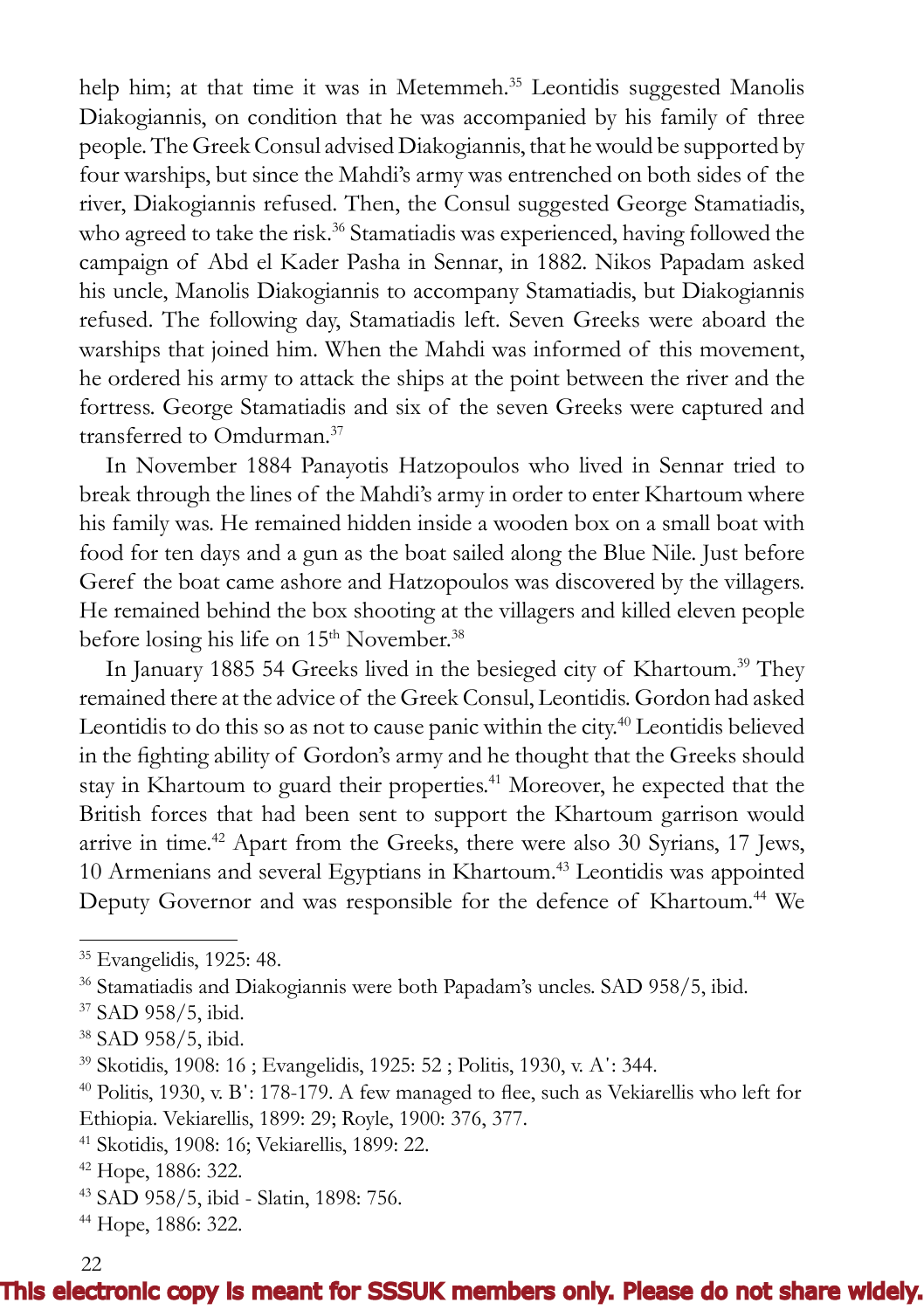help him; at that time it was in Metemmeh.[35] Leontidis suggested Manolis Diakogiannis, on condition that he was accompanied by his family of three people. The Greek Consul advised Diakogiannis, that he would be supported by four warships, but since the Mahdi's army was entrenched on both sides of the river, Diakogiannis refused. Then, the Consul suggested George Stamatiadis, who agreed to take the risk.[36] Stamatiadis was experienced, having followed the campaign of Abd el Kader Pasha in Sennar, in 1882. Nikos Papadam asked his uncle, Manolis Diakogiannis to accompany Stamatiadis, but Diakogiannis refused. The following day, Stamatiadis left. Seven Greeks were aboard the warships that joined him. When the Mahdi was informed of this movement, he ordered his army to attack the ships at the point between the river and the fortress. George Stamatiadis and six of the seven Greeks were captured and transferred to Omdurman.[37]

In November 1884 Panayotis Hatzopoulos who lived in Sennar tried to break through the lines of the Mahdi's army in order to enter Khartoum where his family was. He remained hidden inside a wooden box on a small boat with food for ten days and a gun as the boat sailed along the Blue Nile. Just before Geref the boat came ashore and Hatzopoulos was discovered by the villagers. He remained behind the box shooting at the villagers and killed eleven people before losing his life on 15th November.[38]

In January 1885 54 Greeks lived in the besieged city of Khartoum.[39] They remained there at the advice of the Greek Consul, Leontidis. Gordon had asked Leontidis to do this so as not to cause panic within the city.[40] Leontidis believed in the fighting ability of Gordon's army and he thought that the Greeks should stay in Khartoum to guard their properties.[41] Moreover, he expected that the British forces that had been sent to support the Khartoum garrison would arrive in time.[42] Apart from the Greeks, there were also 30 Syrians, 17 Jews, 10 Armenians and several Egyptians in Khartoum.[43] Leontidis was appointed Deputy Governor and was responsible for the defence of Khartoum.[44] We

---

[35] Evangelidis, 1925: 48.

[36] Stamatiadis and Diakogiannis were both Papadam's uncles. SAD 958/5, ibid.

[37] SAD 958/5, ibid.

[38] SAD 958/5, ibid.

[39] Skotidis, 1908: 16 ; Evangelidis, 1925: 52 ; Politis, 1930, v. A΄: 344.

[40] Politis, 1930, v. B΄: 178-179. A few managed to flee, such as Vekiarellis who left for Ethiopia. Vekiarellis, 1899: 29; Royle, 1900: 376, 377.

[41] Skotidis, 1908: 16; Vekiarellis, 1899: 22.

[42] Hope, 1886: 322.

[43] SAD 958/5, ibid - Slatin, 1898: 756.

[44] Hope, 1886: 322.

This electronic copy is meant for SSSUK members only. Please do not share widely.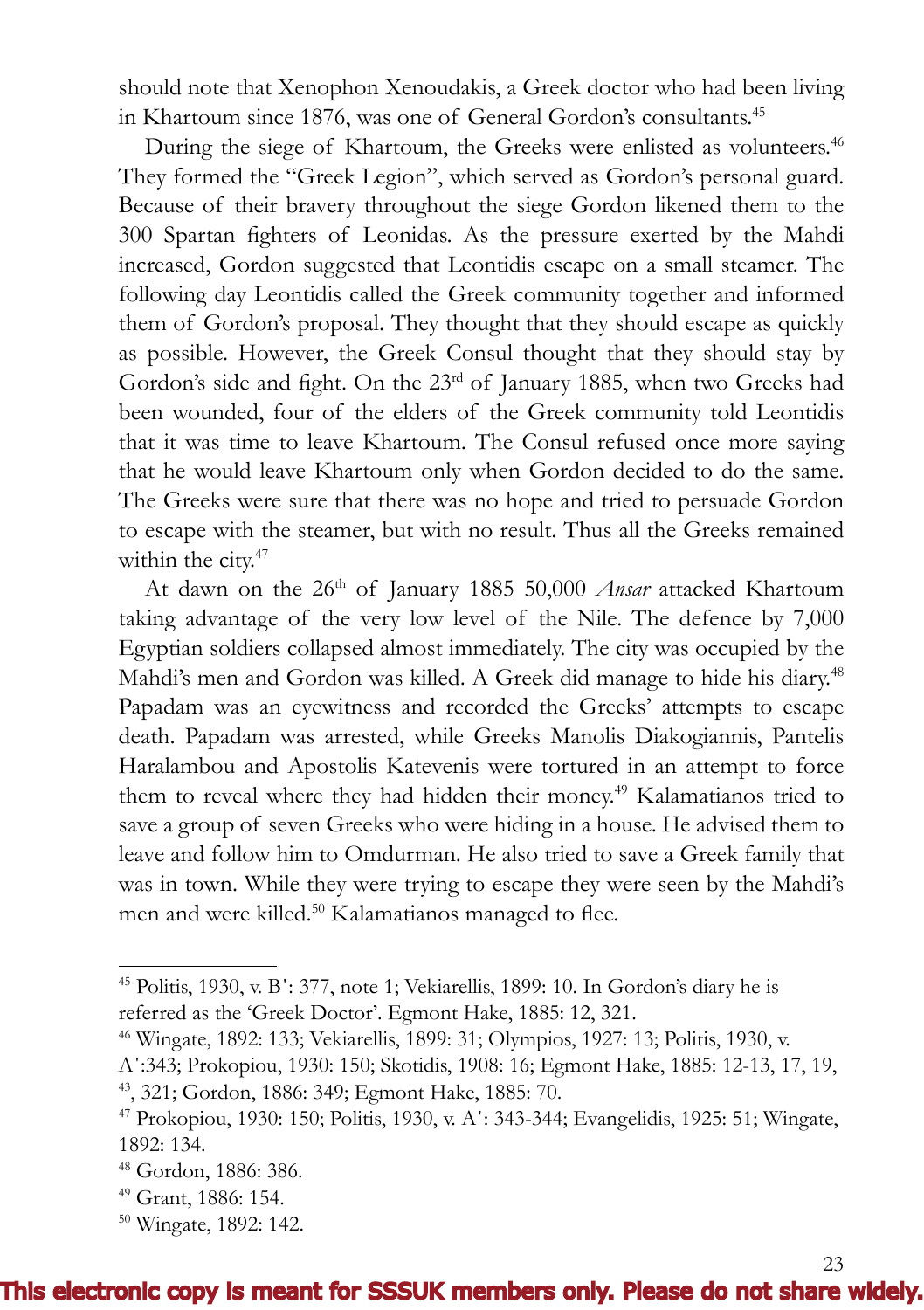should note that Xenophon Xenoudakis, a Greek doctor who had been living in Khartoum since 1876, was one of General Gordon's consultants.[45]

During the siege of Khartoum, the Greeks were enlisted as volunteers.[46] They formed the "Greek Legion", which served as Gordon's personal guard. Because of their bravery throughout the siege Gordon likened them to the 300 Spartan fighters of Leonidas. As the pressure exerted by the Mahdi increased, Gordon suggested that Leontidis escape on a small steamer. The following day Leontidis called the Greek community together and informed them of Gordon's proposal. They thought that they should escape as quickly as possible. However, the Greek Consul thought that they should stay by Gordon's side and fight. On the 23rd of January 1885, when two Greeks had been wounded, four of the elders of the Greek community told Leontidis that it was time to leave Khartoum. The Consul refused once more saying that he would leave Khartoum only when Gordon decided to do the same. The Greeks were sure that there was no hope and tried to persuade Gordon to escape with the steamer, but with no result. Thus all the Greeks remained within the city.[47]

At dawn on the 26th of January 1885 50,000 *Ansar* attacked Khartoum taking advantage of the very low level of the Nile. The defence by 7,000 Egyptian soldiers collapsed almost immediately. The city was occupied by the Mahdi's men and Gordon was killed. A Greek did manage to hide his diary.[48] Papadam was an eyewitness and recorded the Greeks' attempts to escape death. Papadam was arrested, while Greeks Manolis Diakogiannis, Pantelis Haralambou and Apostolis Katevenis were tortured in an attempt to force them to reveal where they had hidden their money.[49] Kalamatianos tried to save a group of seven Greeks who were hiding in a house. He advised them to leave and follow him to Omdurman. He also tried to save a Greek family that was in town. While they were trying to escape they were seen by the Mahdi's men and were killed.[50] Kalamatianos managed to flee.

---

[45] Politis, 1930, v. B': 377, note 1; Vekiarellis, 1899: 10. In Gordon's diary he is referred as the 'Greek Doctor'. Egmont Hake, 1885: 12, 321.

[46] Wingate, 1892: 133; Vekiarellis, 1899: 31; Olympios, 1927: 13; Politis, 1930, v. A':343; Prokopiou, 1930: 150; Skotidis, 1908: 16; Egmont Hake, 1885: 12-13, 17, 19, 43, 321; Gordon, 1886: 349; Egmont Hake, 1885: 70.

[47] Prokopiou, 1930: 150; Politis, 1930, v. A': 343-344; Evangelidis, 1925: 51; Wingate, 1892: 134.

[48] Gordon, 1886: 386.

[49] Grant, 1886: 154.

[50] Wingate, 1892: 142.

This electronic copy is meant for SSSUK members only. Please do not share widely.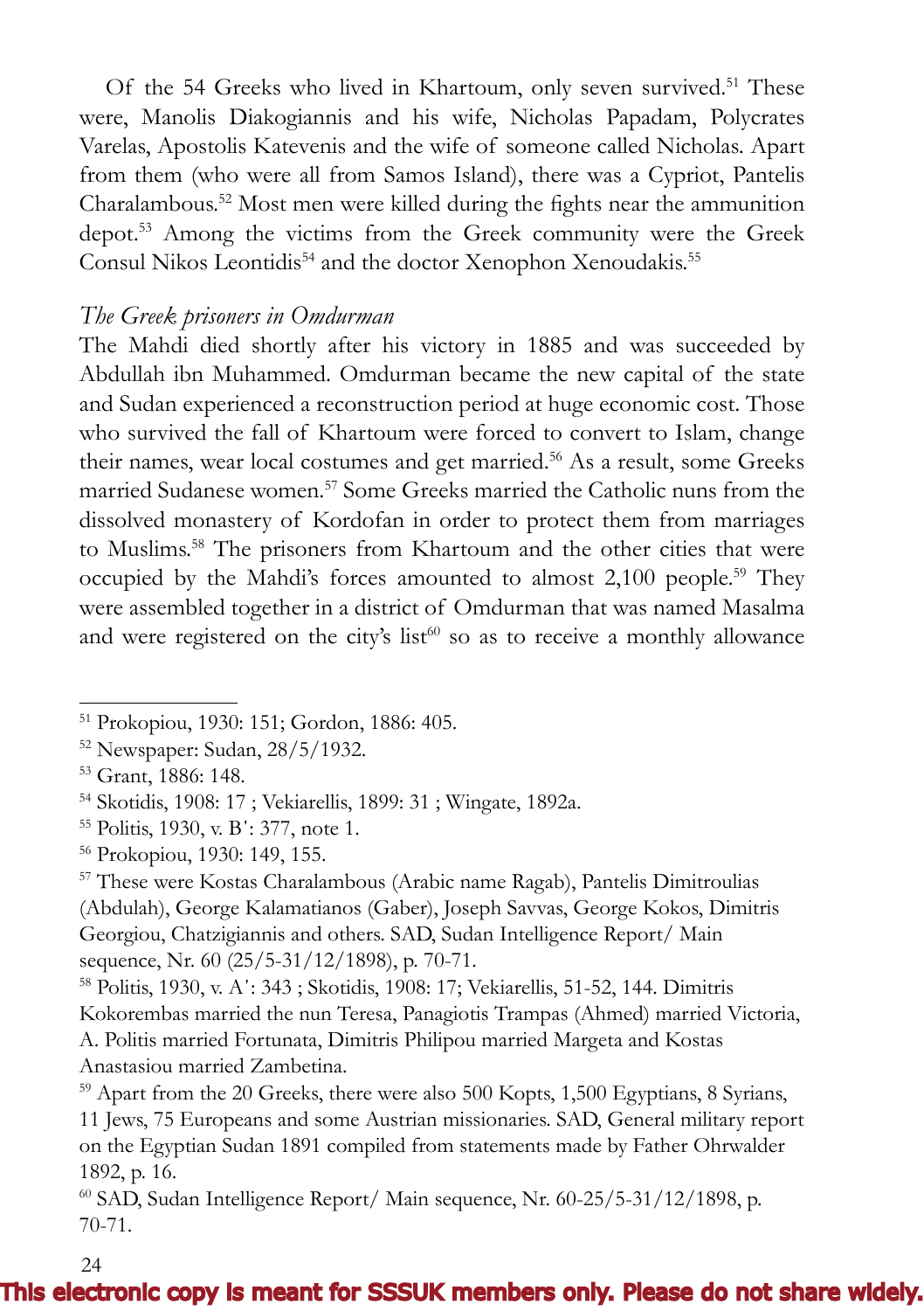Of the 54 Greeks who lived in Khartoum, only seven survived.[51] These were, Manolis Diakogiannis and his wife, Nicholas Papadam, Polycrates Varelas, Apostolis Katevenis and the wife of someone called Nicholas. Apart from them (who were all from Samos Island), there was a Cypriot, Pantelis Charalambous.[52] Most men were killed during the fights near the ammunition depot.[53] Among the victims from the Greek community were the Greek Consul Nikos Leontidis[54] and the doctor Xenophon Xenoudakis.[55]

*The Greek prisoners in Omdurman*

The Mahdi died shortly after his victory in 1885 and was succeeded by Abdullah ibn Muhammed. Omdurman became the new capital of the state and Sudan experienced a reconstruction period at huge economic cost. Those who survived the fall of Khartoum were forced to convert to Islam, change their names, wear local costumes and get married.[56] As a result, some Greeks married Sudanese women.[57] Some Greeks married the Catholic nuns from the dissolved monastery of Kordofan in order to protect them from marriages to Muslims.[58] The prisoners from Khartoum and the other cities that were occupied by the Mahdi's forces amounted to almost 2,100 people.[59] They were assembled together in a district of Omdurman that was named Masalma and were registered on the city's list[60] so as to receive a monthly allowance

---

[51] Prokopiou, 1930: 151; Gordon, 1886: 405.

[52] Newspaper: Sudan, 28/5/1932.

[53] Grant, 1886: 148.

[54] Skotidis, 1908: 17 ; Vekiarellis, 1899: 31 ; Wingate, 1892a.

[55] Politis, 1930, v. B': 377, note 1.

[56] Prokopiou, 1930: 149, 155.

[57] These were Kostas Charalambous (Arabic name Ragab), Pantelis Dimitroulias (Abdulah), George Kalamatianos (Gaber), Joseph Savvas, George Kokos, Dimitris Georgiou, Chatzigiannis and others. SAD, Sudan Intelligence Report/ Main sequence, Nr. 60 (25/5-31/12/1898), p. 70-71.

[58] Politis, 1930, v. A': 343 ; Skotidis, 1908: 17; Vekiarellis, 51-52, 144. Dimitris Kokorembas married the nun Teresa, Panagiotis Trampas (Ahmed) married Victoria, A. Politis married Fortunata, Dimitris Philipou married Margeta and Kostas Anastasiou married Zambetina.

[59] Apart from the 20 Greeks, there were also 500 Kopts, 1,500 Egyptians, 8 Syrians, 11 Jews, 75 Europeans and some Austrian missionaries. SAD, General military report on the Egyptian Sudan 1891 compiled from statements made by Father Ohrwalder 1892, p. 16.

[60] SAD, Sudan Intelligence Report/ Main sequence, Nr. 60-25/5-31/12/1898, p. 70-71.

This electronic copy is meant for SSSUK members only. Please do not share widely.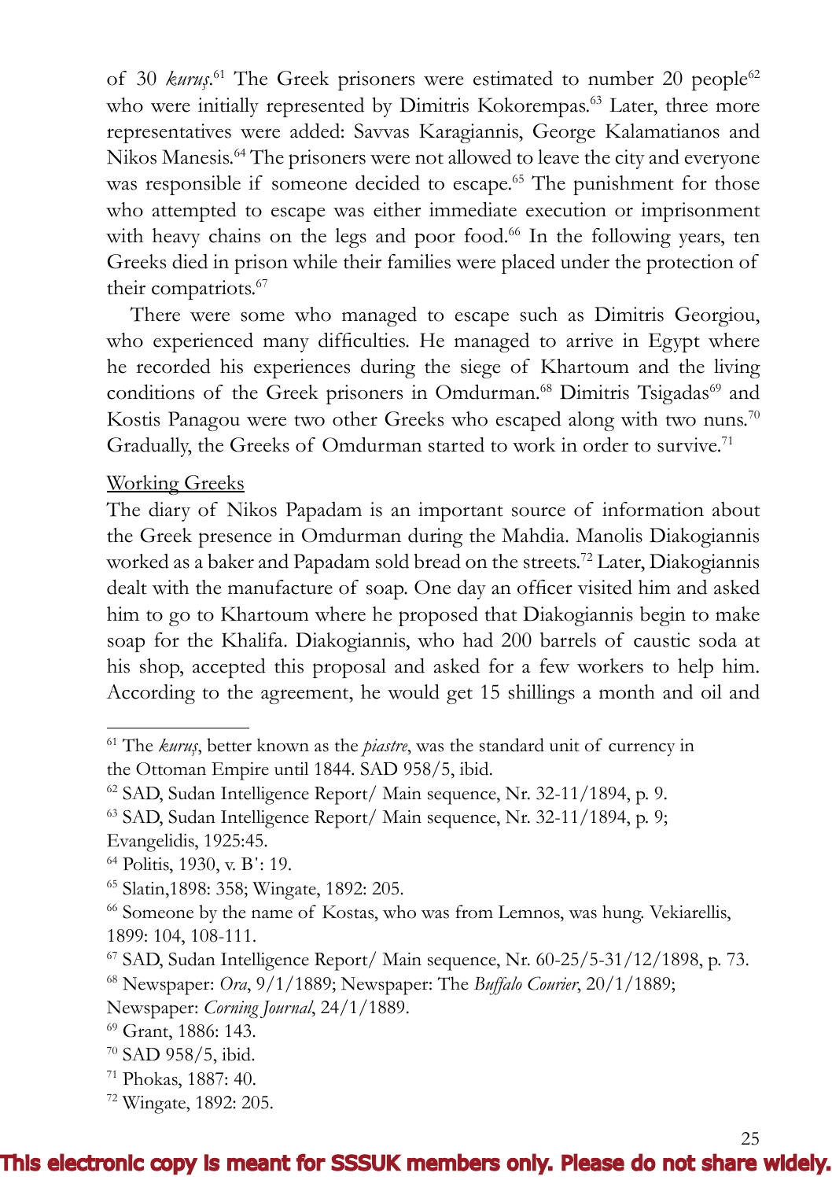of 30 *kuruş*.[61] The Greek prisoners were estimated to number 20 people[62] who were initially represented by Dimitris Kokorempas.[63] Later, three more representatives were added: Savvas Karagiannis, George Kalamatianos and Nikos Manesis.[64] The prisoners were not allowed to leave the city and everyone was responsible if someone decided to escape.[65] The punishment for those who attempted to escape was either immediate execution or imprisonment with heavy chains on the legs and poor food.[66] In the following years, ten Greeks died in prison while their families were placed under the protection of their compatriots.[67]

There were some who managed to escape such as Dimitris Georgiou, who experienced many difficulties. He managed to arrive in Egypt where he recorded his experiences during the siege of Khartoum and the living conditions of the Greek prisoners in Omdurman.[68] Dimitris Tsigadas[69] and Kostis Panagou were two other Greeks who escaped along with two nuns.[70] Gradually, the Greeks of Omdurman started to work in order to survive.[71]

<u>Working Greeks</u>

The diary of Nikos Papadam is an important source of information about the Greek presence in Omdurman during the Mahdia. Manolis Diakogiannis worked as a baker and Papadam sold bread on the streets.[72] Later, Diakogiannis dealt with the manufacture of soap. One day an officer visited him and asked him to go to Khartoum where he proposed that Diakogiannis begin to make soap for the Khalifa. Diakogiannis, who had 200 barrels of caustic soda at his shop, accepted this proposal and asked for a few workers to help him. According to the agreement, he would get 15 shillings a month and oil and

---

[61] The *kuruş*, better known as the *piastre*, was the standard unit of currency in the Ottoman Empire until 1844. SAD 958/5, ibid.

[62] SAD, Sudan Intelligence Report/ Main sequence, Nr. 32-11/1894, p. 9.

[63] SAD, Sudan Intelligence Report/ Main sequence, Nr. 32-11/1894, p. 9; Evangelidis, 1925:45.

[64] Politis, 1930, v. B᾿: 19.

[65] Slatin,1898: 358; Wingate, 1892: 205.

[66] Someone by the name of Kostas, who was from Lemnos, was hung. Vekiarellis, 1899: 104, 108-111.

[67] SAD, Sudan Intelligence Report/ Main sequence, Nr. 60-25/5-31/12/1898, p. 73.

[68] Newspaper: *Ora*, 9/1/1889; Newspaper: The *Buffalo Courier*, 20/1/1889; Newspaper: *Corning Journal*, 24/1/1889.

[69] Grant, 1886: 143.

[70] SAD 958/5, ibid.

[71] Phokas, 1887: 40.

[72] Wingate, 1892: 205.

This electronic copy is meant for SSSUK members only. Please do not share widely.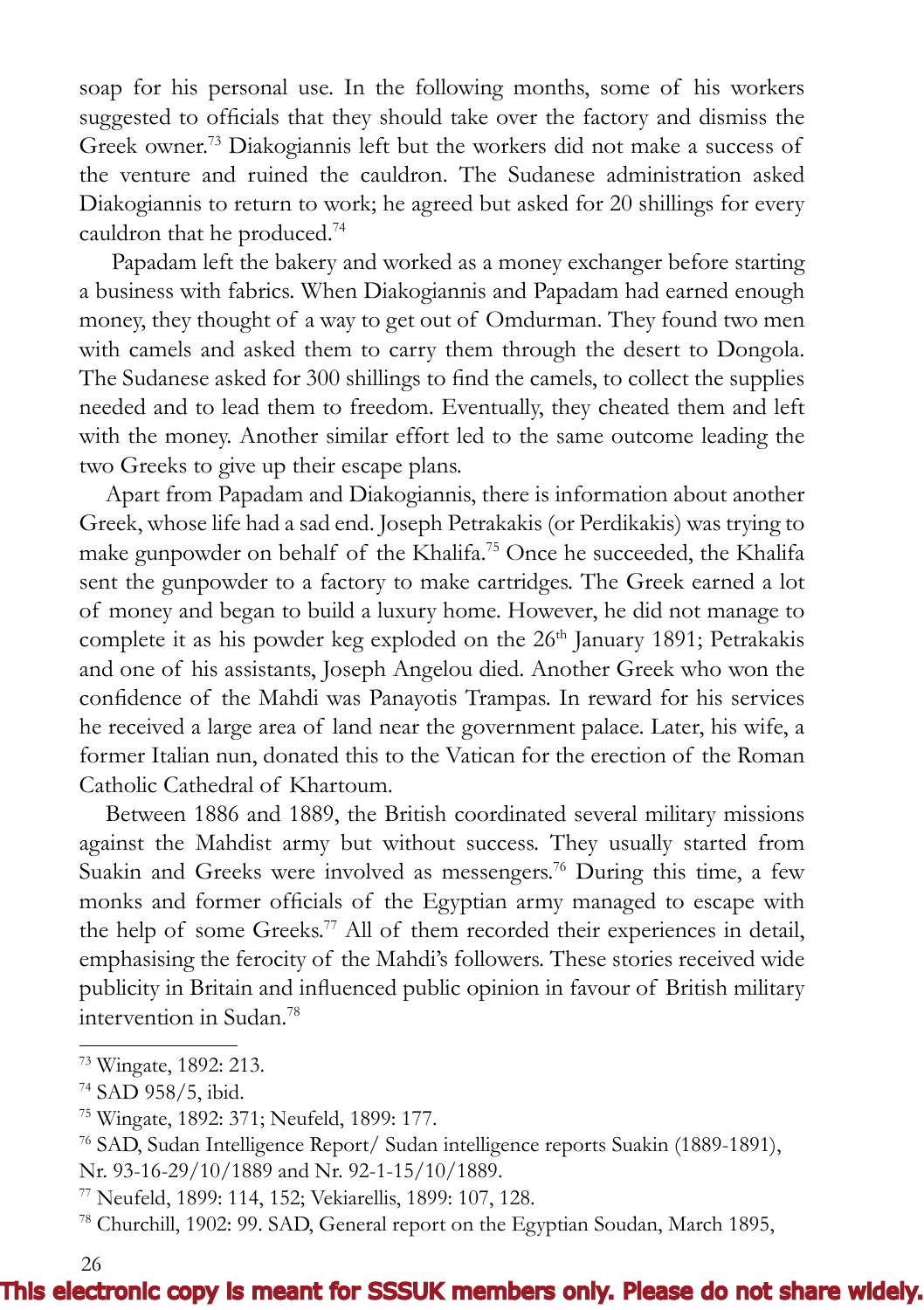soap for his personal use. In the following months, some of his workers suggested to officials that they should take over the factory and dismiss the Greek owner.[73] Diakogiannis left but the workers did not make a success of the venture and ruined the cauldron. The Sudanese administration asked Diakogiannis to return to work; he agreed but asked for 20 shillings for every cauldron that he produced.[74]

Papadam left the bakery and worked as a money exchanger before starting a business with fabrics. When Diakogiannis and Papadam had earned enough money, they thought of a way to get out of Omdurman. They found two men with camels and asked them to carry them through the desert to Dongola. The Sudanese asked for 300 shillings to find the camels, to collect the supplies needed and to lead them to freedom. Eventually, they cheated them and left with the money. Another similar effort led to the same outcome leading the two Greeks to give up their escape plans.

Apart from Papadam and Diakogiannis, there is information about another Greek, whose life had a sad end. Joseph Petrakakis (or Perdikakis) was trying to make gunpowder on behalf of the Khalifa.[75] Once he succeeded, the Khalifa sent the gunpowder to a factory to make cartridges. The Greek earned a lot of money and began to build a luxury home. However, he did not manage to complete it as his powder keg exploded on the 26th January 1891; Petrakakis and one of his assistants, Joseph Angelou died. Another Greek who won the confidence of the Mahdi was Panayotis Trampas. In reward for his services he received a large area of land near the government palace. Later, his wife, a former Italian nun, donated this to the Vatican for the erection of the Roman Catholic Cathedral of Khartoum.

Between 1886 and 1889, the British coordinated several military missions against the Mahdist army but without success. They usually started from Suakin and Greeks were involved as messengers.[76] During this time, a few monks and former officials of the Egyptian army managed to escape with the help of some Greeks.[77] All of them recorded their experiences in detail, emphasising the ferocity of the Mahdi's followers. These stories received wide publicity in Britain and influenced public opinion in favour of British military intervention in Sudan.[78]

---

[73] Wingate, 1892: 213.

[74] SAD 958/5, ibid.

[75] Wingate, 1892: 371; Neufeld, 1899: 177.

[76] SAD, Sudan Intelligence Report/ Sudan intelligence reports Suakin (1889-1891), Nr. 93-16-29/10/1889 and Nr. 92-1-15/10/1889.

[77] Neufeld, 1899: 114, 152; Vekiarellis, 1899: 107, 128.

[78] Churchill, 1902: 99. SAD, General report on the Egyptian Soudan, March 1895,

This electronic copy is meant for SSSUK members only. Please do not share widely.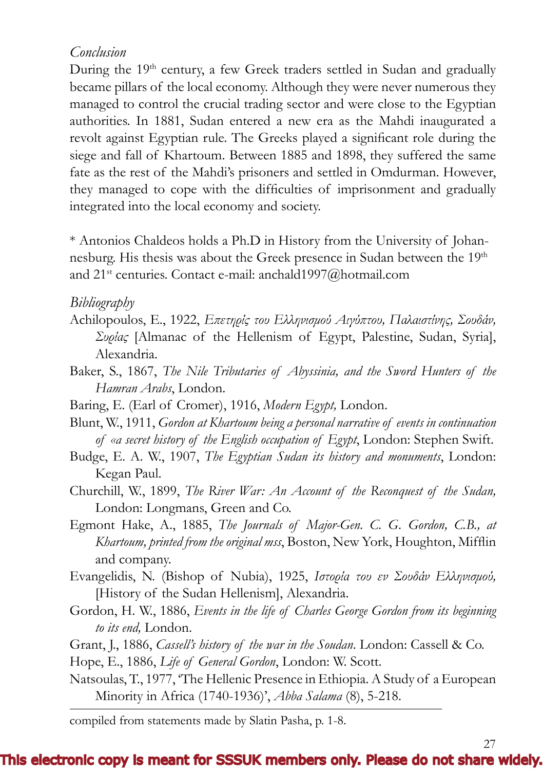*Conclusion*

During the 19th century, a few Greek traders settled in Sudan and gradually became pillars of the local economy. Although they were never numerous they managed to control the crucial trading sector and were close to the Egyptian authorities. In 1881, Sudan entered a new era as the Mahdi inaugurated a revolt against Egyptian rule. The Greeks played a significant role during the siege and fall of Khartoum. Between 1885 and 1898, they suffered the same fate as the rest of the Mahdi's prisoners and settled in Omdurman. However, they managed to cope with the difficulties of imprisonment and gradually integrated into the local economy and society.

\* Antonios Chaldeos holds a Ph.D in History from the University of Johannesburg. His thesis was about the Greek presence in Sudan between the 19th and 21st centuries. Contact e-mail: anchald1997@hotmail.com

*Bibliography*

Achilopoulos, E., 1922, *Επετηρίς του Ελληνισμού Αιγύπτου, Παλαιστίνης, Σουδάν, Συρίας* [Almanac of the Hellenism of Egypt, Palestine, Sudan, Syria], Alexandria.

Baker, S., 1867, *The Nile Tributaries of Abyssinia, and the Sword Hunters of the Hamran Arabs*, London.

Baring, E. (Earl of Cromer), 1916, *Modern Egypt,* London.

Blunt, W., 1911, *Gordon at Khartoum being a personal narrative of events in continuation of «a secret history of the English occupation of Egypt*, London: Stephen Swift.

Budge, E. A. W., 1907, *The Egyptian Sudan its history and monuments*, London: Kegan Paul.

Churchill, W., 1899, *The River War: An Account of the Reconquest of the Sudan,* London: Longmans, Green and Co.

Egmont Hake, A., 1885, *The Journals of Major-Gen. C. G. Gordon, C.B., at Khartoum, printed from the original mss*, Boston, New York, Houghton, Mifflin and company.

Evangelidis, N. (Bishop of Nubia), 1925, *Ιστορία του εν Σουδάν Ελληνισμού,* [History of the Sudan Hellenism], Alexandria.

Gordon, H. W., 1886, *Events in the life of Charles George Gordon from its beginning to its end,* London.

Grant, J., 1886, *Cassell's history of the war in the Soudan*. London: Cassell & Co.

Hope, E., 1886, *Life of General Gordon*, London: W. Scott.

Natsoulas, T., 1977, 'The Hellenic Presence in Ethiopia. A Study of a European Minority in Africa (1740-1936)', *Abba Salama* (8), 5-218.

---

compiled from statements made by Slatin Pasha, p. 1-8.

This electronic copy is meant for SSSUK members only. Please do not share widely.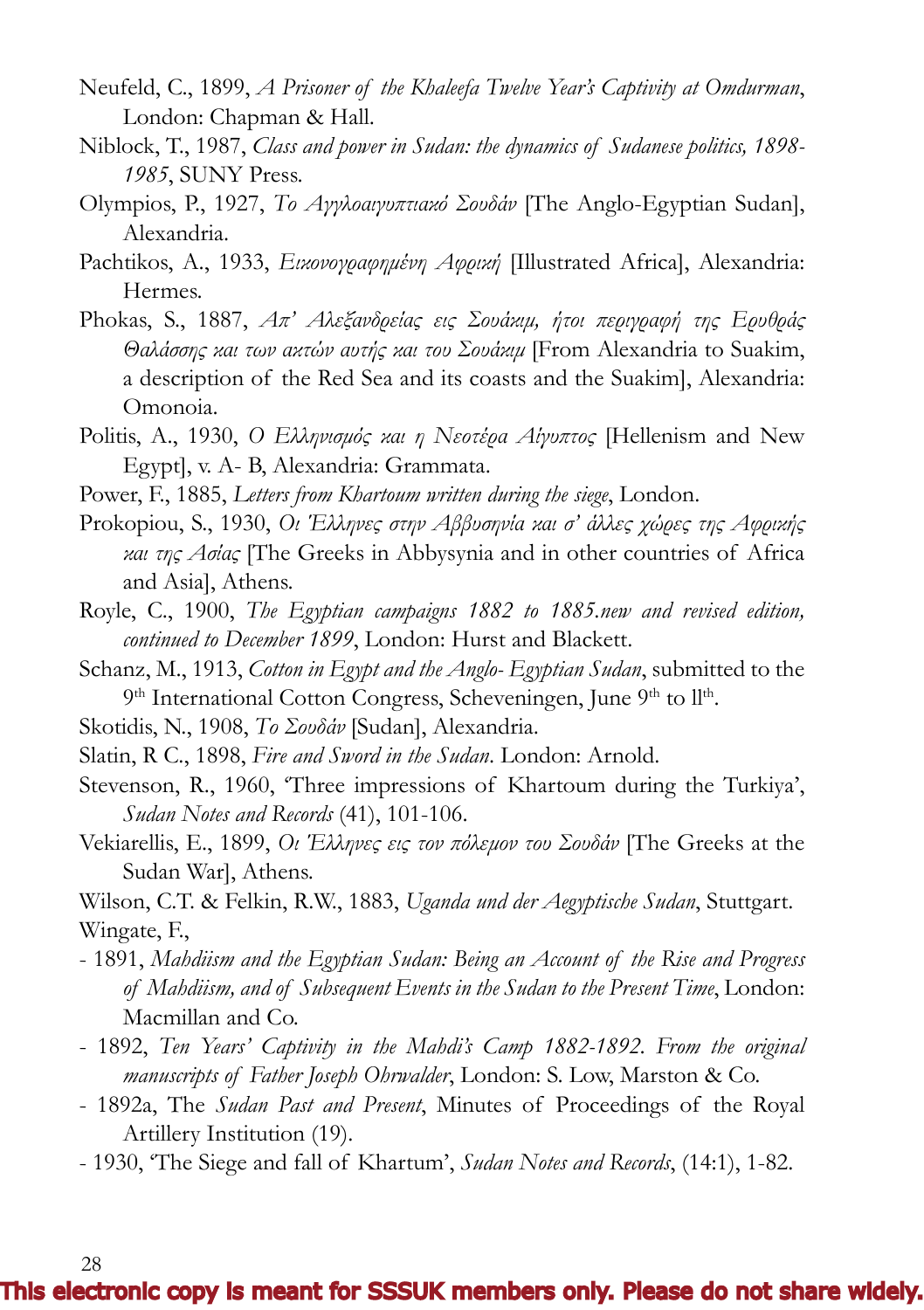Neufeld, C., 1899, *A Prisoner of the Khaleefa Twelve Year's Captivity at Omdurman*, London: Chapman & Hall.

Niblock, T., 1987, *Class and power in Sudan: the dynamics of Sudanese politics, 1898-1985*, SUNY Press.

Olympios, P., 1927, *Το Αγγλοαιγυπτιακό Σουδάν* [The Anglo-Egyptian Sudan], Alexandria.

Pachtikos, A., 1933, *Εικονογραφημένη Αφρική* [Illustrated Africa], Alexandria: Hermes.

Phokas, S., 1887, *Απ' Αλεξανδρείας εις Σουάκιμ, ήτοι περιγραφή της Ερυθράς Θαλάσσης και των ακτών αυτής και του Σουάκιμ* [From Alexandria to Suakim, a description of the Red Sea and its coasts and the Suakim], Alexandria: Omonoia.

Politis, A., 1930, *Ο Ελληνισμός και η Νεοτέρα Αίγυπτος* [Hellenism and New Egypt], v. A- B, Alexandria: Grammata.

Power, F., 1885, *Letters from Khartoum written during the siege*, London.

Prokopiou, S., 1930, *Οι Έλληνες στην Αββυσηνία και σ' άλλες χώρες της Αφρικής και της Ασίας* [The Greeks in Abbysynia and in other countries of Africa and Asia], Athens.

Royle, C., 1900, *The Egyptian campaigns 1882 to 1885.new and revised edition, continued to December 1899*, London: Hurst and Blackett.

Schanz, M., 1913, *Cotton in Egypt and the Anglo- Egyptian Sudan*, submitted to the 9th International Cotton Congress, Scheveningen, June 9th to 11th.

Skotidis, N., 1908, *Το Σουδάν* [Sudan], Alexandria.

Slatin, R C., 1898, *Fire and Sword in the Sudan*. London: Arnold.

Stevenson, R., 1960, 'Three impressions of Khartoum during the Turkiya', *Sudan Notes and Records* (41), 101-106.

Vekiarellis, E., 1899, *Οι Έλληνες εις τον πόλεμον του Σουδάν* [The Greeks at the Sudan War], Athens.

Wilson, C.T. & Felkin, R.W., 1883, *Uganda und der Aegyptische Sudan*, Stuttgart.

Wingate, F.,

- 1891, *Mahdiism and the Egyptian Sudan: Being an Account of the Rise and Progress of Mahdiism, and of Subsequent Events in the Sudan to the Present Time*, London: Macmillan and Co.
- 1892, *Ten Years' Captivity in the Mahdi's Camp 1882-1892. From the original manuscripts of Father Joseph Ohrwalder*, London: S. Low, Marston & Co.
- 1892a, The *Sudan Past and Present*, Minutes of Proceedings of the Royal Artillery Institution (19).
- 1930, 'The Siege and fall of Khartum', *Sudan Notes and Records*, (14:1), 1-82.

This electronic copy is meant for SSSUK members only. Please do not share widely.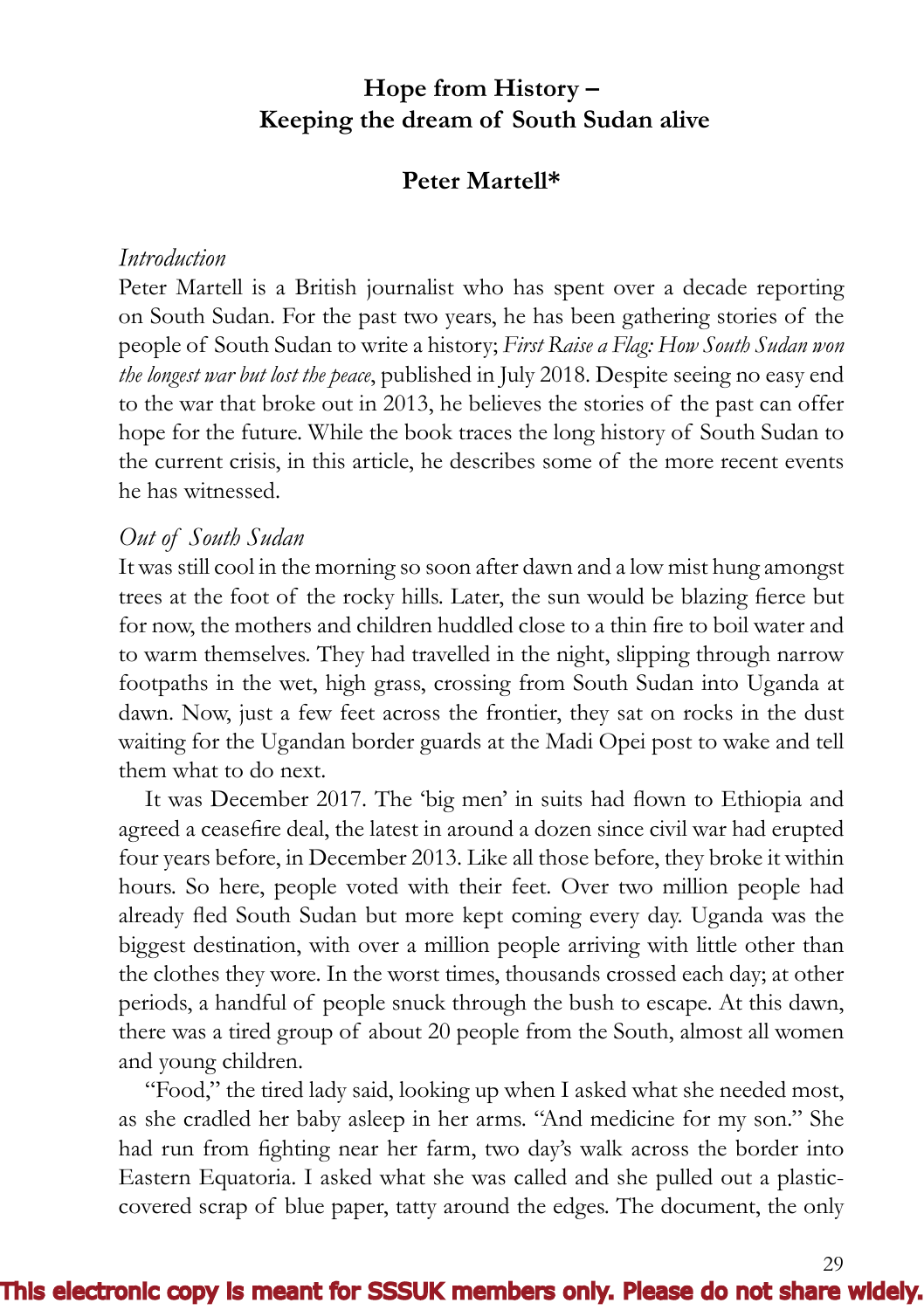# Hope from History – Keeping the dream of South Sudan alive

**Peter Martell***

*Introduction*

Peter Martell is a British journalist who has spent over a decade reporting on South Sudan. For the past two years, he has been gathering stories of the people of South Sudan to write a history; *First Raise a Flag: How South Sudan won the longest war but lost the peace*, published in July 2018. Despite seeing no easy end to the war that broke out in 2013, he believes the stories of the past can offer hope for the future. While the book traces the long history of South Sudan to the current crisis, in this article, he describes some of the more recent events he has witnessed.

*Out of South Sudan*

It was still cool in the morning so soon after dawn and a low mist hung amongst trees at the foot of the rocky hills. Later, the sun would be blazing fierce but for now, the mothers and children huddled close to a thin fire to boil water and to warm themselves. They had travelled in the night, slipping through narrow footpaths in the wet, high grass, crossing from South Sudan into Uganda at dawn. Now, just a few feet across the frontier, they sat on rocks in the dust waiting for the Ugandan border guards at the Madi Opei post to wake and tell them what to do next.

It was December 2017. The 'big men' in suits had flown to Ethiopia and agreed a ceasefire deal, the latest in around a dozen since civil war had erupted four years before, in December 2013. Like all those before, they broke it within hours. So here, people voted with their feet. Over two million people had already fled South Sudan but more kept coming every day. Uganda was the biggest destination, with over a million people arriving with little other than the clothes they wore. In the worst times, thousands crossed each day; at other periods, a handful of people snuck through the bush to escape. At this dawn, there was a tired group of about 20 people from the South, almost all women and young children.

"Food," the tired lady said, looking up when I asked what she needed most, as she cradled her baby asleep in her arms. "And medicine for my son." She had run from fighting near her farm, two day's walk across the border into Eastern Equatoria. I asked what she was called and she pulled out a plastic-covered scrap of blue paper, tatty around the edges. The document, the only

This electronic copy is meant for SSSUK members only. Please do not share widely.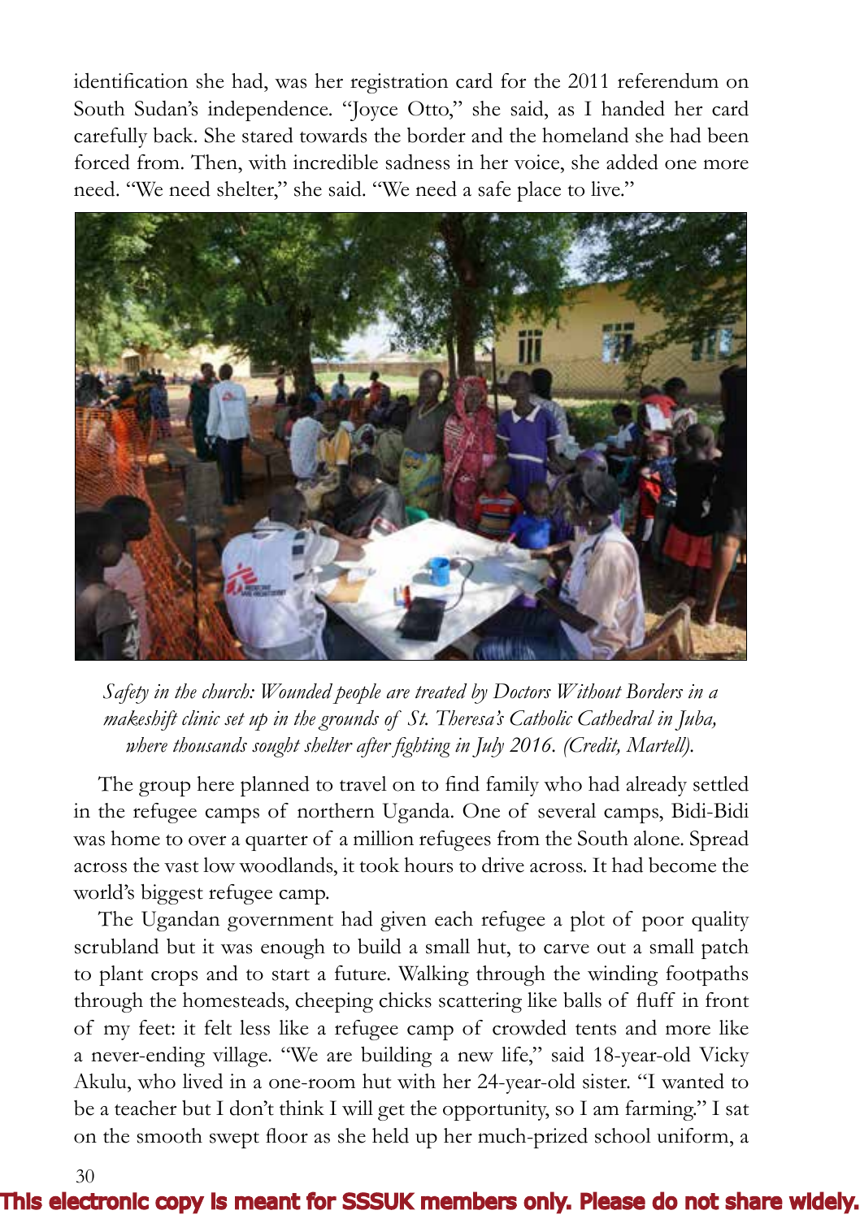identification she had, was her registration card for the 2011 referendum on South Sudan's independence. "Joyce Otto," she said, as I handed her card carefully back. She stared towards the border and the homeland she had been forced from. Then, with incredible sadness in her voice, she added one more need. "We need shelter," she said. "We need a safe place to live."

*Safety in the church: Wounded people are treated by Doctors Without Borders in a makeshift clinic set up in the grounds of St. Theresa's Catholic Cathedral in Juba, where thousands sought shelter after fighting in July 2016. (Credit, Martell).*

The group here planned to travel on to find family who had already settled in the refugee camps of northern Uganda. One of several camps, Bidi-Bidi was home to over a quarter of a million refugees from the South alone. Spread across the vast low woodlands, it took hours to drive across. It had become the world's biggest refugee camp.

The Ugandan government had given each refugee a plot of poor quality scrubland but it was enough to build a small hut, to carve out a small patch to plant crops and to start a future. Walking through the winding footpaths through the homesteads, cheeping chicks scattering like balls of fluff in front of my feet: it felt less like a refugee camp of crowded tents and more like a never-ending village. "We are building a new life," said 18-year-old Vicky Akulu, who lived in a one-room hut with her 24-year-old sister. "I wanted to be a teacher but I don't think I will get the opportunity, so I am farming." I sat on the smooth swept floor as she held up her much-prized school uniform, a

This electronic copy is meant for SSSUK members only. Please do not share widely.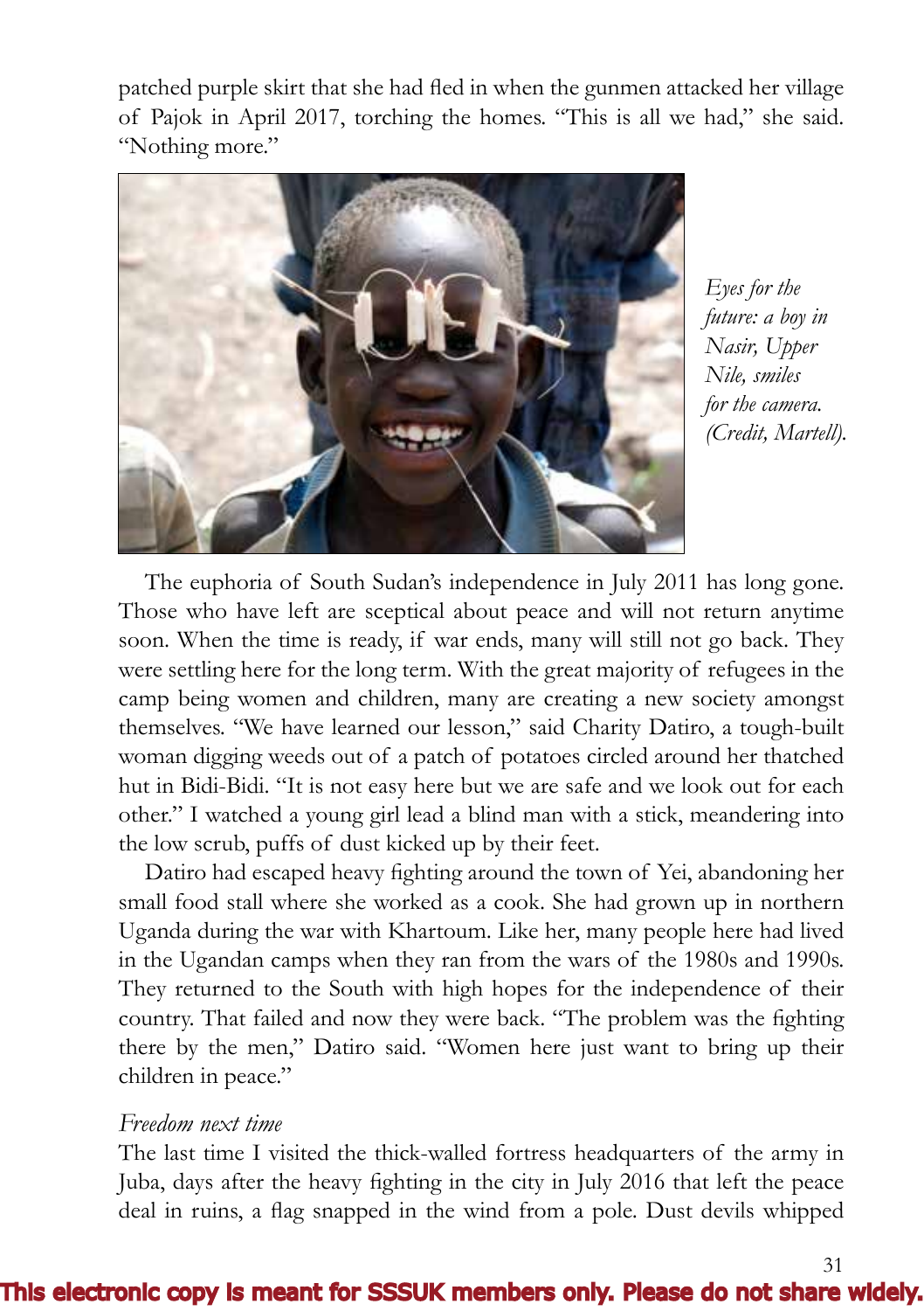patched purple skirt that she had fled in when the gunmen attacked her village of Pajok in April 2017, torching the homes. "This is all we had," she said. "Nothing more."

*Eyes for the future: a boy in Nasir, Upper Nile, smiles for the camera. (Credit, Martell).*

The euphoria of South Sudan's independence in July 2011 has long gone. Those who have left are sceptical about peace and will not return anytime soon. When the time is ready, if war ends, many will still not go back. They were settling here for the long term. With the great majority of refugees in the camp being women and children, many are creating a new society amongst themselves. "We have learned our lesson," said Charity Datiro, a tough-built woman digging weeds out of a patch of potatoes circled around her thatched hut in Bidi-Bidi. "It is not easy here but we are safe and we look out for each other." I watched a young girl lead a blind man with a stick, meandering into the low scrub, puffs of dust kicked up by their feet.

Datiro had escaped heavy fighting around the town of Yei, abandoning her small food stall where she worked as a cook. She had grown up in northern Uganda during the war with Khartoum. Like her, many people here had lived in the Ugandan camps when they ran from the wars of the 1980s and 1990s. They returned to the South with high hopes for the independence of their country. That failed and now they were back. "The problem was the fighting there by the men," Datiro said. "Women here just want to bring up their children in peace."

*Freedom next time*

The last time I visited the thick-walled fortress headquarters of the army in Juba, days after the heavy fighting in the city in July 2016 that left the peace deal in ruins, a flag snapped in the wind from a pole. Dust devils whipped

This electronic copy is meant for SSSUK members only. Please do not share widely.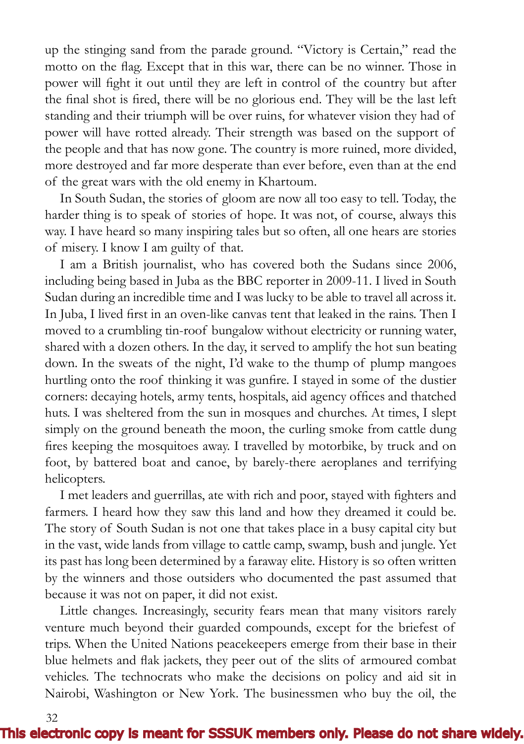up the stinging sand from the parade ground. "Victory is Certain," read the motto on the flag. Except that in this war, there can be no winner. Those in power will fight it out until they are left in control of the country but after the final shot is fired, there will be no glorious end. They will be the last left standing and their triumph will be over ruins, for whatever vision they had of power will have rotted already. Their strength was based on the support of the people and that has now gone. The country is more ruined, more divided, more destroyed and far more desperate than ever before, even than at the end of the great wars with the old enemy in Khartoum.

In South Sudan, the stories of gloom are now all too easy to tell. Today, the harder thing is to speak of stories of hope. It was not, of course, always this way. I have heard so many inspiring tales but so often, all one hears are stories of misery. I know I am guilty of that.

I am a British journalist, who has covered both the Sudans since 2006, including being based in Juba as the BBC reporter in 2009-11. I lived in South Sudan during an incredible time and I was lucky to be able to travel all across it. In Juba, I lived first in an oven-like canvas tent that leaked in the rains. Then I moved to a crumbling tin-roof bungalow without electricity or running water, shared with a dozen others. In the day, it served to amplify the hot sun beating down. In the sweats of the night, I'd wake to the thump of plump mangoes hurtling onto the roof thinking it was gunfire. I stayed in some of the dustier corners: decaying hotels, army tents, hospitals, aid agency offices and thatched huts. I was sheltered from the sun in mosques and churches. At times, I slept simply on the ground beneath the moon, the curling smoke from cattle dung fires keeping the mosquitoes away. I travelled by motorbike, by truck and on foot, by battered boat and canoe, by barely-there aeroplanes and terrifying helicopters.

I met leaders and guerrillas, ate with rich and poor, stayed with fighters and farmers. I heard how they saw this land and how they dreamed it could be. The story of South Sudan is not one that takes place in a busy capital city but in the vast, wide lands from village to cattle camp, swamp, bush and jungle. Yet its past has long been determined by a faraway elite. History is so often written by the winners and those outsiders who documented the past assumed that because it was not on paper, it did not exist.

Little changes. Increasingly, security fears mean that many visitors rarely venture much beyond their guarded compounds, except for the briefest of trips. When the United Nations peacekeepers emerge from their base in their blue helmets and flak jackets, they peer out of the slits of armoured combat vehicles. The technocrats who make the decisions on policy and aid sit in Nairobi, Washington or New York. The businessmen who buy the oil, the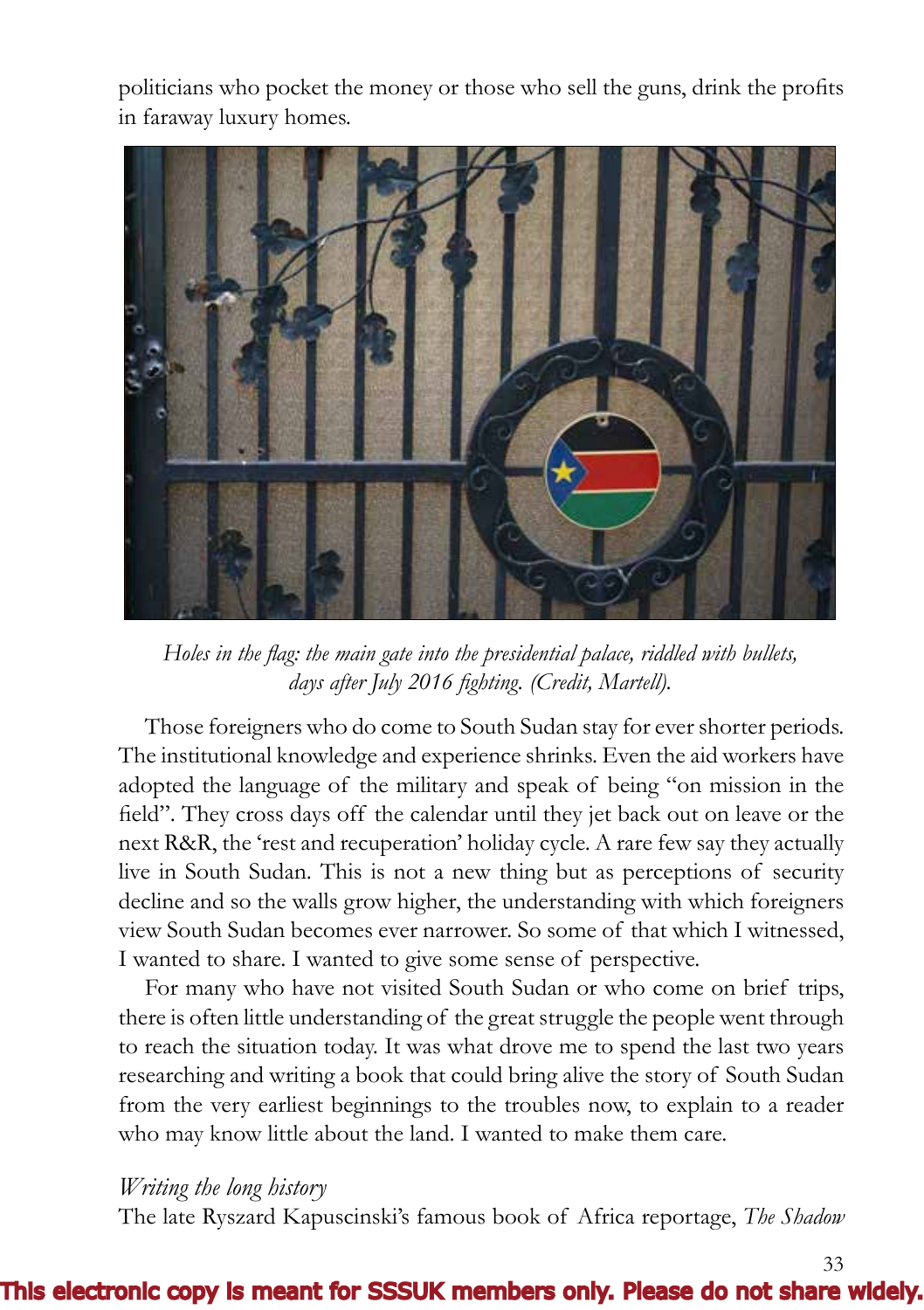politicians who pocket the money or those who sell the guns, drink the profits in faraway luxury homes.

*Holes in the flag: the main gate into the presidential palace, riddled with bullets, days after July 2016 fighting. (Credit, Martell).*

Those foreigners who do come to South Sudan stay for ever shorter periods. The institutional knowledge and experience shrinks. Even the aid workers have adopted the language of the military and speak of being "on mission in the field". They cross days off the calendar until they jet back out on leave or the next R&R, the 'rest and recuperation' holiday cycle. A rare few say they actually live in South Sudan. This is not a new thing but as perceptions of security decline and so the walls grow higher, the understanding with which foreigners view South Sudan becomes ever narrower. So some of that which I witnessed, I wanted to share. I wanted to give some sense of perspective.

For many who have not visited South Sudan or who come on brief trips, there is often little understanding of the great struggle the people went through to reach the situation today. It was what drove me to spend the last two years researching and writing a book that could bring alive the story of South Sudan from the very earliest beginnings to the troubles now, to explain to a reader who may know little about the land. I wanted to make them care.

*Writing the long history*

The late Ryszard Kapuscinski's famous book of Africa reportage, *The Shadow*

This electronic copy is meant for SSSUK members only. Please do not share widely.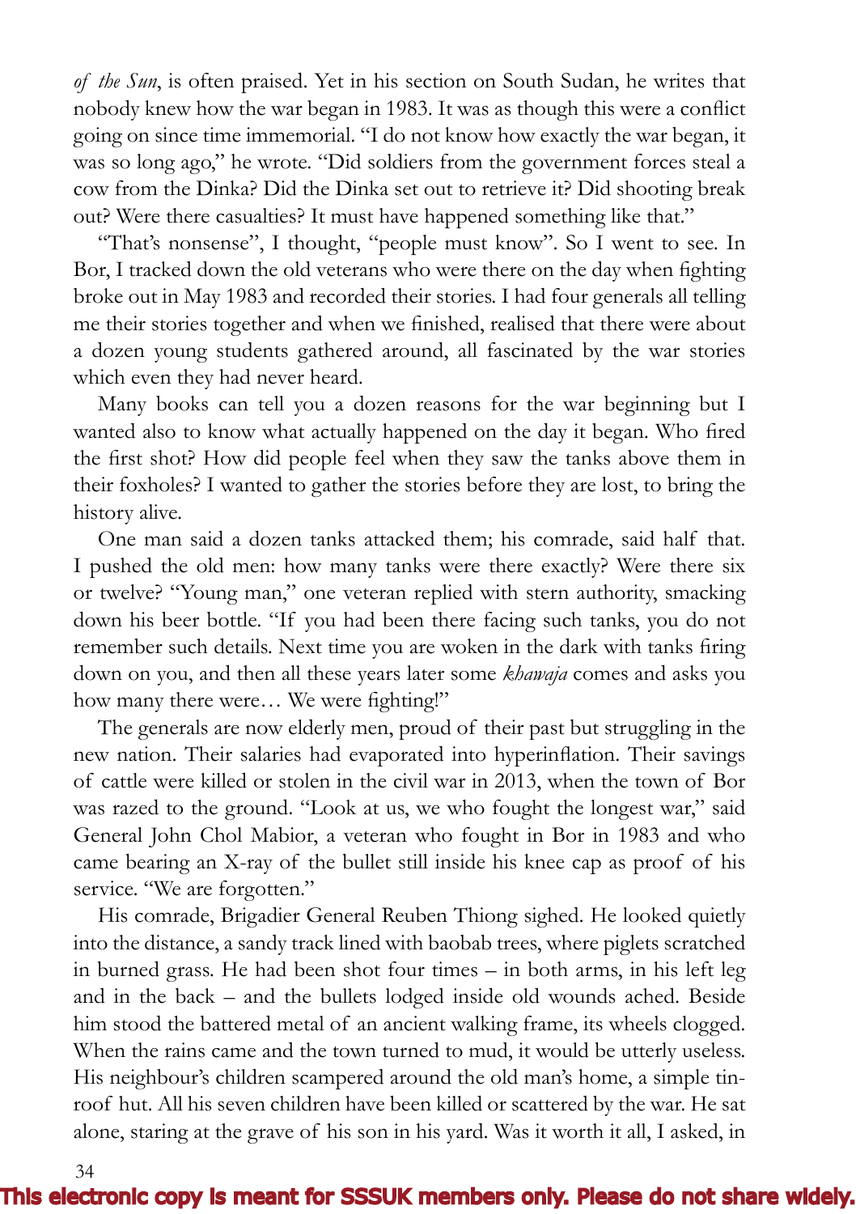*of the Sun*, is often praised. Yet in his section on South Sudan, he writes that nobody knew how the war began in 1983. It was as though this were a conflict going on since time immemorial. "I do not know how exactly the war began, it was so long ago," he wrote. "Did soldiers from the government forces steal a cow from the Dinka? Did the Dinka set out to retrieve it? Did shooting break out? Were there casualties? It must have happened something like that."

"That's nonsense", I thought, "people must know". So I went to see. In Bor, I tracked down the old veterans who were there on the day when fighting broke out in May 1983 and recorded their stories. I had four generals all telling me their stories together and when we finished, realised that there were about a dozen young students gathered around, all fascinated by the war stories which even they had never heard.

Many books can tell you a dozen reasons for the war beginning but I wanted also to know what actually happened on the day it began. Who fired the first shot? How did people feel when they saw the tanks above them in their foxholes? I wanted to gather the stories before they are lost, to bring the history alive.

One man said a dozen tanks attacked them; his comrade, said half that. I pushed the old men: how many tanks were there exactly? Were there six or twelve? "Young man," one veteran replied with stern authority, smacking down his beer bottle. "If you had been there facing such tanks, you do not remember such details. Next time you are woken in the dark with tanks firing down on you, and then all these years later some *khawaja* comes and asks you how many there were… We were fighting!"

The generals are now elderly men, proud of their past but struggling in the new nation. Their salaries had evaporated into hyperinflation. Their savings of cattle were killed or stolen in the civil war in 2013, when the town of Bor was razed to the ground. "Look at us, we who fought the longest war," said General John Chol Mabior, a veteran who fought in Bor in 1983 and who came bearing an X-ray of the bullet still inside his knee cap as proof of his service. "We are forgotten."

His comrade, Brigadier General Reuben Thiong sighed. He looked quietly into the distance, a sandy track lined with baobab trees, where piglets scratched in burned grass. He had been shot four times – in both arms, in his left leg and in the back – and the bullets lodged inside old wounds ached. Beside him stood the battered metal of an ancient walking frame, its wheels clogged. When the rains came and the town turned to mud, it would be utterly useless. His neighbour's children scampered around the old man's home, a simple tin-roof hut. All his seven children have been killed or scattered by the war. He sat alone, staring at the grave of his son in his yard. Was it worth it all, I asked, in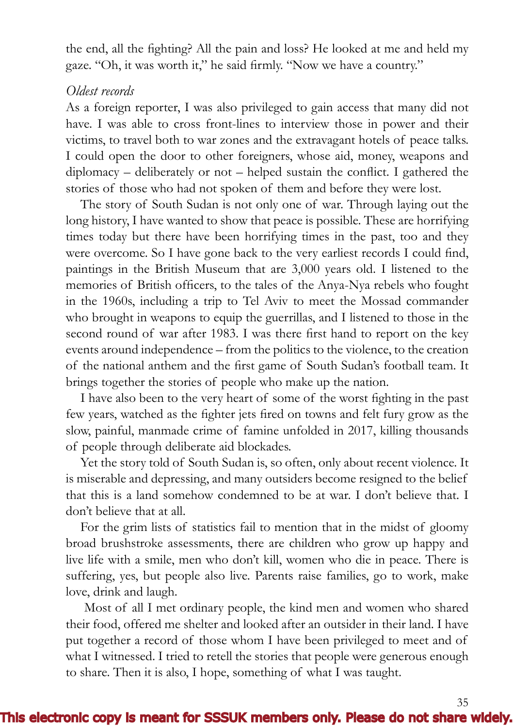the end, all the fighting? All the pain and loss? He looked at me and held my gaze. “Oh, it was worth it,” he said firmly. “Now we have a country.”

*Oldest records*

As a foreign reporter, I was also privileged to gain access that many did not have. I was able to cross front-lines to interview those in power and their victims, to travel both to war zones and the extravagant hotels of peace talks. I could open the door to other foreigners, whose aid, money, weapons and diplomacy – deliberately or not – helped sustain the conflict. I gathered the stories of those who had not spoken of them and before they were lost.

The story of South Sudan is not only one of war. Through laying out the long history, I have wanted to show that peace is possible. These are horrifying times today but there have been horrifying times in the past, too and they were overcome. So I have gone back to the very earliest records I could find, paintings in the British Museum that are 3,000 years old. I listened to the memories of British officers, to the tales of the Anya-Nya rebels who fought in the 1960s, including a trip to Tel Aviv to meet the Mossad commander who brought in weapons to equip the guerrillas, and I listened to those in the second round of war after 1983. I was there first hand to report on the key events around independence – from the politics to the violence, to the creation of the national anthem and the first game of South Sudan’s football team. It brings together the stories of people who make up the nation.

I have also been to the very heart of some of the worst fighting in the past few years, watched as the fighter jets fired on towns and felt fury grow as the slow, painful, manmade crime of famine unfolded in 2017, killing thousands of people through deliberate aid blockades.

Yet the story told of South Sudan is, so often, only about recent violence. It is miserable and depressing, and many outsiders become resigned to the belief that this is a land somehow condemned to be at war. I don’t believe that. I don’t believe that at all.

For the grim lists of statistics fail to mention that in the midst of gloomy broad brushstroke assessments, there are children who grow up happy and live life with a smile, men who don’t kill, women who die in peace. There is suffering, yes, but people also live. Parents raise families, go to work, make love, drink and laugh.

Most of all I met ordinary people, the kind men and women who shared their food, offered me shelter and looked after an outsider in their land. I have put together a record of those whom I have been privileged to meet and of what I witnessed. I tried to retell the stories that people were generous enough to share. Then it is also, I hope, something of what I was taught.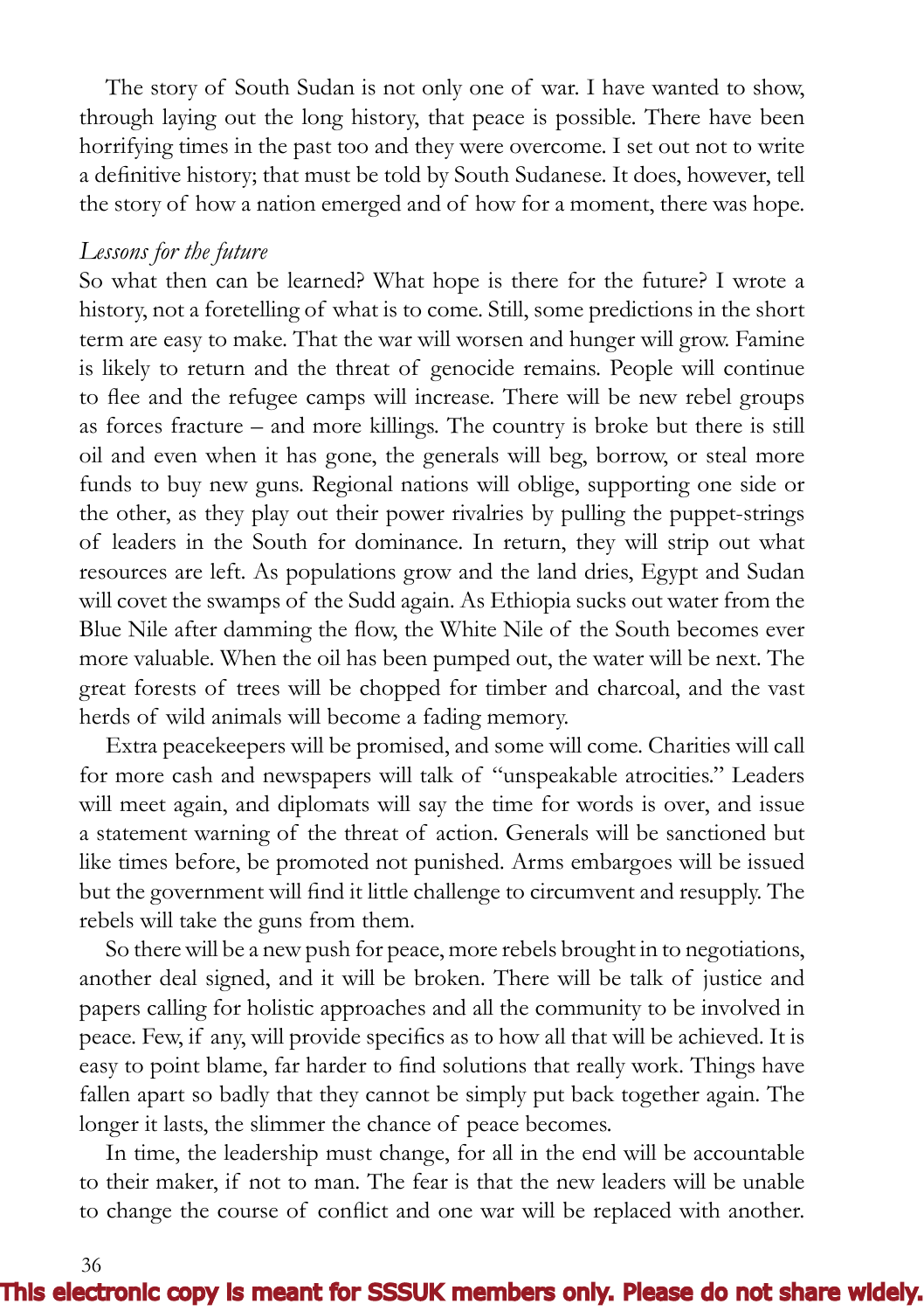The story of South Sudan is not only one of war. I have wanted to show, through laying out the long history, that peace is possible. There have been horrifying times in the past too and they were overcome. I set out not to write a definitive history; that must be told by South Sudanese. It does, however, tell the story of how a nation emerged and of how for a moment, there was hope.

*Lessons for the future*

So what then can be learned? What hope is there for the future? I wrote a history, not a foretelling of what is to come. Still, some predictions in the short term are easy to make. That the war will worsen and hunger will grow. Famine is likely to return and the threat of genocide remains. People will continue to flee and the refugee camps will increase. There will be new rebel groups as forces fracture – and more killings. The country is broke but there is still oil and even when it has gone, the generals will beg, borrow, or steal more funds to buy new guns. Regional nations will oblige, supporting one side or the other, as they play out their power rivalries by pulling the puppet-strings of leaders in the South for dominance. In return, they will strip out what resources are left. As populations grow and the land dries, Egypt and Sudan will covet the swamps of the Sudd again. As Ethiopia sucks out water from the Blue Nile after damming the flow, the White Nile of the South becomes ever more valuable. When the oil has been pumped out, the water will be next. The great forests of trees will be chopped for timber and charcoal, and the vast herds of wild animals will become a fading memory.

Extra peacekeepers will be promised, and some will come. Charities will call for more cash and newspapers will talk of "unspeakable atrocities." Leaders will meet again, and diplomats will say the time for words is over, and issue a statement warning of the threat of action. Generals will be sanctioned but like times before, be promoted not punished. Arms embargoes will be issued but the government will find it little challenge to circumvent and resupply. The rebels will take the guns from them.

So there will be a new push for peace, more rebels brought in to negotiations, another deal signed, and it will be broken. There will be talk of justice and papers calling for holistic approaches and all the community to be involved in peace. Few, if any, will provide specifics as to how all that will be achieved. It is easy to point blame, far harder to find solutions that really work. Things have fallen apart so badly that they cannot be simply put back together again. The longer it lasts, the slimmer the chance of peace becomes.

In time, the leadership must change, for all in the end will be accountable to their maker, if not to man. The fear is that the new leaders will be unable to change the course of conflict and one war will be replaced with another.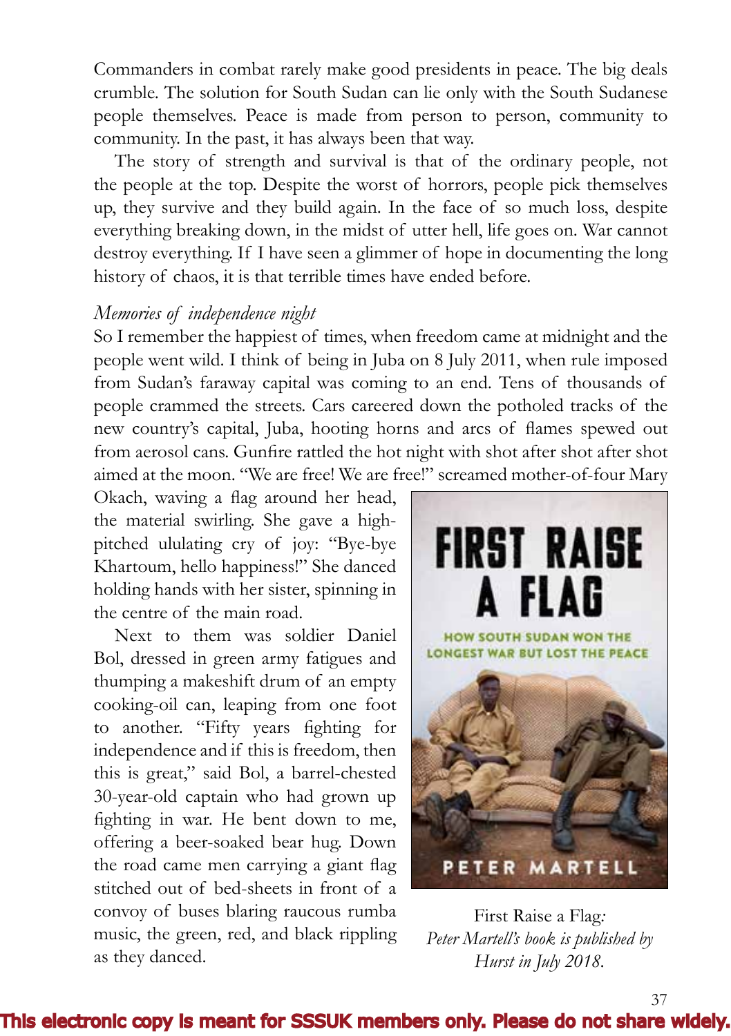Commanders in combat rarely make good presidents in peace. The big deals crumble. The solution for South Sudan can lie only with the South Sudanese people themselves. Peace is made from person to person, community to community. In the past, it has always been that way.

The story of strength and survival is that of the ordinary people, not the people at the top. Despite the worst of horrors, people pick themselves up, they survive and they build again. In the face of so much loss, despite everything breaking down, in the midst of utter hell, life goes on. War cannot destroy everything. If I have seen a glimmer of hope in documenting the long history of chaos, it is that terrible times have ended before.

*Memories of independence night*

So I remember the happiest of times, when freedom came at midnight and the people went wild. I think of being in Juba on 8 July 2011, when rule imposed from Sudan's faraway capital was coming to an end. Tens of thousands of people crammed the streets. Cars careered down the potholed tracks of the new country's capital, Juba, hooting horns and arcs of flames spewed out from aerosol cans. Gunfire rattled the hot night with shot after shot after shot aimed at the moon. "We are free! We are free!" screamed mother-of-four Mary Okach, waving a flag around her head, the material swirling. She gave a high-pitched ululating cry of joy: "Bye-bye Khartoum, hello happiness!" She danced holding hands with her sister, spinning in the centre of the main road.

Next to them was soldier Daniel Bol, dressed in green army fatigues and thumping a makeshift drum of an empty cooking-oil can, leaping from one foot to another. "Fifty years fighting for independence and if this is freedom, then this is great," said Bol, a barrel-chested 30-year-old captain who had grown up fighting in war. He bent down to me, offering a beer-soaked bear hug. Down the road came men carrying a giant flag stitched out of bed-sheets in front of a convoy of buses blaring raucous rumba music, the green, red, and black rippling as they danced.

FIRST RAISE A FLAG

HOW SOUTH SUDAN WON THE LONGEST WAR BUT LOST THE PEACE

PETER MARTELL

First Raise a Flag*: Peter Martell's book is published by Hurst in July 2018.*

This electronic copy is meant for SSSUK members only. Please do not share widely.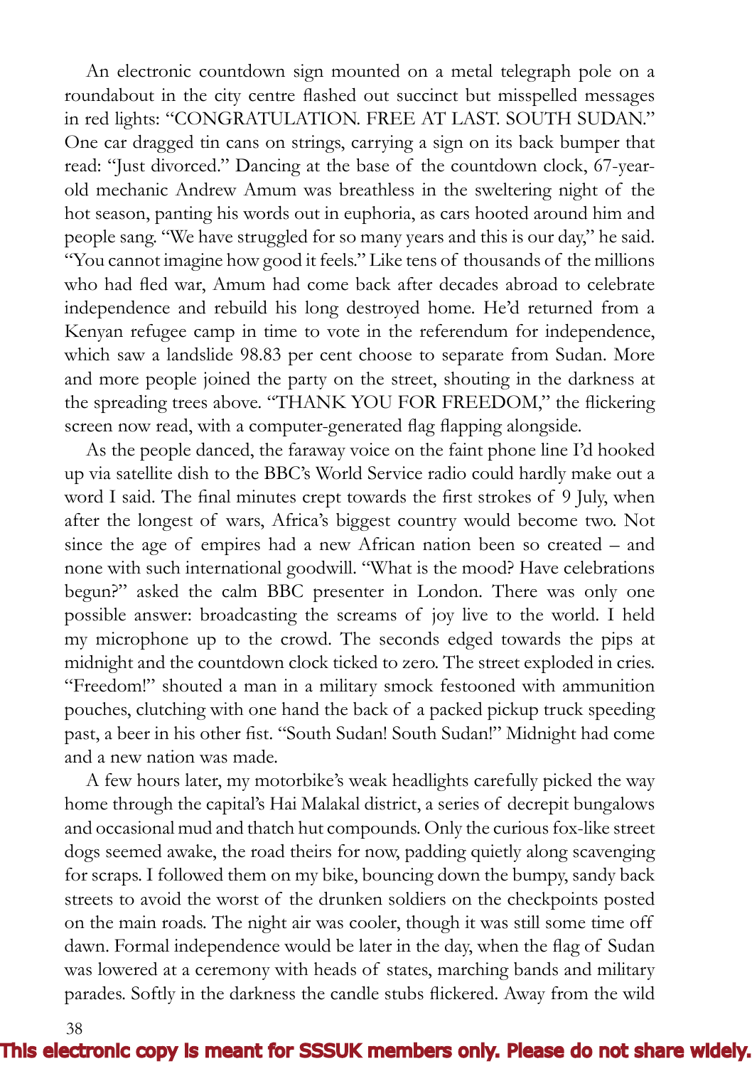An electronic countdown sign mounted on a metal telegraph pole on a roundabout in the city centre flashed out succinct but misspelled messages in red lights: "CONGRATULATION. FREE AT LAST. SOUTH SUDAN." One car dragged tin cans on strings, carrying a sign on its back bumper that read: "Just divorced." Dancing at the base of the countdown clock, 67-year-old mechanic Andrew Amum was breathless in the sweltering night of the hot season, panting his words out in euphoria, as cars hooted around him and people sang. "We have struggled for so many years and this is our day," he said. "You cannot imagine how good it feels." Like tens of thousands of the millions who had fled war, Amum had come back after decades abroad to celebrate independence and rebuild his long destroyed home. He'd returned from a Kenyan refugee camp in time to vote in the referendum for independence, which saw a landslide 98.83 per cent choose to separate from Sudan. More and more people joined the party on the street, shouting in the darkness at the spreading trees above. "THANK YOU FOR FREEDOM," the flickering screen now read, with a computer-generated flag flapping alongside.

As the people danced, the faraway voice on the faint phone line I'd hooked up via satellite dish to the BBC's World Service radio could hardly make out a word I said. The final minutes crept towards the first strokes of 9 July, when after the longest of wars, Africa's biggest country would become two. Not since the age of empires had a new African nation been so created – and none with such international goodwill. "What is the mood? Have celebrations begun?" asked the calm BBC presenter in London. There was only one possible answer: broadcasting the screams of joy live to the world. I held my microphone up to the crowd. The seconds edged towards the pips at midnight and the countdown clock ticked to zero. The street exploded in cries. "Freedom!" shouted a man in a military smock festooned with ammunition pouches, clutching with one hand the back of a packed pickup truck speeding past, a beer in his other fist. "South Sudan! South Sudan!" Midnight had come and a new nation was made.

A few hours later, my motorbike's weak headlights carefully picked the way home through the capital's Hai Malakal district, a series of decrepit bungalows and occasional mud and thatch hut compounds. Only the curious fox-like street dogs seemed awake, the road theirs for now, padding quietly along scavenging for scraps. I followed them on my bike, bouncing down the bumpy, sandy back streets to avoid the worst of the drunken soldiers on the checkpoints posted on the main roads. The night air was cooler, though it was still some time off dawn. Formal independence would be later in the day, when the flag of Sudan was lowered at a ceremony with heads of states, marching bands and military parades. Softly in the darkness the candle stubs flickered. Away from the wild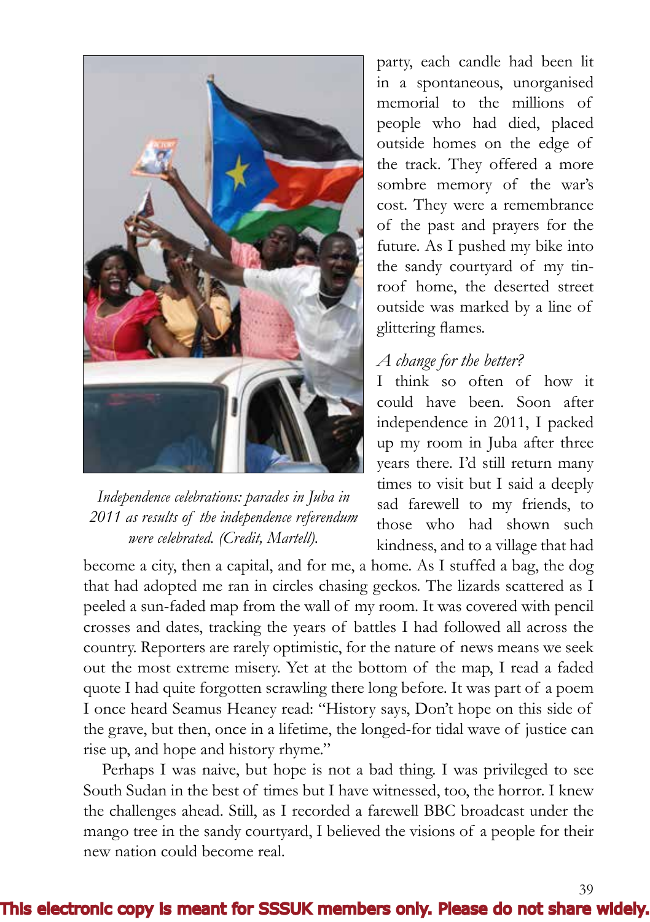Independence celebrations: parades in Juba in 2011 as results of the independence referendum were celebrated. (Credit, Martell).

party, each candle had been lit in a spontaneous, unorganised memorial to the millions of people who had died, placed outside homes on the edge of the track. They offered a more sombre memory of the war's cost. They were a remembrance of the past and prayers for the future. As I pushed my bike into the sandy courtyard of my tin-roof home, the deserted street outside was marked by a line of glittering flames.

*A change for the better?*

I think so often of how it could have been. Soon after independence in 2011, I packed up my room in Juba after three years there. I'd still return many times to visit but I said a deeply sad farewell to my friends, to those who had shown such kindness, and to a village that had become a city, then a capital, and for me, a home. As I stuffed a bag, the dog that had adopted me ran in circles chasing geckos. The lizards scattered as I peeled a sun-faded map from the wall of my room. It was covered with pencil crosses and dates, tracking the years of battles I had followed all across the country. Reporters are rarely optimistic, for the nature of news means we seek out the most extreme misery. Yet at the bottom of the map, I read a faded quote I had quite forgotten scrawling there long before. It was part of a poem I once heard Seamus Heaney read: "History says, Don't hope on this side of the grave, but then, once in a lifetime, the longed-for tidal wave of justice can rise up, and hope and history rhyme."

Perhaps I was naive, but hope is not a bad thing. I was privileged to see South Sudan in the best of times but I have witnessed, too, the horror. I knew the challenges ahead. Still, as I recorded a farewell BBC broadcast under the mango tree in the sandy courtyard, I believed the visions of a people for their new nation could become real.

**This electronic copy is meant for SSSUK members only. Please do not share widely.**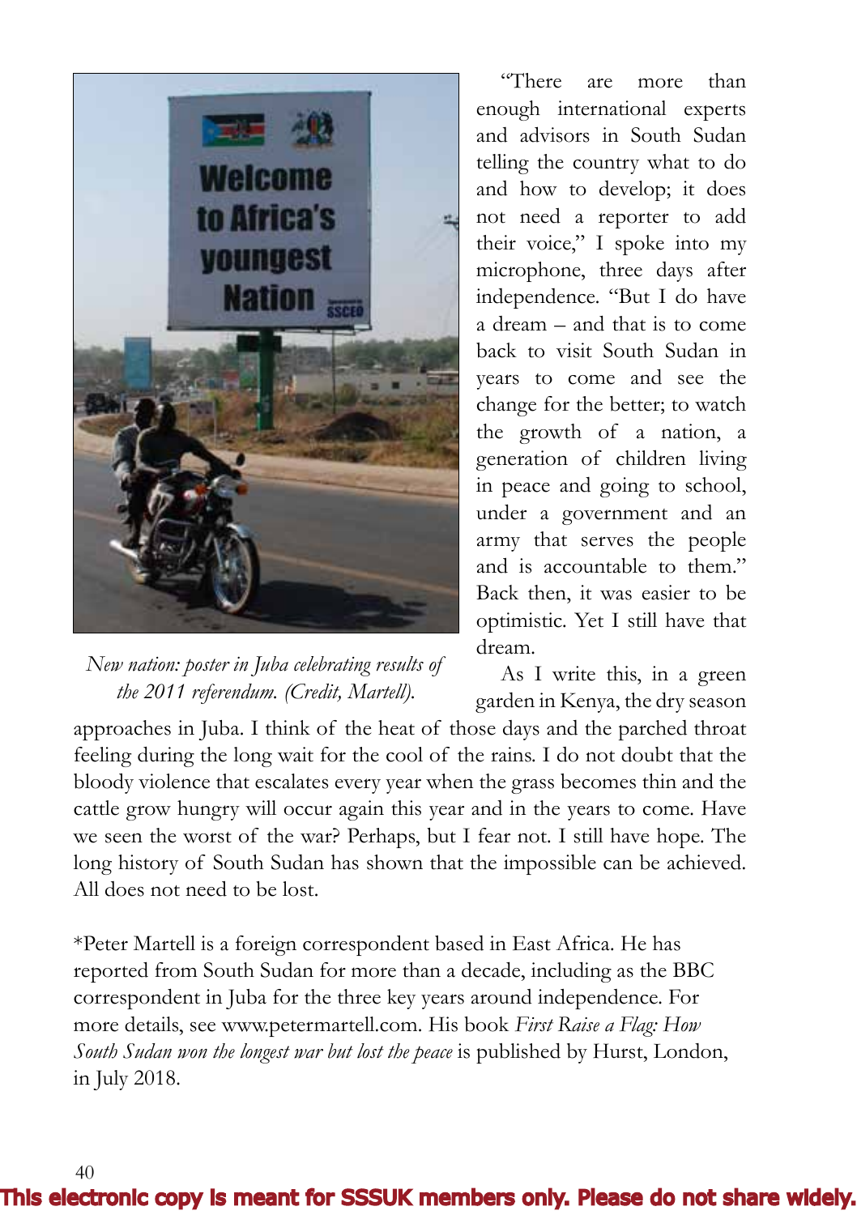"There are more than enough international experts and advisors in South Sudan telling the country what to do and how to develop; it does not need a reporter to add their voice," I spoke into my microphone, three days after independence. "But I do have a dream – and that is to come back to visit South Sudan in years to come and see the change for the better; to watch the growth of a nation, a generation of children living in peace and going to school, under a government and an army that serves the people and is accountable to them." Back then, it was easier to be optimistic. Yet I still have that dream.

*New nation: poster in Juba celebrating results of the 2011 referendum. (Credit, Martell).*

As I write this, in a green garden in Kenya, the dry season approaches in Juba. I think of the heat of those days and the parched throat feeling during the long wait for the cool of the rains. I do not doubt that the bloody violence that escalates every year when the grass becomes thin and the cattle grow hungry will occur again this year and in the years to come. Have we seen the worst of the war? Perhaps, but I fear not. I still have hope. The long history of South Sudan has shown that the impossible can be achieved. All does not need to be lost.

*Peter Martell is a foreign correspondent based in East Africa. He has reported from South Sudan for more than a decade, including as the BBC correspondent in Juba for the three key years around independence. For more details, see www.petermartell.com. His book *First Raise a Flag: How South Sudan won the longest war but lost the peace* is published by Hurst, London, in July 2018.

**This electronic copy is meant for SSSUK members only. Please do not share widely.**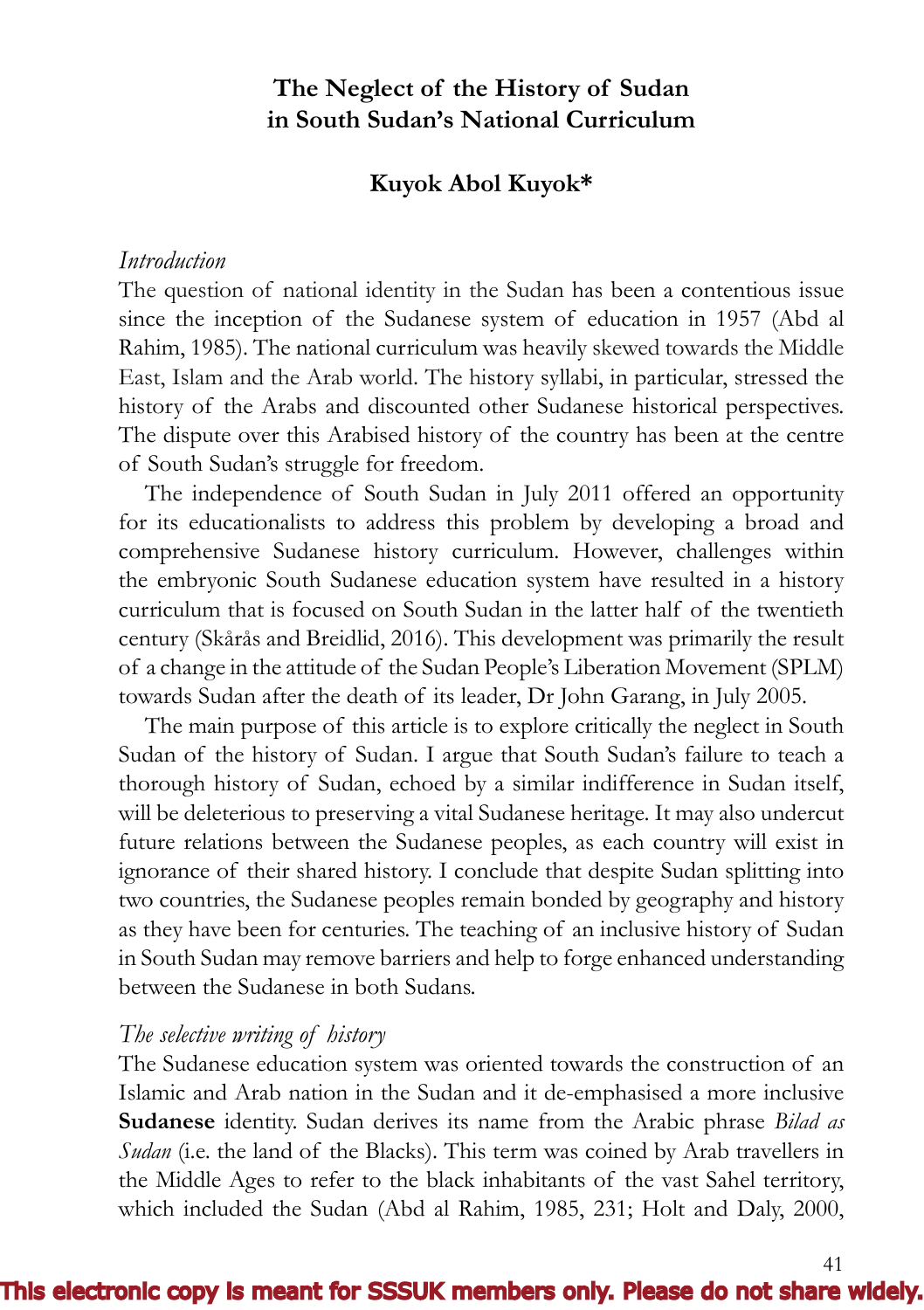# The Neglect of the History of Sudan in South Sudan's National Curriculum

**Kuyok Abol Kuyok***

*Introduction*

The question of national identity in the Sudan has been a contentious issue since the inception of the Sudanese system of education in 1957 (Abd al Rahim, 1985). The national curriculum was heavily skewed towards the Middle East, Islam and the Arab world. The history syllabi, in particular, stressed the history of the Arabs and discounted other Sudanese historical perspectives. The dispute over this Arabised history of the country has been at the centre of South Sudan's struggle for freedom.

The independence of South Sudan in July 2011 offered an opportunity for its educationalists to address this problem by developing a broad and comprehensive Sudanese history curriculum. However, challenges within the embryonic South Sudanese education system have resulted in a history curriculum that is focused on South Sudan in the latter half of the twentieth century (Skårås and Breidlid, 2016). This development was primarily the result of a change in the attitude of the Sudan People's Liberation Movement (SPLM) towards Sudan after the death of its leader, Dr John Garang, in July 2005.

The main purpose of this article is to explore critically the neglect in South Sudan of the history of Sudan. I argue that South Sudan's failure to teach a thorough history of Sudan, echoed by a similar indifference in Sudan itself, will be deleterious to preserving a vital Sudanese heritage. It may also undercut future relations between the Sudanese peoples, as each country will exist in ignorance of their shared history. I conclude that despite Sudan splitting into two countries, the Sudanese peoples remain bonded by geography and history as they have been for centuries. The teaching of an inclusive history of Sudan in South Sudan may remove barriers and help to forge enhanced understanding between the Sudanese in both Sudans.

*The selective writing of history*

The Sudanese education system was oriented towards the construction of an Islamic and Arab nation in the Sudan and it de-emphasised a more inclusive **Sudanese** identity. Sudan derives its name from the Arabic phrase *Bilad as Sudan* (i.e. the land of the Blacks). This term was coined by Arab travellers in the Middle Ages to refer to the black inhabitants of the vast Sahel territory, which included the Sudan (Abd al Rahim, 1985, 231; Holt and Daly, 2000,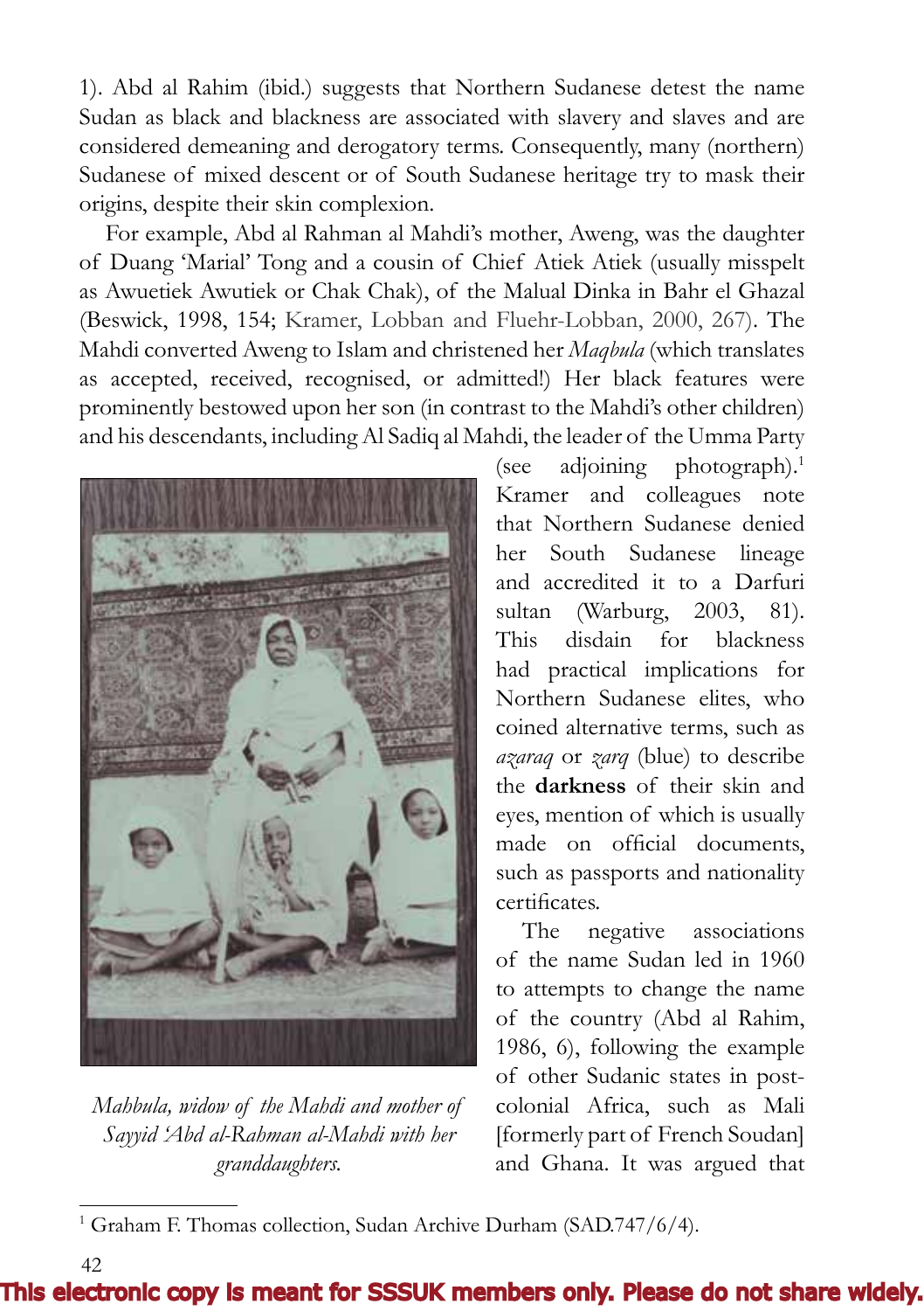1). Abd al Rahim (ibid.) suggests that Northern Sudanese detest the name Sudan as black and blackness are associated with slavery and slaves and are considered demeaning and derogatory terms. Consequently, many (northern) Sudanese of mixed descent or of South Sudanese heritage try to mask their origins, despite their skin complexion.

For example, Abd al Rahman al Mahdi's mother, Aweng, was the daughter of Duang 'Marial' Tong and a cousin of Chief Atiek Atiek (usually misspelt as Awuetiek Awutiek or Chak Chak), of the Malual Dinka in Bahr el Ghazal (Beswick, 1998, 154; Kramer, Lobban and Fluehr-Lobban, 2000, 267). The Mahdi converted Aweng to Islam and christened her *Maqbula* (which translates as accepted, received, recognised, or admitted!) Her black features were prominently bestowed upon her son (in contrast to the Mahdi's other children) and his descendants, including Al Sadiq al Mahdi, the leader of the Umma Party (see adjoining photograph).[1] Kramer and colleagues note that Northern Sudanese denied her South Sudanese lineage and accredited it to a Darfuri sultan (Warburg, 2003, 81). This disdain for blackness had practical implications for Northern Sudanese elites, who coined alternative terms, such as *azaraq* or *zarq* (blue) to describe the **darkness** of their skin and eyes, mention of which is usually made on official documents, such as passports and nationality certificates.

*Mahbula, widow of the Mahdi and mother of Sayyid 'Abd al-Rahman al-Mahdi with her granddaughters.*

The negative associations of the name Sudan led in 1960 to attempts to change the name of the country (Abd al Rahim, 1986, 6), following the example of other Sudanic states in post-colonial Africa, such as Mali [formerly part of French Soudan] and Ghana. It was argued that

[1] Graham F. Thomas collection, Sudan Archive Durham (SAD.747/6/4).

This electronic copy is meant for SSSUK members only. Please do not share widely.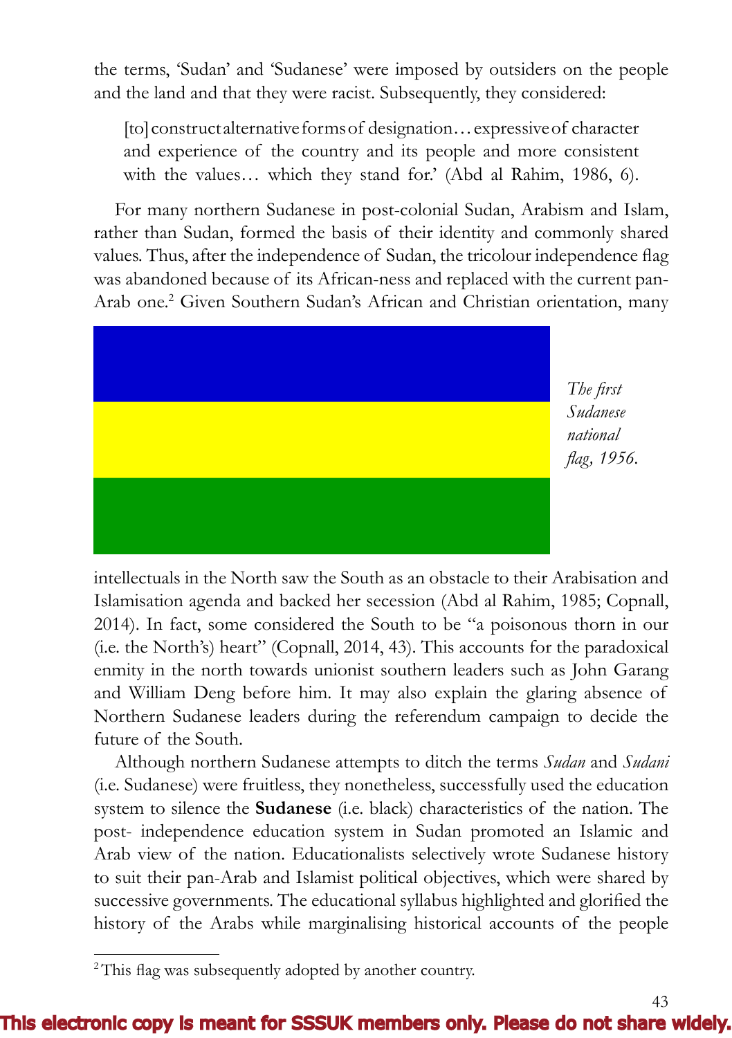the terms, 'Sudan' and 'Sudanese' were imposed by outsiders on the people and the land and that they were racist. Subsequently, they considered:

> [to] construct alternative forms of designation… expressive of character and experience of the country and its people and more consistent with the values… which they stand for.' (Abd al Rahim, 1986, 6).

For many northern Sudanese in post-colonial Sudan, Arabism and Islam, rather than Sudan, formed the basis of their identity and commonly shared values. Thus, after the independence of Sudan, the tricolour independence flag was abandoned because of its African-ness and replaced with the current pan-Arab one.[2] Given Southern Sudan's African and Christian orientation, many intellectuals in the North saw the South as an obstacle to their Arabisation and Islamisation agenda and backed her secession (Abd al Rahim, 1985; Copnall, 2014). In fact, some considered the South to be "a poisonous thorn in our (i.e. the North's) heart" (Copnall, 2014, 43). This accounts for the paradoxical enmity in the north towards unionist southern leaders such as John Garang and William Deng before him. It may also explain the glaring absence of Northern Sudanese leaders during the referendum campaign to decide the future of the South.

*The first Sudanese national flag, 1956.*

Although northern Sudanese attempts to ditch the terms *Sudan* and *Sudani* (i.e. Sudanese) were fruitless, they nonetheless, successfully used the education system to silence the **Sudanese** (i.e. black) characteristics of the nation. The post- independence education system in Sudan promoted an Islamic and Arab view of the nation. Educationalists selectively wrote Sudanese history to suit their pan-Arab and Islamist political objectives, which were shared by successive governments. The educational syllabus highlighted and glorified the history of the Arabs while marginalising historical accounts of the people

[2] This flag was subsequently adopted by another country.

**This electronic copy is meant for SSSUK members only. Please do not share widely.**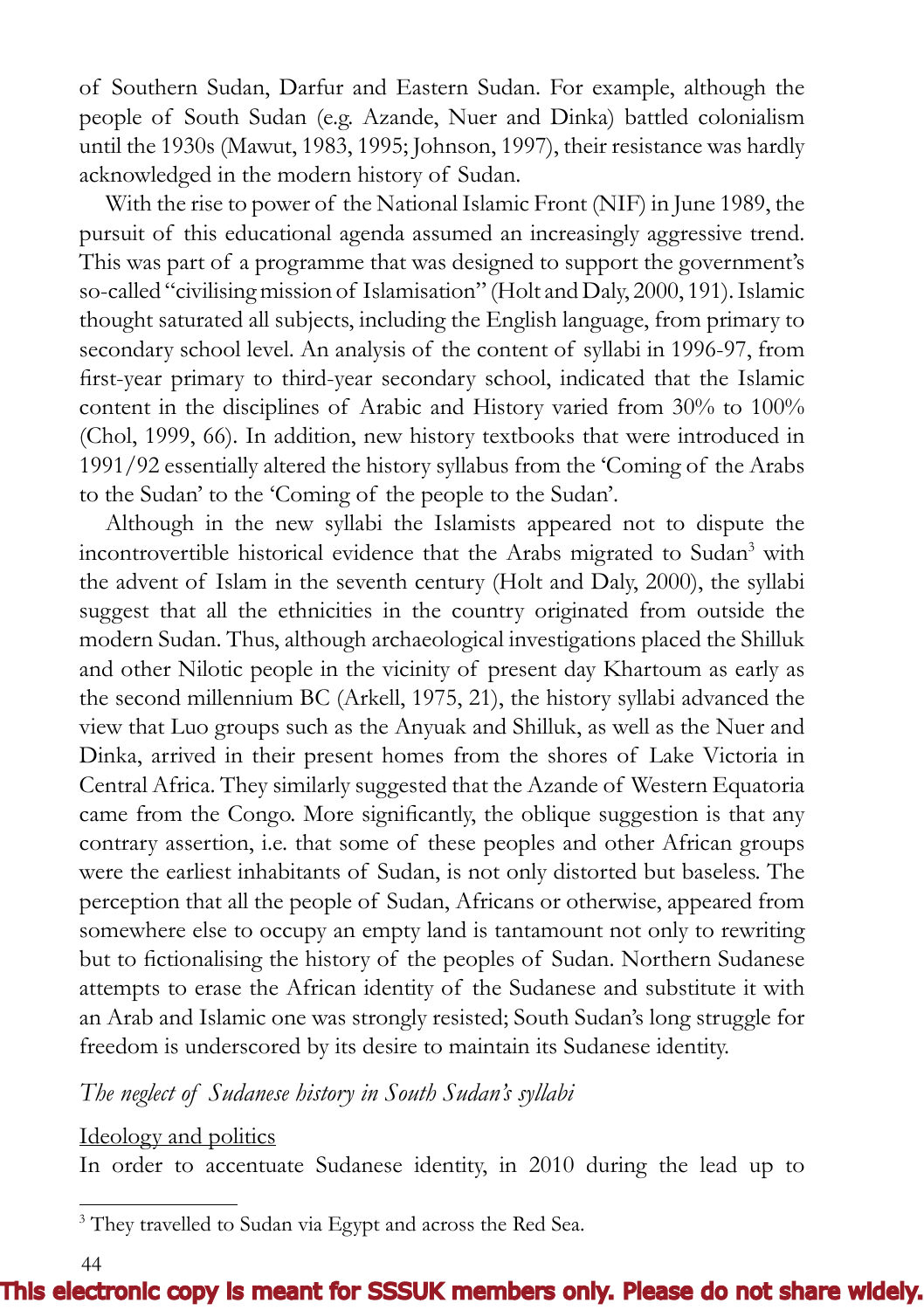of Southern Sudan, Darfur and Eastern Sudan. For example, although the people of South Sudan (e.g. Azande, Nuer and Dinka) battled colonialism until the 1930s (Mawut, 1983, 1995; Johnson, 1997), their resistance was hardly acknowledged in the modern history of Sudan.

With the rise to power of the National Islamic Front (NIF) in June 1989, the pursuit of this educational agenda assumed an increasingly aggressive trend. This was part of a programme that was designed to support the government's so-called "civilising mission of Islamisation" (Holt and Daly, 2000, 191). Islamic thought saturated all subjects, including the English language, from primary to secondary school level. An analysis of the content of syllabi in 1996-97, from first-year primary to third-year secondary school, indicated that the Islamic content in the disciplines of Arabic and History varied from 30% to 100% (Chol, 1999, 66). In addition, new history textbooks that were introduced in 1991/92 essentially altered the history syllabus from the 'Coming of the Arabs to the Sudan' to the 'Coming of the people to the Sudan'.

Although in the new syllabi the Islamists appeared not to dispute the incontrovertible historical evidence that the Arabs migrated to Sudan[3] with the advent of Islam in the seventh century (Holt and Daly, 2000), the syllabi suggest that all the ethnicities in the country originated from outside the modern Sudan. Thus, although archaeological investigations placed the Shilluk and other Nilotic people in the vicinity of present day Khartoum as early as the second millennium BC (Arkell, 1975, 21), the history syllabi advanced the view that Luo groups such as the Anyuak and Shilluk, as well as the Nuer and Dinka, arrived in their present homes from the shores of Lake Victoria in Central Africa. They similarly suggested that the Azande of Western Equatoria came from the Congo. More significantly, the oblique suggestion is that any contrary assertion, i.e. that some of these peoples and other African groups were the earliest inhabitants of Sudan, is not only distorted but baseless. The perception that all the people of Sudan, Africans or otherwise, appeared from somewhere else to occupy an empty land is tantamount not only to rewriting but to fictionalising the history of the peoples of Sudan. Northern Sudanese attempts to erase the African identity of the Sudanese and substitute it with an Arab and Islamic one was strongly resisted; South Sudan's long struggle for freedom is underscored by its desire to maintain its Sudanese identity.

### *The neglect of Sudanese history in South Sudan's syllabi*

#### Ideology and politics

In order to accentuate Sudanese identity, in 2010 during the lead up to

---

[3] They travelled to Sudan via Egypt and across the Red Sea.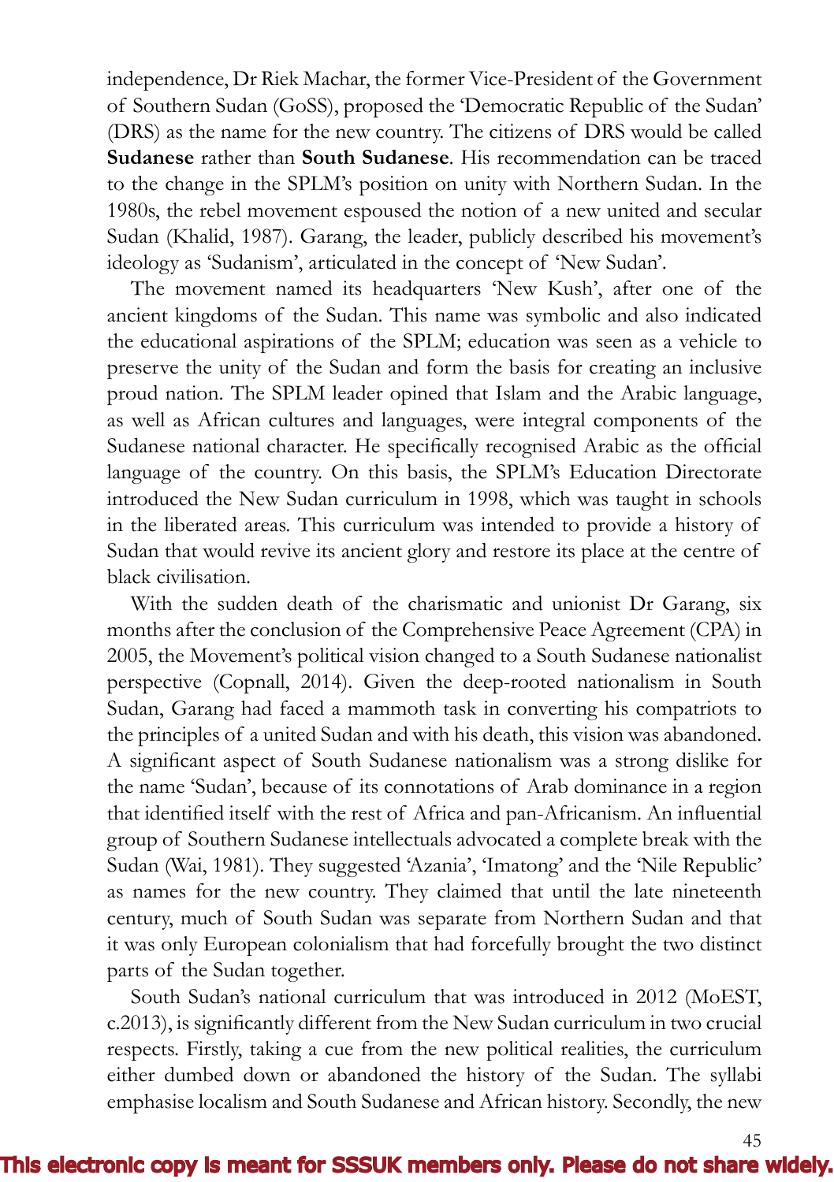independence, Dr Riek Machar, the former Vice-President of the Government of Southern Sudan (GoSS), proposed the 'Democratic Republic of the Sudan' (DRS) as the name for the new country. The citizens of DRS would be called **Sudanese** rather than **South Sudanese**. His recommendation can be traced to the change in the SPLM's position on unity with Northern Sudan. In the 1980s, the rebel movement espoused the notion of a new united and secular Sudan (Khalid, 1987). Garang, the leader, publicly described his movement's ideology as 'Sudanism', articulated in the concept of 'New Sudan'.

The movement named its headquarters 'New Kush', after one of the ancient kingdoms of the Sudan. This name was symbolic and also indicated the educational aspirations of the SPLM; education was seen as a vehicle to preserve the unity of the Sudan and form the basis for creating an inclusive proud nation. The SPLM leader opined that Islam and the Arabic language, as well as African cultures and languages, were integral components of the Sudanese national character. He specifically recognised Arabic as the official language of the country. On this basis, the SPLM's Education Directorate introduced the New Sudan curriculum in 1998, which was taught in schools in the liberated areas. This curriculum was intended to provide a history of Sudan that would revive its ancient glory and restore its place at the centre of black civilisation.

With the sudden death of the charismatic and unionist Dr Garang, six months after the conclusion of the Comprehensive Peace Agreement (CPA) in 2005, the Movement's political vision changed to a South Sudanese nationalist perspective (Copnall, 2014). Given the deep-rooted nationalism in South Sudan, Garang had faced a mammoth task in converting his compatriots to the principles of a united Sudan and with his death, this vision was abandoned. A significant aspect of South Sudanese nationalism was a strong dislike for the name 'Sudan', because of its connotations of Arab dominance in a region that identified itself with the rest of Africa and pan-Africanism. An influential group of Southern Sudanese intellectuals advocated a complete break with the Sudan (Wai, 1981). They suggested 'Azania', 'Imatong' and the 'Nile Republic' as names for the new country. They claimed that until the late nineteenth century, much of South Sudan was separate from Northern Sudan and that it was only European colonialism that had forcefully brought the two distinct parts of the Sudan together.

South Sudan's national curriculum that was introduced in 2012 (MoEST, c.2013), is significantly different from the New Sudan curriculum in two crucial respects. Firstly, taking a cue from the new political realities, the curriculum either dumbed down or abandoned the history of the Sudan. The syllabi emphasise localism and South Sudanese and African history. Secondly, the new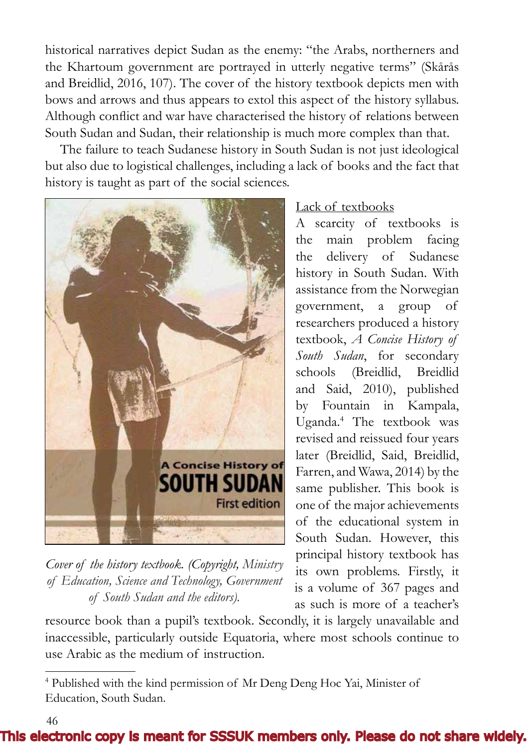historical narratives depict Sudan as the enemy: "the Arabs, northerners and the Khartoum government are portrayed in utterly negative terms" (Skårås and Breidlid, 2016, 107). The cover of the history textbook depicts men with bows and arrows and thus appears to extol this aspect of the history syllabus. Although conflict and war have characterised the history of relations between South Sudan and Sudan, their relationship is much more complex than that.

The failure to teach Sudanese history in South Sudan is not just ideological but also due to logistical challenges, including a lack of books and the fact that history is taught as part of the social sciences.

*Cover of the history textbook. (Copyright, Ministry of Education, Science and Technology, Government of South Sudan and the editors).*

<u>Lack of textbooks</u>

A scarcity of textbooks is the main problem facing the delivery of Sudanese history in South Sudan. With assistance from the Norwegian government, a group of researchers produced a history textbook, *A Concise History of South Sudan*, for secondary schools (Breidlid, Breidlid and Said, 2010), published by Fountain in Kampala, Uganda.[4] The textbook was revised and reissued four years later (Breidlid, Said, Breidlid, Farren, and Wawa, 2014) by the same publisher. This book is one of the major achievements of the educational system in South Sudan. However, this principal history textbook has its own problems. Firstly, it is a volume of 367 pages and as such is more of a teacher's resource book than a pupil's textbook. Secondly, it is largely unavailable and inaccessible, particularly outside Equatoria, where most schools continue to use Arabic as the medium of instruction.

[4] Published with the kind permission of Mr Deng Deng Hoc Yai, Minister of Education, South Sudan.

This electronic copy is meant for SSSUK members only. Please do not share widely.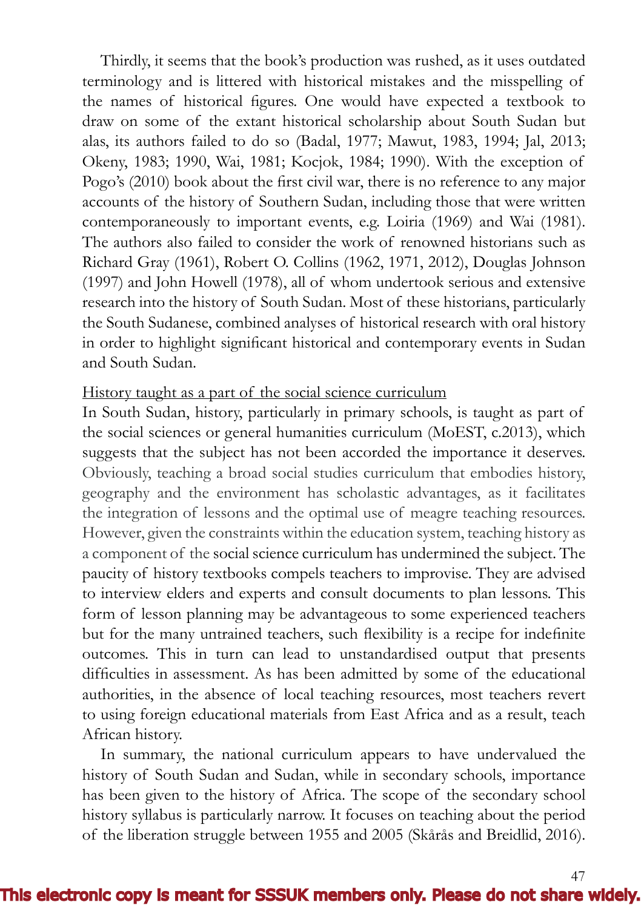Thirdly, it seems that the book's production was rushed, as it uses outdated terminology and is littered with historical mistakes and the misspelling of the names of historical figures. One would have expected a textbook to draw on some of the extant historical scholarship about South Sudan but alas, its authors failed to do so (Badal, 1977; Mawut, 1983, 1994; Jal, 2013; Okeny, 1983; 1990, Wai, 1981; Kocjok, 1984; 1990). With the exception of Pogo's (2010) book about the first civil war, there is no reference to any major accounts of the history of Southern Sudan, including those that were written contemporaneously to important events, e.g. Loiria (1969) and Wai (1981). The authors also failed to consider the work of renowned historians such as Richard Gray (1961), Robert O. Collins (1962, 1971, 2012), Douglas Johnson (1997) and John Howell (1978), all of whom undertook serious and extensive research into the history of South Sudan. Most of these historians, particularly the South Sudanese, combined analyses of historical research with oral history in order to highlight significant historical and contemporary events in Sudan and South Sudan.

<u>History taught as a part of the social science curriculum</u>

In South Sudan, history, particularly in primary schools, is taught as part of the social sciences or general humanities curriculum (MoEST, c.2013), which suggests that the subject has not been accorded the importance it deserves. Obviously, teaching a broad social studies curriculum that embodies history, geography and the environment has scholastic advantages, as it facilitates the integration of lessons and the optimal use of meagre teaching resources. However, given the constraints within the education system, teaching history as a component of the social science curriculum has undermined the subject. The paucity of history textbooks compels teachers to improvise. They are advised to interview elders and experts and consult documents to plan lessons. This form of lesson planning may be advantageous to some experienced teachers but for the many untrained teachers, such flexibility is a recipe for indefinite outcomes. This in turn can lead to unstandardised output that presents difficulties in assessment. As has been admitted by some of the educational authorities, in the absence of local teaching resources, most teachers revert to using foreign educational materials from East Africa and as a result, teach African history.

In summary, the national curriculum appears to have undervalued the history of South Sudan and Sudan, while in secondary schools, importance has been given to the history of Africa. The scope of the secondary school history syllabus is particularly narrow. It focuses on teaching about the period of the liberation struggle between 1955 and 2005 (Skårås and Breidlid, 2016).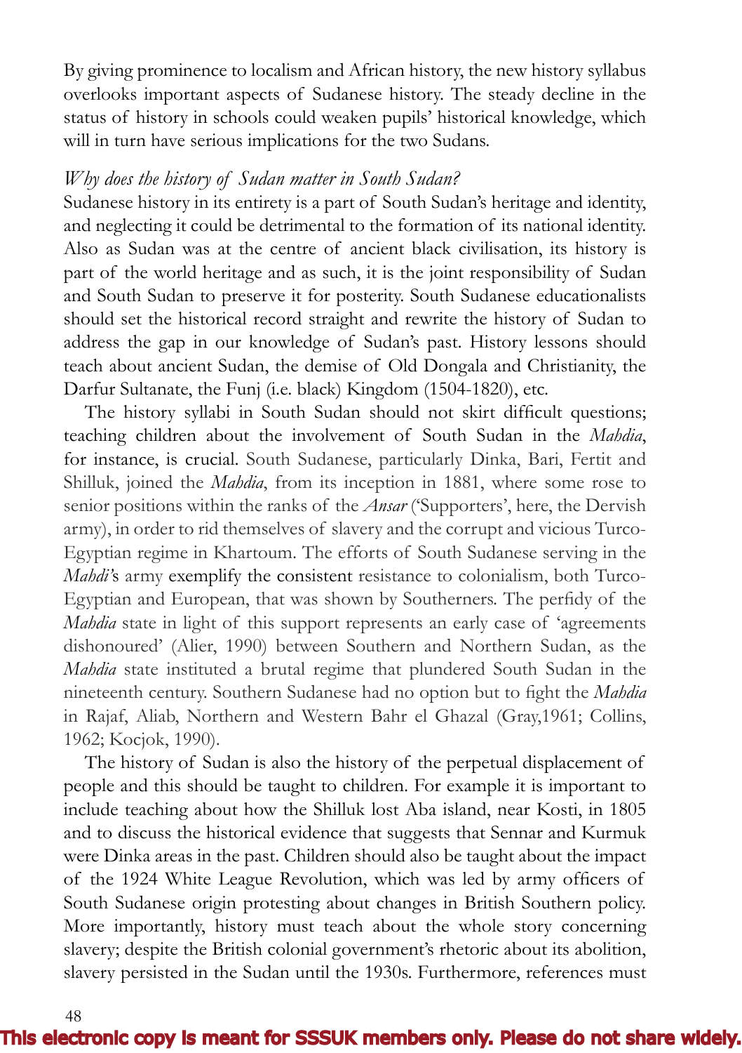By giving prominence to localism and African history, the new history syllabus overlooks important aspects of Sudanese history. The steady decline in the status of history in schools could weaken pupils' historical knowledge, which will in turn have serious implications for the two Sudans.

*Why does the history of Sudan matter in South Sudan?*

Sudanese history in its entirety is a part of South Sudan's heritage and identity, and neglecting it could be detrimental to the formation of its national identity. Also as Sudan was at the centre of ancient black civilisation, its history is part of the world heritage and as such, it is the joint responsibility of Sudan and South Sudan to preserve it for posterity. South Sudanese educationalists should set the historical record straight and rewrite the history of Sudan to address the gap in our knowledge of Sudan's past. History lessons should teach about ancient Sudan, the demise of Old Dongala and Christianity, the Darfur Sultanate, the Funj (i.e. black) Kingdom (1504-1820), etc.

The history syllabi in South Sudan should not skirt difficult questions; teaching children about the involvement of South Sudan in the *Mahdia*, for instance, is crucial. South Sudanese, particularly Dinka, Bari, Fertit and Shilluk, joined the *Mahdia*, from its inception in 1881, where some rose to senior positions within the ranks of the *Ansar* ('Supporters', here, the Dervish army), in order to rid themselves of slavery and the corrupt and vicious Turco-Egyptian regime in Khartoum. The efforts of South Sudanese serving in the *Mahdi*'s army exemplify the consistent resistance to colonialism, both Turco-Egyptian and European, that was shown by Southerners. The perfidy of the *Mahdia* state in light of this support represents an early case of 'agreements dishonoured' (Alier, 1990) between Southern and Northern Sudan, as the *Mahdia* state instituted a brutal regime that plundered South Sudan in the nineteenth century. Southern Sudanese had no option but to fight the *Mahdia* in Rajaf, Aliab, Northern and Western Bahr el Ghazal (Gray,1961; Collins, 1962; Kocjok, 1990).

The history of Sudan is also the history of the perpetual displacement of people and this should be taught to children. For example it is important to include teaching about how the Shilluk lost Aba island, near Kosti, in 1805 and to discuss the historical evidence that suggests that Sennar and Kurmuk were Dinka areas in the past. Children should also be taught about the impact of the 1924 White League Revolution, which was led by army officers of South Sudanese origin protesting about changes in British Southern policy. More importantly, history must teach about the whole story concerning slavery; despite the British colonial government's rhetoric about its abolition, slavery persisted in the Sudan until the 1930s. Furthermore, references must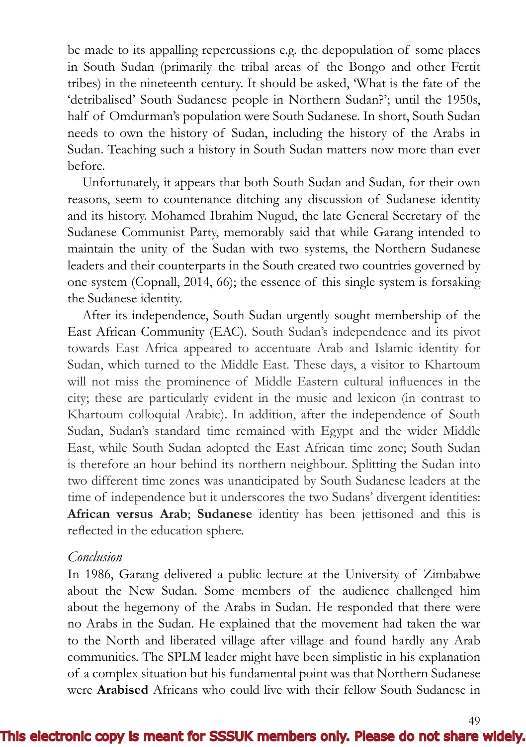be made to its appalling repercussions e.g. the depopulation of some places in South Sudan (primarily the tribal areas of the Bongo and other Fertit tribes) in the nineteenth century. It should be asked, 'What is the fate of the 'detribalised' South Sudanese people in Northern Sudan?'; until the 1950s, half of Omdurman's population were South Sudanese. In short, South Sudan needs to own the history of Sudan, including the history of the Arabs in Sudan. Teaching such a history in South Sudan matters now more than ever before.

Unfortunately, it appears that both South Sudan and Sudan, for their own reasons, seem to countenance ditching any discussion of Sudanese identity and its history. Mohamed Ibrahim Nugud, the late General Secretary of the Sudanese Communist Party, memorably said that while Garang intended to maintain the unity of the Sudan with two systems, the Northern Sudanese leaders and their counterparts in the South created two countries governed by one system (Copnall, 2014, 66); the essence of this single system is forsaking the Sudanese identity.

After its independence, South Sudan urgently sought membership of the East African Community (EAC). South Sudan's independence and its pivot towards East Africa appeared to accentuate Arab and Islamic identity for Sudan, which turned to the Middle East. These days, a visitor to Khartoum will not miss the prominence of Middle Eastern cultural influences in the city; these are particularly evident in the music and lexicon (in contrast to Khartoum colloquial Arabic). In addition, after the independence of South Sudan, Sudan's standard time remained with Egypt and the wider Middle East, while South Sudan adopted the East African time zone; South Sudan is therefore an hour behind its northern neighbour. Splitting the Sudan into two different time zones was unanticipated by South Sudanese leaders at the time of independence but it underscores the two Sudans' divergent identities: **African versus Arab**; **Sudanese** identity has been jettisoned and this is reflected in the education sphere.

*Conclusion*

In 1986, Garang delivered a public lecture at the University of Zimbabwe about the New Sudan. Some members of the audience challenged him about the hegemony of the Arabs in Sudan. He responded that there were no Arabs in the Sudan. He explained that the movement had taken the war to the North and liberated village after village and found hardly any Arab communities. The SPLM leader might have been simplistic in his explanation of a complex situation but his fundamental point was that Northern Sudanese were **Arabised** Africans who could live with their fellow South Sudanese in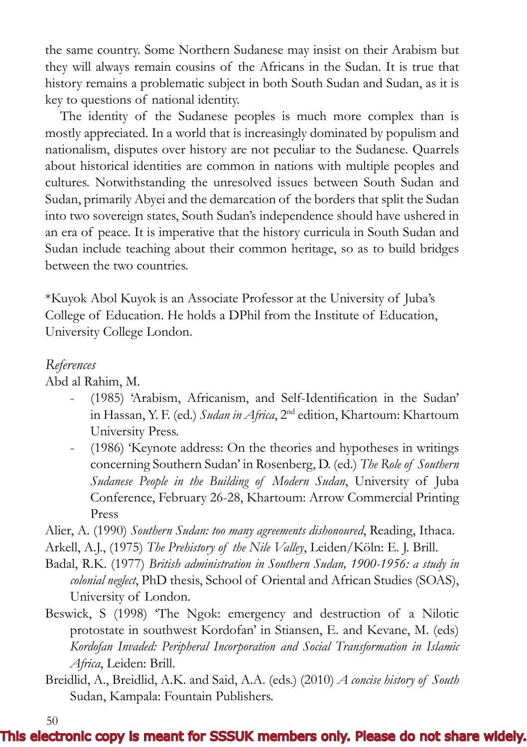the same country. Some Northern Sudanese may insist on their Arabism but they will always remain cousins of the Africans in the Sudan. It is true that history remains a problematic subject in both South Sudan and Sudan, as it is key to questions of national identity.

The identity of the Sudanese peoples is much more complex than is mostly appreciated. In a world that is increasingly dominated by populism and nationalism, disputes over history are not peculiar to the Sudanese. Quarrels about historical identities are common in nations with multiple peoples and cultures. Notwithstanding the unresolved issues between South Sudan and Sudan, primarily Abyei and the demarcation of the borders that split the Sudan into two sovereign states, South Sudan's independence should have ushered in an era of peace. It is imperative that the history curricula in South Sudan and Sudan include teaching about their common heritage, so as to build bridges between the two countries.

*Kuyok Abol Kuyok is an Associate Professor at the University of Juba's College of Education. He holds a DPhil from the Institute of Education, University College London.

*References*

Abd al Rahim, M.

- (1985) 'Arabism, Africanism, and Self-Identification in the Sudan' in Hassan, Y. F. (ed.) *Sudan in Africa*, 2nd edition, Khartoum: Khartoum University Press.
- (1986) 'Keynote address: On the theories and hypotheses in writings concerning Southern Sudan' in Rosenberg, D. (ed.) *The Role of Southern Sudanese People in the Building of Modern Sudan*, University of Juba Conference, February 26-28, Khartoum: Arrow Commercial Printing Press

Alier, A. (1990) *Southern Sudan: too many agreements dishonoured*, Reading, Ithaca.

Arkell, A.J., (1975) *The Prehistory of the Nile Valley*, Leiden/Köln: E. J. Brill.

Badal, R.K. (1977) *British administration in Southern Sudan, 1900-1956: a study in colonial neglect*, PhD thesis, School of Oriental and African Studies (SOAS), University of London.

Beswick, S (1998) 'The Ngok: emergency and destruction of a Nilotic protostate in southwest Kordofan' in Stiansen, E. and Kevane, M. (eds) *Kordofan Invaded: Peripheral Incorporation and Social Transformation in Islamic Africa*, Leiden: Brill.

Breidlid, A., Breidlid, A.K. and Said, A.A. (eds.) (2010) *A concise history of South Sudan*, Kampala: Fountain Publishers.

**This electronic copy is meant for SSSUK members only. Please do not share widely.**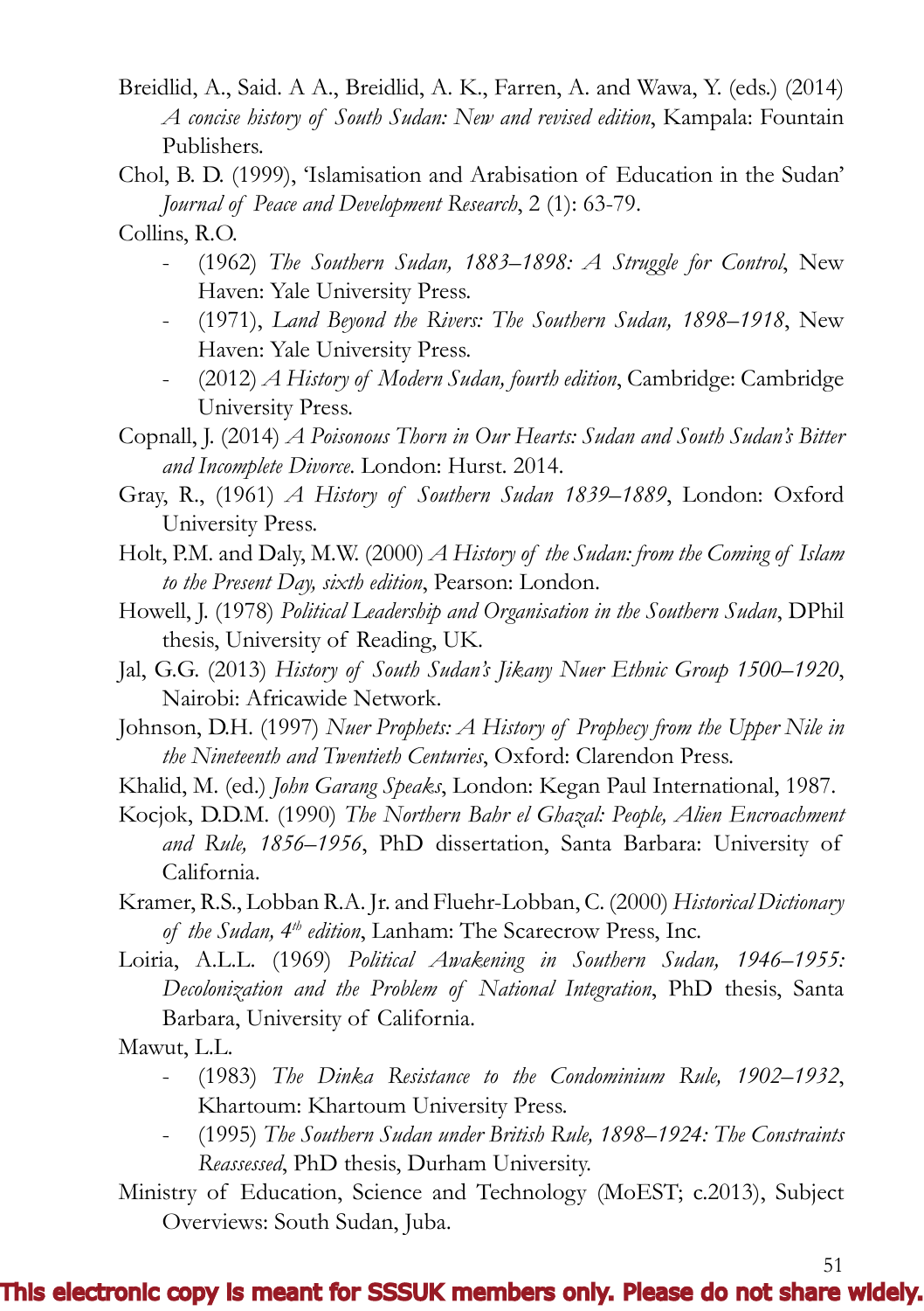Breidlid, A., Said. A A., Breidlid, A. K., Farren, A. and Wawa, Y. (eds.) (2014) *A concise history of South Sudan: New and revised edition*, Kampala: Fountain Publishers.

Chol, B. D. (1999), 'Islamisation and Arabisation of Education in the Sudan' *Journal of Peace and Development Research*, 2 (1): 63-79.

Collins, R.O.

- (1962) *The Southern Sudan, 1883–1898: A Struggle for Control*, New Haven: Yale University Press.
- (1971), *Land Beyond the Rivers: The Southern Sudan, 1898–1918*, New Haven: Yale University Press.
- (2012) *A History of Modern Sudan, fourth edition*, Cambridge: Cambridge University Press.

Copnall, J. (2014) *A Poisonous Thorn in Our Hearts: Sudan and South Sudan's Bitter and Incomplete Divorce*. London: Hurst. 2014.

Gray, R., (1961) *A History of Southern Sudan 1839–1889*, London: Oxford University Press.

Holt, P.M. and Daly, M.W. (2000) *A History of the Sudan: from the Coming of Islam to the Present Day, sixth edition*, Pearson: London.

Howell, J. (1978) *Political Leadership and Organisation in the Southern Sudan*, DPhil thesis, University of Reading, UK.

Jal, G.G. (2013) *History of South Sudan's Jikany Nuer Ethnic Group 1500–1920*, Nairobi: Africawide Network.

Johnson, D.H. (1997) *Nuer Prophets: A History of Prophecy from the Upper Nile in the Nineteenth and Twentieth Centuries*, Oxford: Clarendon Press.

Khalid, M. (ed.) *John Garang Speaks*, London: Kegan Paul International, 1987.

Kocjok, D.D.M. (1990) *The Northern Bahr el Ghazal: People, Alien Encroachment and Rule, 1856–1956*, PhD dissertation, Santa Barbara: University of California.

Kramer, R.S., Lobban R.A. Jr. and Fluehr-Lobban, C. (2000) *Historical Dictionary of the Sudan, 4th edition*, Lanham: The Scarecrow Press, Inc.

Loiria, A.L.L. (1969) *Political Awakening in Southern Sudan, 1946–1955: Decolonization and the Problem of National Integration*, PhD thesis, Santa Barbara, University of California.

Mawut, L.L.

- (1983) *The Dinka Resistance to the Condominium Rule, 1902–1932*, Khartoum: Khartoum University Press.
- (1995) *The Southern Sudan under British Rule, 1898–1924: The Constraints Reassessed*, PhD thesis, Durham University.

Ministry of Education, Science and Technology (MoEST; c.2013), Subject Overviews: South Sudan, Juba.

This electronic copy is meant for SSSUK members only. Please do not share widely.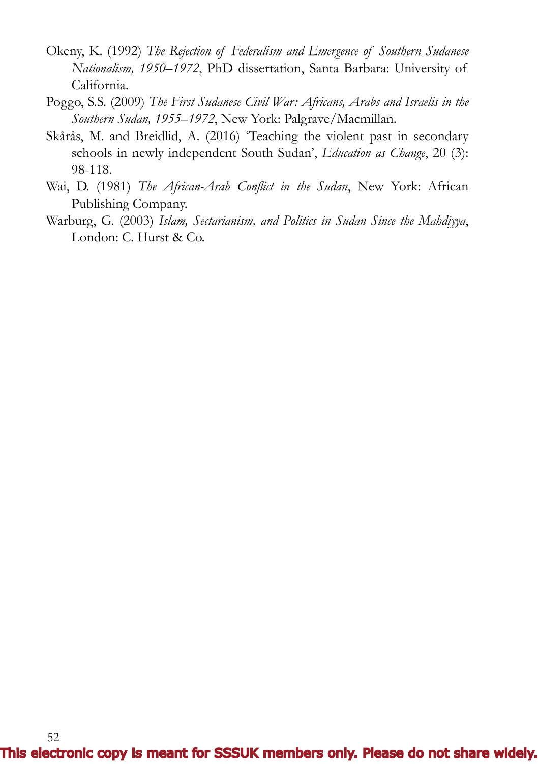Okeny, K. (1992) *The Rejection of Federalism and Emergence of Southern Sudanese Nationalism, 1950–1972*, PhD dissertation, Santa Barbara: University of California.

Poggo, S.S. (2009) *The First Sudanese Civil War: Africans, Arabs and Israelis in the Southern Sudan, 1955–1972*, New York: Palgrave/Macmillan.

Skårås, M. and Breidlid, A. (2016) 'Teaching the violent past in secondary schools in newly independent South Sudan', *Education as Change*, 20 (3): 98-118.

Wai, D. (1981) *The African-Arab Conflict in the Sudan*, New York: African Publishing Company.

Warburg, G. (2003) *Islam, Sectarianism, and Politics in Sudan Since the Mahdiyya*, London: C. Hurst & Co.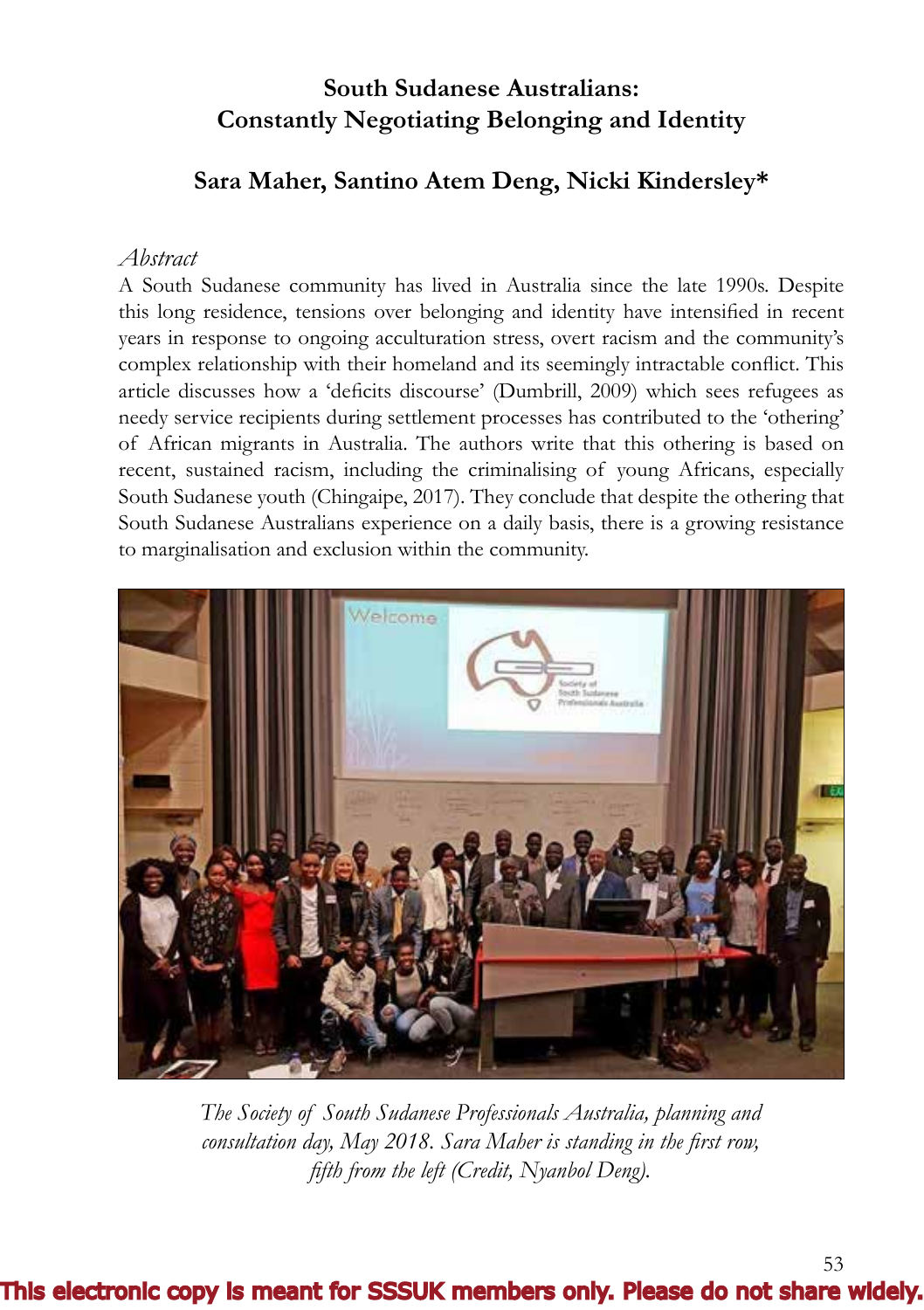# South Sudanese Australians: Constantly Negotiating Belonging and Identity

## Sara Maher, Santino Atem Deng, Nicki Kindersley*

*Abstract*

A South Sudanese community has lived in Australia since the late 1990s. Despite this long residence, tensions over belonging and identity have intensified in recent years in response to ongoing acculturation stress, overt racism and the community's complex relationship with their homeland and its seemingly intractable conflict. This article discusses how a 'deficits discourse' (Dumbrill, 2009) which sees refugees as needy service recipients during settlement processes has contributed to the 'othering' of African migrants in Australia. The authors write that this othering is based on recent, sustained racism, including the criminalising of young Africans, especially South Sudanese youth (Chingaipe, 2017). They conclude that despite the othering that South Sudanese Australians experience on a daily basis, there is a growing resistance to marginalisation and exclusion within the community.

*The Society of South Sudanese Professionals Australia, planning and consultation day, May 2018. Sara Maher is standing in the first row, fifth from the left (Credit, Nyanbol Deng).*

This electronic copy is meant for SSSUK members only. Please do not share widely.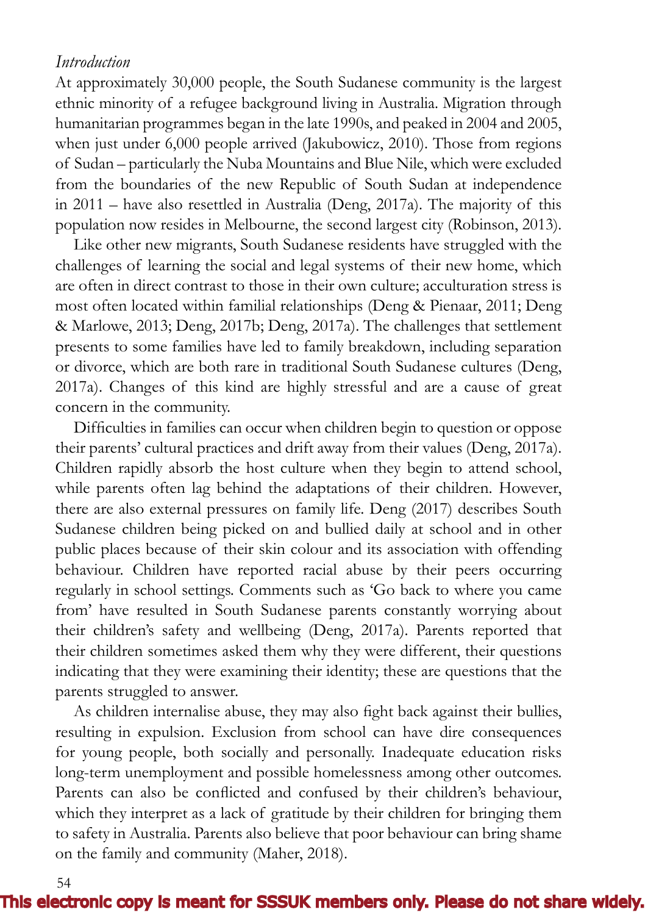*Introduction*

At approximately 30,000 people, the South Sudanese community is the largest ethnic minority of a refugee background living in Australia. Migration through humanitarian programmes began in the late 1990s, and peaked in 2004 and 2005, when just under 6,000 people arrived (Jakubowicz, 2010). Those from regions of Sudan – particularly the Nuba Mountains and Blue Nile, which were excluded from the boundaries of the new Republic of South Sudan at independence in 2011 – have also resettled in Australia (Deng, 2017a). The majority of this population now resides in Melbourne, the second largest city (Robinson, 2013).

Like other new migrants, South Sudanese residents have struggled with the challenges of learning the social and legal systems of their new home, which are often in direct contrast to those in their own culture; acculturation stress is most often located within familial relationships (Deng & Pienaar, 2011; Deng & Marlowe, 2013; Deng, 2017b; Deng, 2017a). The challenges that settlement presents to some families have led to family breakdown, including separation or divorce, which are both rare in traditional South Sudanese cultures (Deng, 2017a). Changes of this kind are highly stressful and are a cause of great concern in the community.

Difficulties in families can occur when children begin to question or oppose their parents' cultural practices and drift away from their values (Deng, 2017a). Children rapidly absorb the host culture when they begin to attend school, while parents often lag behind the adaptations of their children. However, there are also external pressures on family life. Deng (2017) describes South Sudanese children being picked on and bullied daily at school and in other public places because of their skin colour and its association with offending behaviour. Children have reported racial abuse by their peers occurring regularly in school settings. Comments such as 'Go back to where you came from' have resulted in South Sudanese parents constantly worrying about their children's safety and wellbeing (Deng, 2017a). Parents reported that their children sometimes asked them why they were different, their questions indicating that they were examining their identity; these are questions that the parents struggled to answer.

As children internalise abuse, they may also fight back against their bullies, resulting in expulsion. Exclusion from school can have dire consequences for young people, both socially and personally. Inadequate education risks long-term unemployment and possible homelessness among other outcomes. Parents can also be conflicted and confused by their children's behaviour, which they interpret as a lack of gratitude by their children for bringing them to safety in Australia. Parents also believe that poor behaviour can bring shame on the family and community (Maher, 2018).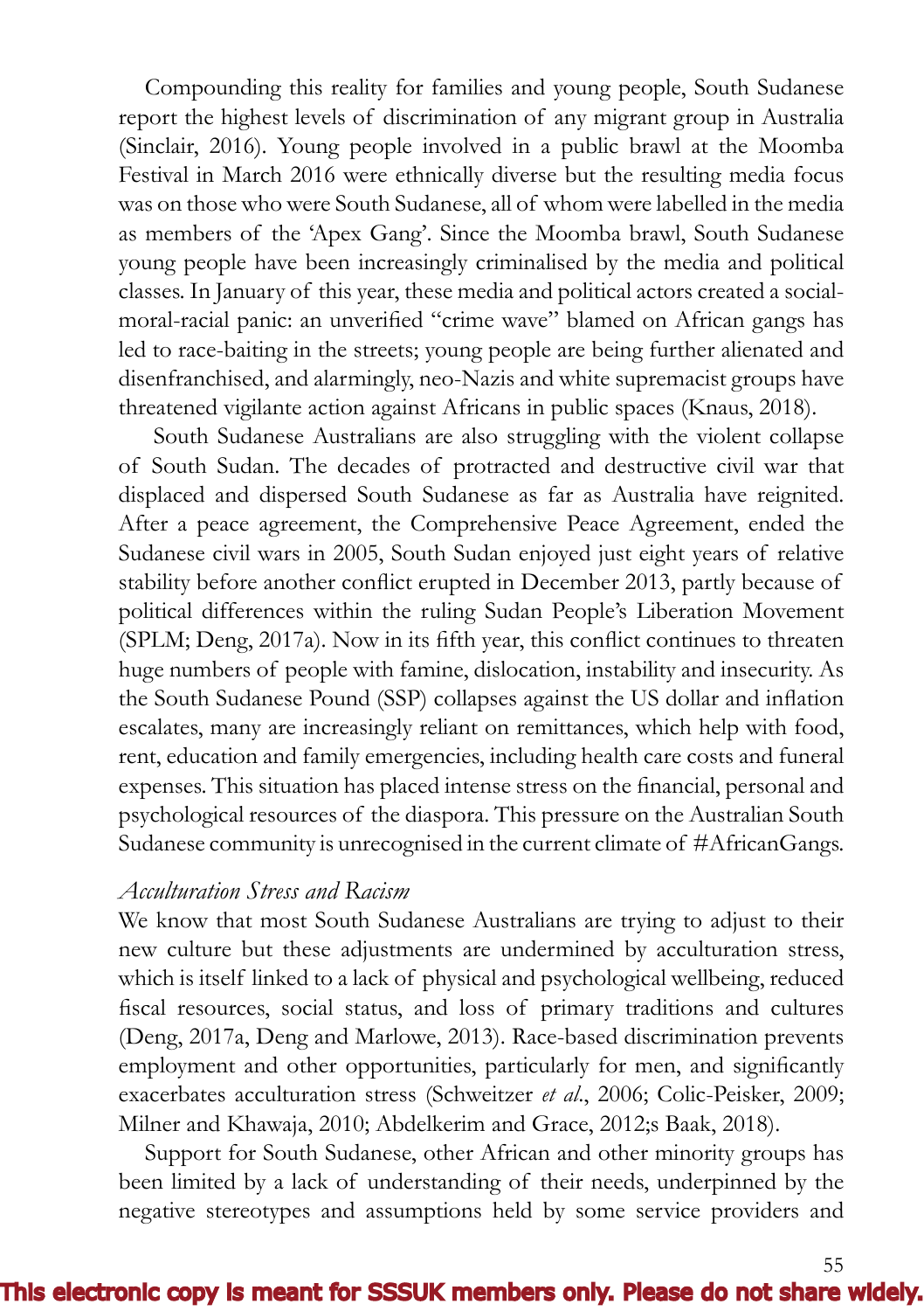Compounding this reality for families and young people, South Sudanese report the highest levels of discrimination of any migrant group in Australia (Sinclair, 2016). Young people involved in a public brawl at the Moomba Festival in March 2016 were ethnically diverse but the resulting media focus was on those who were South Sudanese, all of whom were labelled in the media as members of the 'Apex Gang'. Since the Moomba brawl, South Sudanese young people have been increasingly criminalised by the media and political classes. In January of this year, these media and political actors created a social-moral-racial panic: an unverified "crime wave" blamed on African gangs has led to race-baiting in the streets; young people are being further alienated and disenfranchised, and alarmingly, neo-Nazis and white supremacist groups have threatened vigilante action against Africans in public spaces (Knaus, 2018).

South Sudanese Australians are also struggling with the violent collapse of South Sudan. The decades of protracted and destructive civil war that displaced and dispersed South Sudanese as far as Australia have reignited. After a peace agreement, the Comprehensive Peace Agreement, ended the Sudanese civil wars in 2005, South Sudan enjoyed just eight years of relative stability before another conflict erupted in December 2013, partly because of political differences within the ruling Sudan People's Liberation Movement (SPLM; Deng, 2017a). Now in its fifth year, this conflict continues to threaten huge numbers of people with famine, dislocation, instability and insecurity. As the South Sudanese Pound (SSP) collapses against the US dollar and inflation escalates, many are increasingly reliant on remittances, which help with food, rent, education and family emergencies, including health care costs and funeral expenses. This situation has placed intense stress on the financial, personal and psychological resources of the diaspora. This pressure on the Australian South Sudanese community is unrecognised in the current climate of #AfricanGangs.

### *Acculturation Stress and Racism*

We know that most South Sudanese Australians are trying to adjust to their new culture but these adjustments are undermined by acculturation stress, which is itself linked to a lack of physical and psychological wellbeing, reduced fiscal resources, social status, and loss of primary traditions and cultures (Deng, 2017a, Deng and Marlowe, 2013). Race-based discrimination prevents employment and other opportunities, particularly for men, and significantly exacerbates acculturation stress (Schweitzer *et al.*, 2006; Colic-Peisker, 2009; Milner and Khawaja, 2010; Abdelkerim and Grace, 2012;s Baak, 2018).

Support for South Sudanese, other African and other minority groups has been limited by a lack of understanding of their needs, underpinned by the negative stereotypes and assumptions held by some service providers and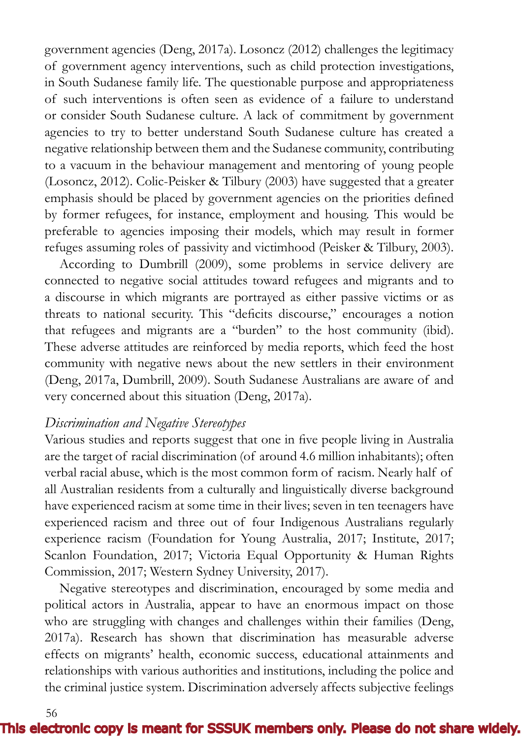government agencies (Deng, 2017a). Losoncz (2012) challenges the legitimacy of government agency interventions, such as child protection investigations, in South Sudanese family life. The questionable purpose and appropriateness of such interventions is often seen as evidence of a failure to understand or consider South Sudanese culture. A lack of commitment by government agencies to try to better understand South Sudanese culture has created a negative relationship between them and the Sudanese community, contributing to a vacuum in the behaviour management and mentoring of young people (Losoncz, 2012). Colic-Peisker & Tilbury (2003) have suggested that a greater emphasis should be placed by government agencies on the priorities defined by former refugees, for instance, employment and housing. This would be preferable to agencies imposing their models, which may result in former refuges assuming roles of passivity and victimhood (Peisker & Tilbury, 2003).

According to Dumbrill (2009), some problems in service delivery are connected to negative social attitudes toward refugees and migrants and to a discourse in which migrants are portrayed as either passive victims or as threats to national security. This "deficits discourse," encourages a notion that refugees and migrants are a "burden" to the host community (ibid). These adverse attitudes are reinforced by media reports, which feed the host community with negative news about the new settlers in their environment (Deng, 2017a, Dumbrill, 2009). South Sudanese Australians are aware of and very concerned about this situation (Deng, 2017a).

*Discrimination and Negative Stereotypes*

Various studies and reports suggest that one in five people living in Australia are the target of racial discrimination (of around 4.6 million inhabitants); often verbal racial abuse, which is the most common form of racism. Nearly half of all Australian residents from a culturally and linguistically diverse background have experienced racism at some time in their lives; seven in ten teenagers have experienced racism and three out of four Indigenous Australians regularly experience racism (Foundation for Young Australia, 2017; Institute, 2017; Scanlon Foundation, 2017; Victoria Equal Opportunity & Human Rights Commission, 2017; Western Sydney University, 2017).

Negative stereotypes and discrimination, encouraged by some media and political actors in Australia, appear to have an enormous impact on those who are struggling with changes and challenges within their families (Deng, 2017a). Research has shown that discrimination has measurable adverse effects on migrants' health, economic success, educational attainments and relationships with various authorities and institutions, including the police and the criminal justice system. Discrimination adversely affects subjective feelings

This electronic copy is meant for SSSUK members only. Please do not share widely.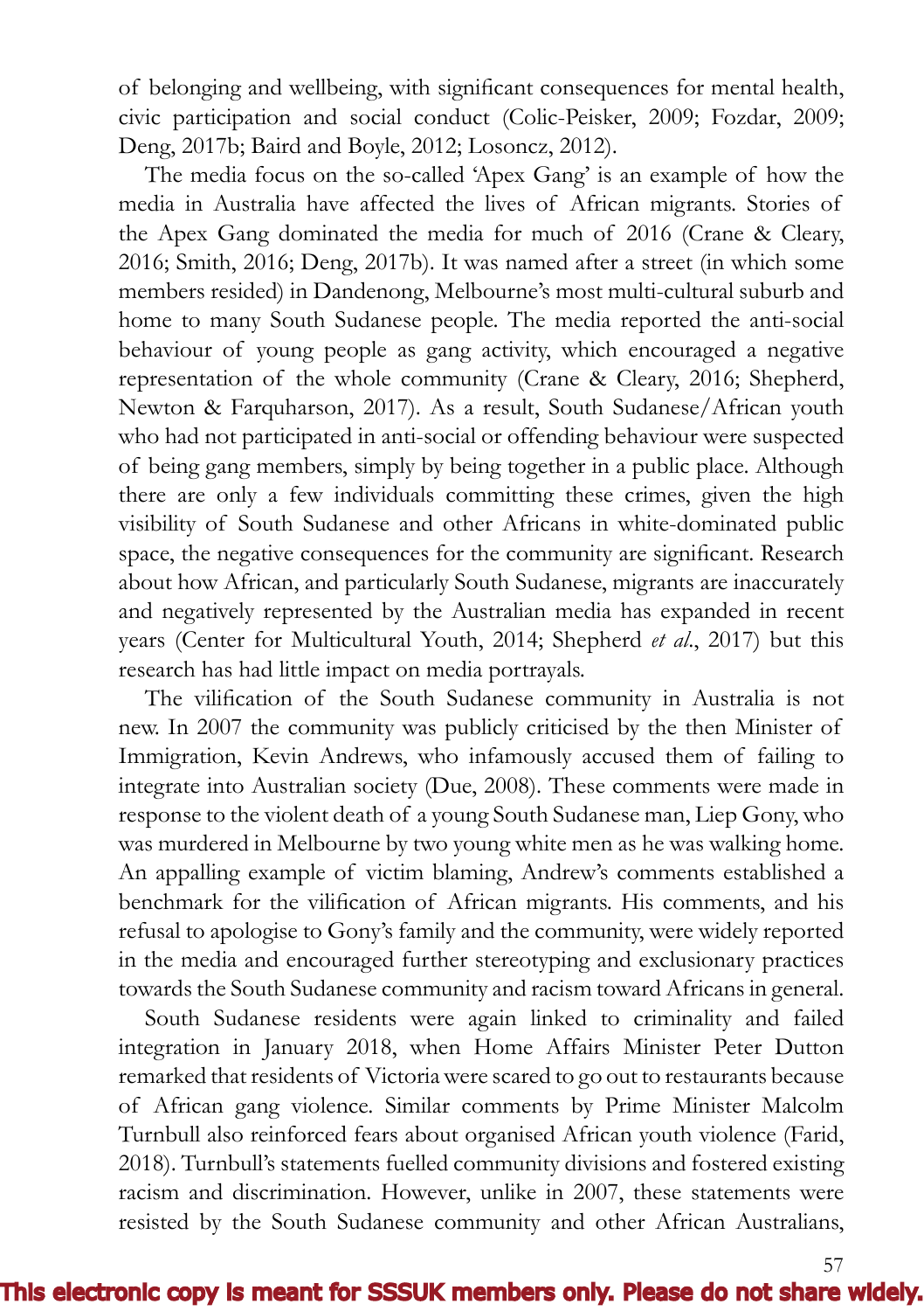of belonging and wellbeing, with significant consequences for mental health, civic participation and social conduct (Colic-Peisker, 2009; Fozdar, 2009; Deng, 2017b; Baird and Boyle, 2012; Losoncz, 2012).

The media focus on the so-called 'Apex Gang' is an example of how the media in Australia have affected the lives of African migrants. Stories of the Apex Gang dominated the media for much of 2016 (Crane & Cleary, 2016; Smith, 2016; Deng, 2017b). It was named after a street (in which some members resided) in Dandenong, Melbourne's most multi-cultural suburb and home to many South Sudanese people. The media reported the anti-social behaviour of young people as gang activity, which encouraged a negative representation of the whole community (Crane & Cleary, 2016; Shepherd, Newton & Farquharson, 2017). As a result, South Sudanese/African youth who had not participated in anti-social or offending behaviour were suspected of being gang members, simply by being together in a public place. Although there are only a few individuals committing these crimes, given the high visibility of South Sudanese and other Africans in white-dominated public space, the negative consequences for the community are significant. Research about how African, and particularly South Sudanese, migrants are inaccurately and negatively represented by the Australian media has expanded in recent years (Center for Multicultural Youth, 2014; Shepherd *et al.*, 2017) but this research has had little impact on media portrayals.

The vilification of the South Sudanese community in Australia is not new. In 2007 the community was publicly criticised by the then Minister of Immigration, Kevin Andrews, who infamously accused them of failing to integrate into Australian society (Due, 2008). These comments were made in response to the violent death of a young South Sudanese man, Liep Gony, who was murdered in Melbourne by two young white men as he was walking home. An appalling example of victim blaming, Andrew's comments established a benchmark for the vilification of African migrants. His comments, and his refusal to apologise to Gony's family and the community, were widely reported in the media and encouraged further stereotyping and exclusionary practices towards the South Sudanese community and racism toward Africans in general.

South Sudanese residents were again linked to criminality and failed integration in January 2018, when Home Affairs Minister Peter Dutton remarked that residents of Victoria were scared to go out to restaurants because of African gang violence. Similar comments by Prime Minister Malcolm Turnbull also reinforced fears about organised African youth violence (Farid, 2018). Turnbull's statements fuelled community divisions and fostered existing racism and discrimination. However, unlike in 2007, these statements were resisted by the South Sudanese community and other African Australians,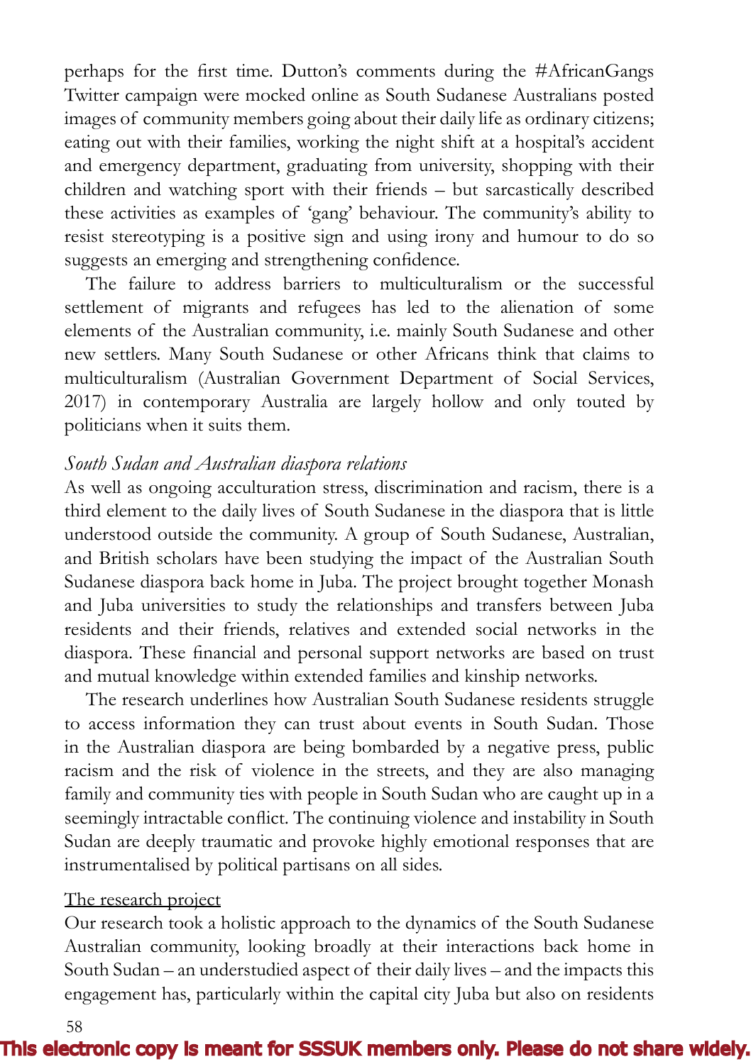perhaps for the first time. Dutton's comments during the #AfricanGangs Twitter campaign were mocked online as South Sudanese Australians posted images of community members going about their daily life as ordinary citizens; eating out with their families, working the night shift at a hospital's accident and emergency department, graduating from university, shopping with their children and watching sport with their friends – but sarcastically described these activities as examples of 'gang' behaviour. The community's ability to resist stereotyping is a positive sign and using irony and humour to do so suggests an emerging and strengthening confidence.

The failure to address barriers to multiculturalism or the successful settlement of migrants and refugees has led to the alienation of some elements of the Australian community, i.e. mainly South Sudanese and other new settlers. Many South Sudanese or other Africans think that claims to multiculturalism (Australian Government Department of Social Services, 2017) in contemporary Australia are largely hollow and only touted by politicians when it suits them.

*South Sudan and Australian diaspora relations*

As well as ongoing acculturation stress, discrimination and racism, there is a third element to the daily lives of South Sudanese in the diaspora that is little understood outside the community. A group of South Sudanese, Australian, and British scholars have been studying the impact of the Australian South Sudanese diaspora back home in Juba. The project brought together Monash and Juba universities to study the relationships and transfers between Juba residents and their friends, relatives and extended social networks in the diaspora. These financial and personal support networks are based on trust and mutual knowledge within extended families and kinship networks.

The research underlines how Australian South Sudanese residents struggle to access information they can trust about events in South Sudan. Those in the Australian diaspora are being bombarded by a negative press, public racism and the risk of violence in the streets, and they are also managing family and community ties with people in South Sudan who are caught up in a seemingly intractable conflict. The continuing violence and instability in South Sudan are deeply traumatic and provoke highly emotional responses that are instrumentalised by political partisans on all sides.

<u>The research project</u>

Our research took a holistic approach to the dynamics of the South Sudanese Australian community, looking broadly at their interactions back home in South Sudan – an understudied aspect of their daily lives – and the impacts this engagement has, particularly within the capital city Juba but also on residents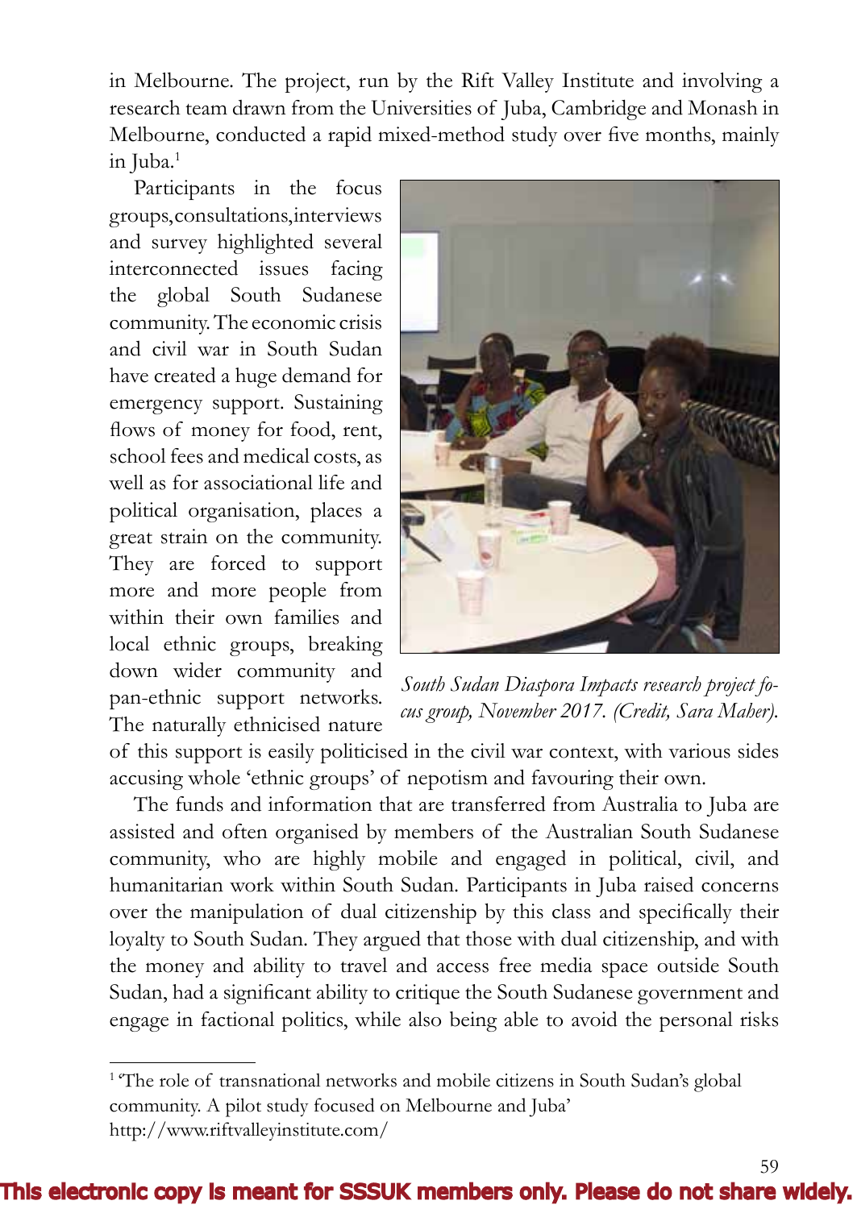in Melbourne. The project, run by the Rift Valley Institute and involving a research team drawn from the Universities of Juba, Cambridge and Monash in Melbourne, conducted a rapid mixed-method study over five months, mainly in Juba.[1]

Participants in the focus groups, consultations, interviews and survey highlighted several interconnected issues facing the global South Sudanese community. The economic crisis and civil war in South Sudan have created a huge demand for emergency support. Sustaining flows of money for food, rent, school fees and medical costs, as well as for associational life and political organisation, places a great strain on the community. They are forced to support more and more people from within their own families and local ethnic groups, breaking down wider community and pan-ethnic support networks. The naturally ethnicised nature of this support is easily politicised in the civil war context, with various sides accusing whole 'ethnic groups' of nepotism and favouring their own.

*South Sudan Diaspora Impacts research project focus group, November 2017. (Credit, Sara Maher).*

The funds and information that are transferred from Australia to Juba are assisted and often organised by members of the Australian South Sudanese community, who are highly mobile and engaged in political, civil, and humanitarian work within South Sudan. Participants in Juba raised concerns over the manipulation of dual citizenship by this class and specifically their loyalty to South Sudan. They argued that those with dual citizenship, and with the money and ability to travel and access free media space outside South Sudan, had a significant ability to critique the South Sudanese government and engage in factional politics, while also being able to avoid the personal risks

---

[1] 'The role of transnational networks and mobile citizens in South Sudan's global community. A pilot study focused on Melbourne and Juba' http://www.riftvalleyinstitute.com/

This electronic copy is meant for SSSUK members only. Please do not share widely.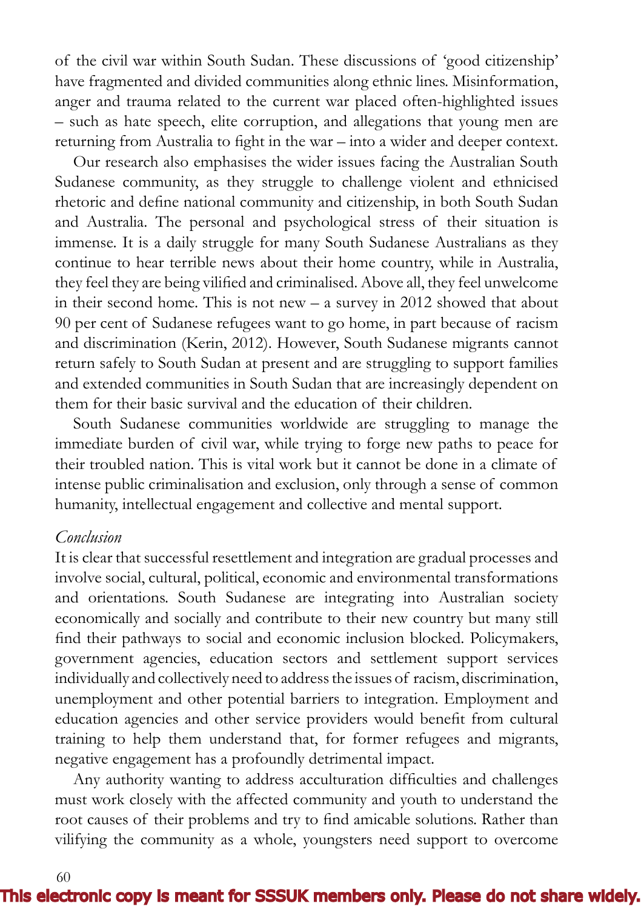of the civil war within South Sudan. These discussions of 'good citizenship' have fragmented and divided communities along ethnic lines. Misinformation, anger and trauma related to the current war placed often-highlighted issues – such as hate speech, elite corruption, and allegations that young men are returning from Australia to fight in the war – into a wider and deeper context.

Our research also emphasises the wider issues facing the Australian South Sudanese community, as they struggle to challenge violent and ethnicised rhetoric and define national community and citizenship, in both South Sudan and Australia. The personal and psychological stress of their situation is immense. It is a daily struggle for many South Sudanese Australians as they continue to hear terrible news about their home country, while in Australia, they feel they are being vilified and criminalised. Above all, they feel unwelcome in their second home. This is not new – a survey in 2012 showed that about 90 per cent of Sudanese refugees want to go home, in part because of racism and discrimination (Kerin, 2012). However, South Sudanese migrants cannot return safely to South Sudan at present and are struggling to support families and extended communities in South Sudan that are increasingly dependent on them for their basic survival and the education of their children.

South Sudanese communities worldwide are struggling to manage the immediate burden of civil war, while trying to forge new paths to peace for their troubled nation. This is vital work but it cannot be done in a climate of intense public criminalisation and exclusion, only through a sense of common humanity, intellectual engagement and collective and mental support.

*Conclusion*

It is clear that successful resettlement and integration are gradual processes and involve social, cultural, political, economic and environmental transformations and orientations. South Sudanese are integrating into Australian society economically and socially and contribute to their new country but many still find their pathways to social and economic inclusion blocked. Policymakers, government agencies, education sectors and settlement support services individually and collectively need to address the issues of racism, discrimination, unemployment and other potential barriers to integration. Employment and education agencies and other service providers would benefit from cultural training to help them understand that, for former refugees and migrants, negative engagement has a profoundly detrimental impact.

Any authority wanting to address acculturation difficulties and challenges must work closely with the affected community and youth to understand the root causes of their problems and try to find amicable solutions. Rather than vilifying the community as a whole, youngsters need support to overcome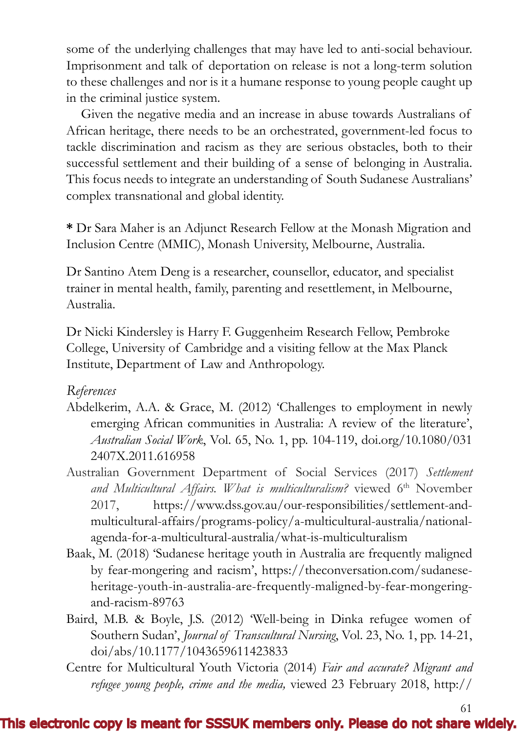some of the underlying challenges that may have led to anti-social behaviour. Imprisonment and talk of deportation on release is not a long-term solution to these challenges and nor is it a humane response to young people caught up in the criminal justice system.

Given the negative media and an increase in abuse towards Australians of African heritage, there needs to be an orchestrated, government-led focus to tackle discrimination and racism as they are serious obstacles, both to their successful settlement and their building of a sense of belonging in Australia. This focus needs to integrate an understanding of South Sudanese Australians' complex transnational and global identity.

**\*** Dr Sara Maher is an Adjunct Research Fellow at the Monash Migration and Inclusion Centre (MMIC), Monash University, Melbourne, Australia.

Dr Santino Atem Deng is a researcher, counsellor, educator, and specialist trainer in mental health, family, parenting and resettlement, in Melbourne, Australia.

Dr Nicki Kindersley is Harry F. Guggenheim Research Fellow, Pembroke College, University of Cambridge and a visiting fellow at the Max Planck Institute, Department of Law and Anthropology.

*References*

Abdelkerim, A.A. & Grace, M. (2012) 'Challenges to employment in newly emerging African communities in Australia: A review of the literature', *Australian Social Work*, Vol. 65, No. 1, pp. 104-119, doi.org/10.1080/0312407X.2011.616958

Australian Government Department of Social Services (2017) *Settlement and Multicultural Affairs. What is multiculturalism?* viewed 6th November 2017, https://www.dss.gov.au/our-responsibilities/settlement-and-multicultural-affairs/programs-policy/a-multicultural-australia/national-agenda-for-a-multicultural-australia/what-is-multiculturalism

Baak, M. (2018) 'Sudanese heritage youth in Australia are frequently maligned by fear-mongering and racism', https://theconversation.com/sudanese-heritage-youth-in-australia-are-frequently-maligned-by-fear-mongering-and-racism-89763

Baird, M.B. & Boyle, J.S. (2012) 'Well-being in Dinka refugee women of Southern Sudan', *Journal of Transcultural Nursing*, Vol. 23, No. 1, pp. 14-21, doi/abs/10.1177/1043659611423833

Centre for Multicultural Youth Victoria (2014) *Fair and accurate? Migrant and refugee young people, crime and the media,* viewed 23 February 2018, http://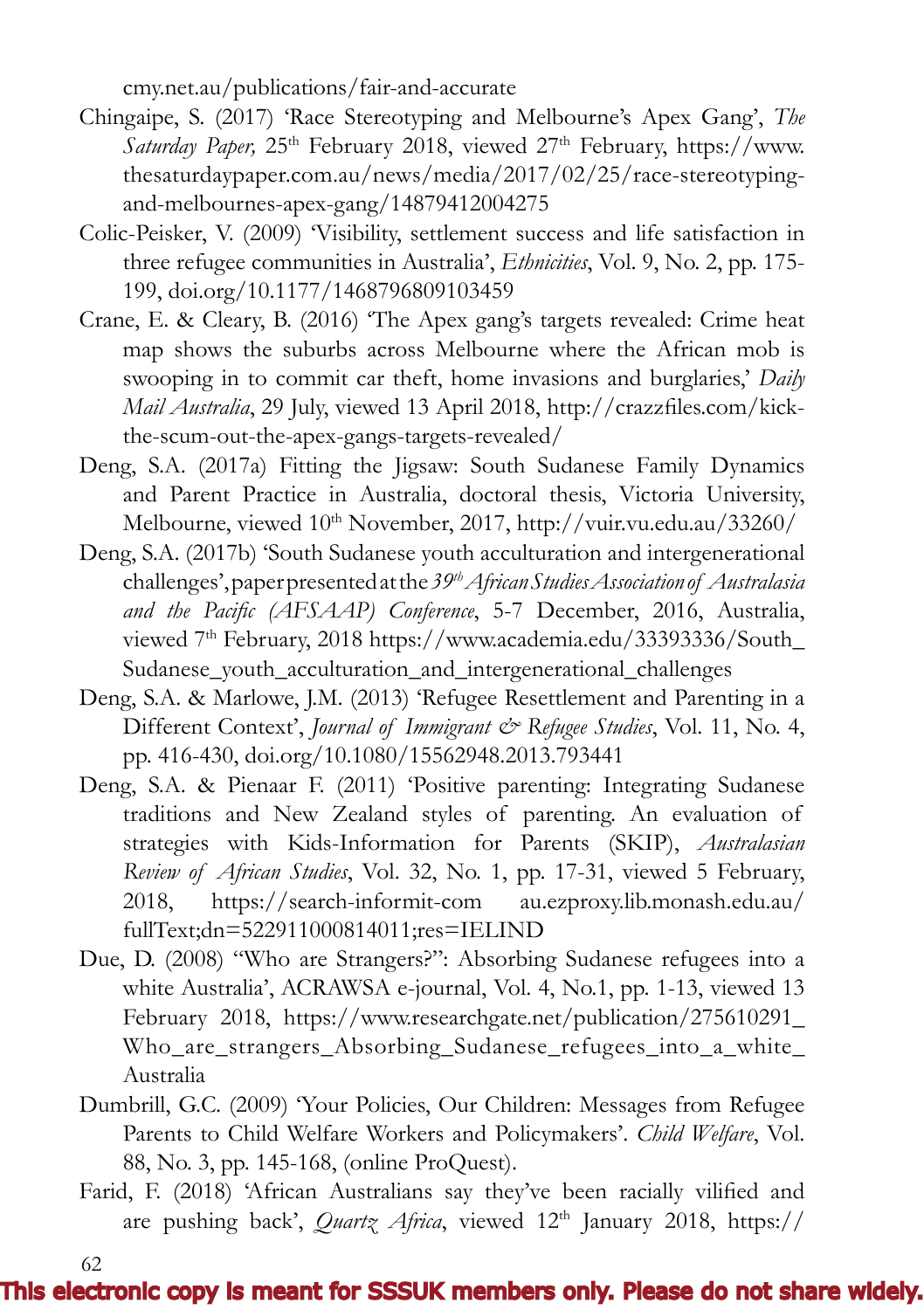cmy.net.au/publications/fair-and-accurate

Chingaipe, S. (2017) 'Race Stereotyping and Melbourne's Apex Gang', *The Saturday Paper,* 25th February 2018, viewed 27th February, https://www.thesaturdaypaper.com.au/news/media/2017/02/25/race-stereotyping-and-melbournes-apex-gang/14879412004275

Colic-Peisker, V. (2009) 'Visibility, settlement success and life satisfaction in three refugee communities in Australia', *Ethnicities*, Vol. 9, No. 2, pp. 175-199, doi.org/10.1177/1468796809103459

Crane, E. & Cleary, B. (2016) 'The Apex gang's targets revealed: Crime heat map shows the suburbs across Melbourne where the African mob is swooping in to commit car theft, home invasions and burglaries,' *Daily Mail Australia*, 29 July, viewed 13 April 2018, http://crazzfiles.com/kick-the-scum-out-the-apex-gangs-targets-revealed/

Deng, S.A. (2017a) Fitting the Jigsaw: South Sudanese Family Dynamics and Parent Practice in Australia, doctoral thesis, Victoria University, Melbourne, viewed 10th November, 2017, http://vuir.vu.edu.au/33260/

Deng, S.A. (2017b) 'South Sudanese youth acculturation and intergenerational challenges', paper presented at the *39th African Studies Association of Australasia and the Pacific (AFSAAP) Conference*, 5-7 December, 2016, Australia, viewed 7th February, 2018 https://www.academia.edu/33393336/South_Sudanese_youth_acculturation_and_intergenerational_challenges

Deng, S.A. & Marlowe, J.M. (2013) 'Refugee Resettlement and Parenting in a Different Context', *Journal of Immigrant & Refugee Studies*, Vol. 11, No. 4, pp. 416-430, doi.org/10.1080/15562948.2013.793441

Deng, S.A. & Pienaar F. (2011) 'Positive parenting: Integrating Sudanese traditions and New Zealand styles of parenting. An evaluation of strategies with Kids-Information for Parents (SKIP), *Australasian Review of African Studies*, Vol. 32, No. 1, pp. 17-31, viewed 5 February, 2018, https://search-informit-com au.ezproxy.lib.monash.edu.au/fullText;dn=522911000814011;res=IELIND

Due, D. (2008) "Who are Strangers?": Absorbing Sudanese refugees into a white Australia', ACRAWSA e-journal, Vol. 4, No.1, pp. 1-13, viewed 13 February 2018, https://www.researchgate.net/publication/275610291_Who_are_strangers_Absorbing_Sudanese_refugees_into_a_white_Australia

Dumbrill, G.C. (2009) 'Your Policies, Our Children: Messages from Refugee Parents to Child Welfare Workers and Policymakers'. *Child Welfare*, Vol. 88, No. 3, pp. 145-168, (online ProQuest).

Farid, F. (2018) 'African Australians say they've been racially vilified and are pushing back', *Quartz Africa*, viewed 12th January 2018, https://

**This electronic copy is meant for SSSUK members only. Please do not share widely.**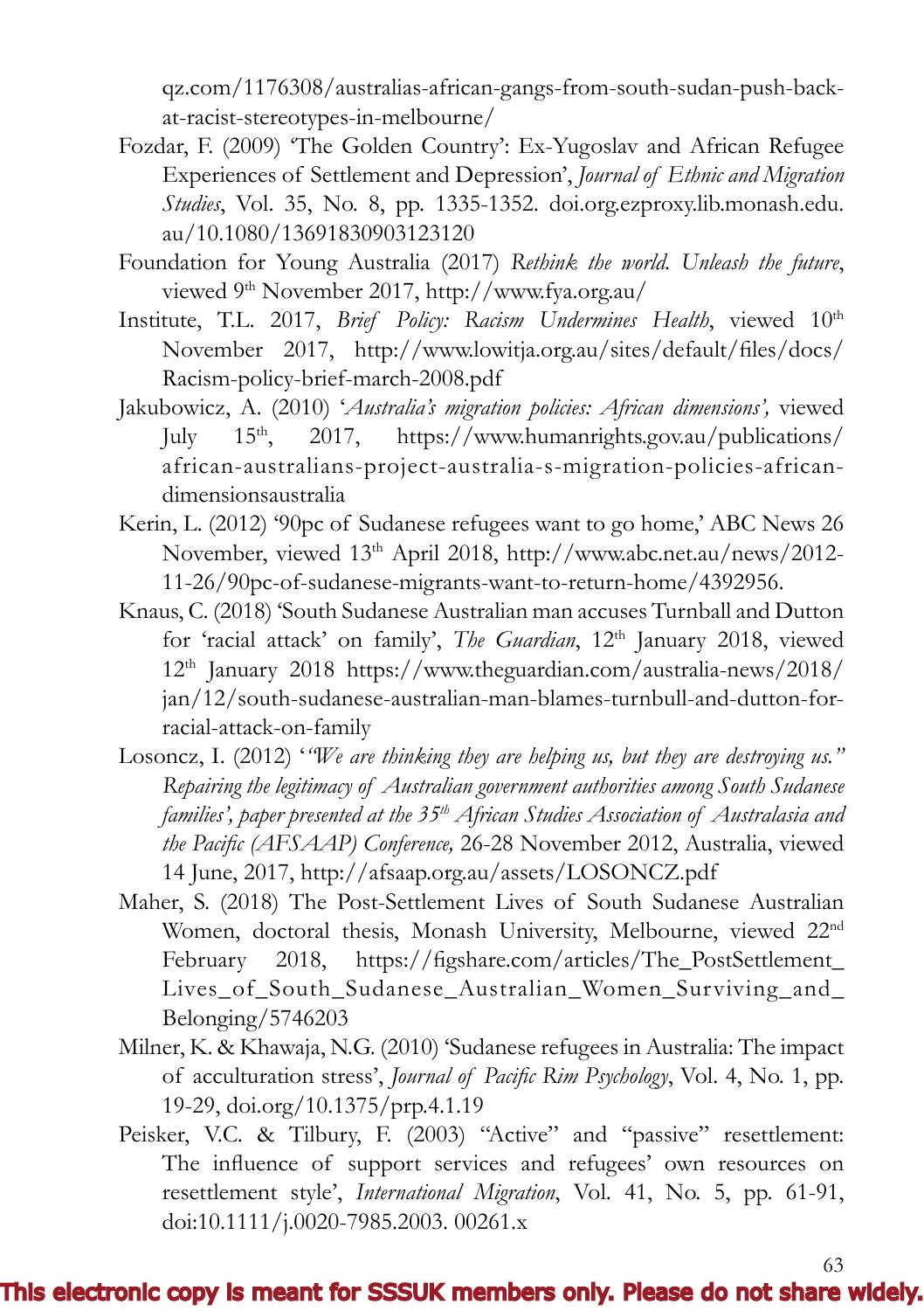qz.com/1176308/australias-african-gangs-from-south-sudan-push-back-at-racist-stereotypes-in-melbourne/

Fozdar, F. (2009) 'The Golden Country': Ex-Yugoslav and African Refugee Experiences of Settlement and Depression', *Journal of Ethnic and Migration Studies*, Vol. 35, No. 8, pp. 1335-1352. doi.org.ezproxy.lib.monash.edu.au/10.1080/13691830903123120

Foundation for Young Australia (2017) *Rethink the world. Unleash the future*, viewed 9th November 2017, http://www.fya.org.au/

Institute, T.L. 2017, *Brief Policy: Racism Undermines Health*, viewed 10th November 2017, http://www.lowitja.org.au/sites/default/files/docs/Racism-policy-brief-march-2008.pdf

Jakubowicz, A. (2010) '*Australia's migration policies: African dimensions',* viewed July 15th, 2017, https://www.humanrights.gov.au/publications/african-australians-project-australia-s-migration-policies-african-dimensionsaustralia

Kerin, L. (2012) '90pc of Sudanese refugees want to go home,' ABC News 26 November, viewed 13th April 2018, http://www.abc.net.au/news/2012-11-26/90pc-of-sudanese-migrants-want-to-return-home/4392956.

Knaus, C. (2018) 'South Sudanese Australian man accuses Turnball and Dutton for 'racial attack' on family', *The Guardian*, 12th January 2018, viewed 12th January 2018 https://www.theguardian.com/australia-news/2018/jan/12/south-sudanese-australian-man-blames-turnbull-and-dutton-for-racial-attack-on-family

Losoncz, I. (2012) '*"We are thinking they are helping us, but they are destroying us." Repairing the legitimacy of Australian government authorities among South Sudanese families', paper presented at the 35th African Studies Association of Australasia and the Pacific (AFSAAP) Conference,* 26-28 November 2012, Australia, viewed 14 June, 2017, http://afsaap.org.au/assets/LOSONCZ.pdf

Maher, S. (2018) The Post-Settlement Lives of South Sudanese Australian Women, doctoral thesis, Monash University, Melbourne, viewed 22nd February 2018, https://figshare.com/articles/The_PostSettlement_Lives_of_South_Sudanese_Australian_Women_Surviving_and_Belonging/5746203

Milner, K. & Khawaja, N.G. (2010) 'Sudanese refugees in Australia: The impact of acculturation stress', *Journal of Pacific Rim Psychology*, Vol. 4, No. 1, pp. 19-29, doi.org/10.1375/prp.4.1.19

Peisker, V.C. & Tilbury, F. (2003) "Active" and "passive" resettlement: The influence of support services and refugees' own resources on resettlement style', *International Migration*, Vol. 41, No. 5, pp. 61-91, doi:10.1111/j.0020-7985.2003. 00261.x

This electronic copy is meant for SSSUK members only. Please do not share widely.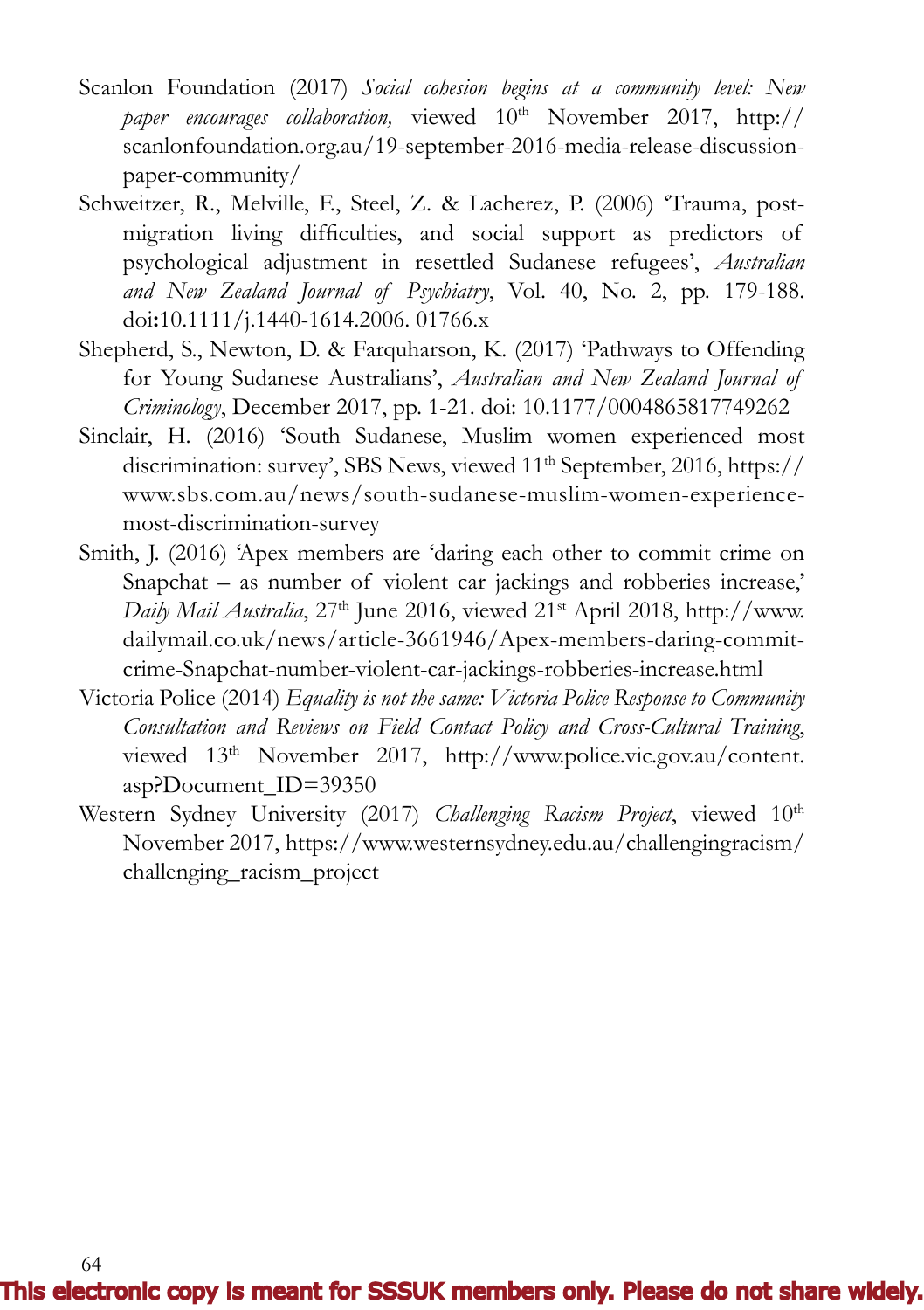Scanlon Foundation (2017) *Social cohesion begins at a community level: New paper encourages collaboration,* viewed 10th November 2017, http://scanlonfoundation.org.au/19-september-2016-media-release-discussion-paper-community/

Schweitzer, R., Melville, F., Steel, Z. & Lacherez, P. (2006) 'Trauma, post-migration living difficulties, and social support as predictors of psychological adjustment in resettled Sudanese refugees', *Australian and New Zealand Journal of Psychiatry*, Vol. 40, No. 2, pp. 179-188. doi:10.1111/j.1440-1614.2006. 01766.x

Shepherd, S., Newton, D. & Farquharson, K. (2017) 'Pathways to Offending for Young Sudanese Australians', *Australian and New Zealand Journal of Criminology*, December 2017, pp. 1-21. doi: 10.1177/0004865817749262

Sinclair, H. (2016) 'South Sudanese, Muslim women experienced most discrimination: survey', SBS News, viewed 11th September, 2016, https://www.sbs.com.au/news/south-sudanese-muslim-women-experience-most-discrimination-survey

Smith, J. (2016) 'Apex members are 'daring each other to commit crime on Snapchat – as number of violent car jackings and robberies increase,' *Daily Mail Australia*, 27th June 2016, viewed 21st April 2018, http://www.dailymail.co.uk/news/article-3661946/Apex-members-daring-commit-crime-Snapchat-number-violent-car-jackings-robberies-increase.html

Victoria Police (2014) *Equality is not the same: Victoria Police Response to Community Consultation and Reviews on Field Contact Policy and Cross-Cultural Training*, viewed 13th November 2017, http://www.police.vic.gov.au/content.asp?Document_ID=39350

Western Sydney University (2017) *Challenging Racism Project*, viewed 10th November 2017, https://www.westernsydney.edu.au/challengingracism/challenging_racism_project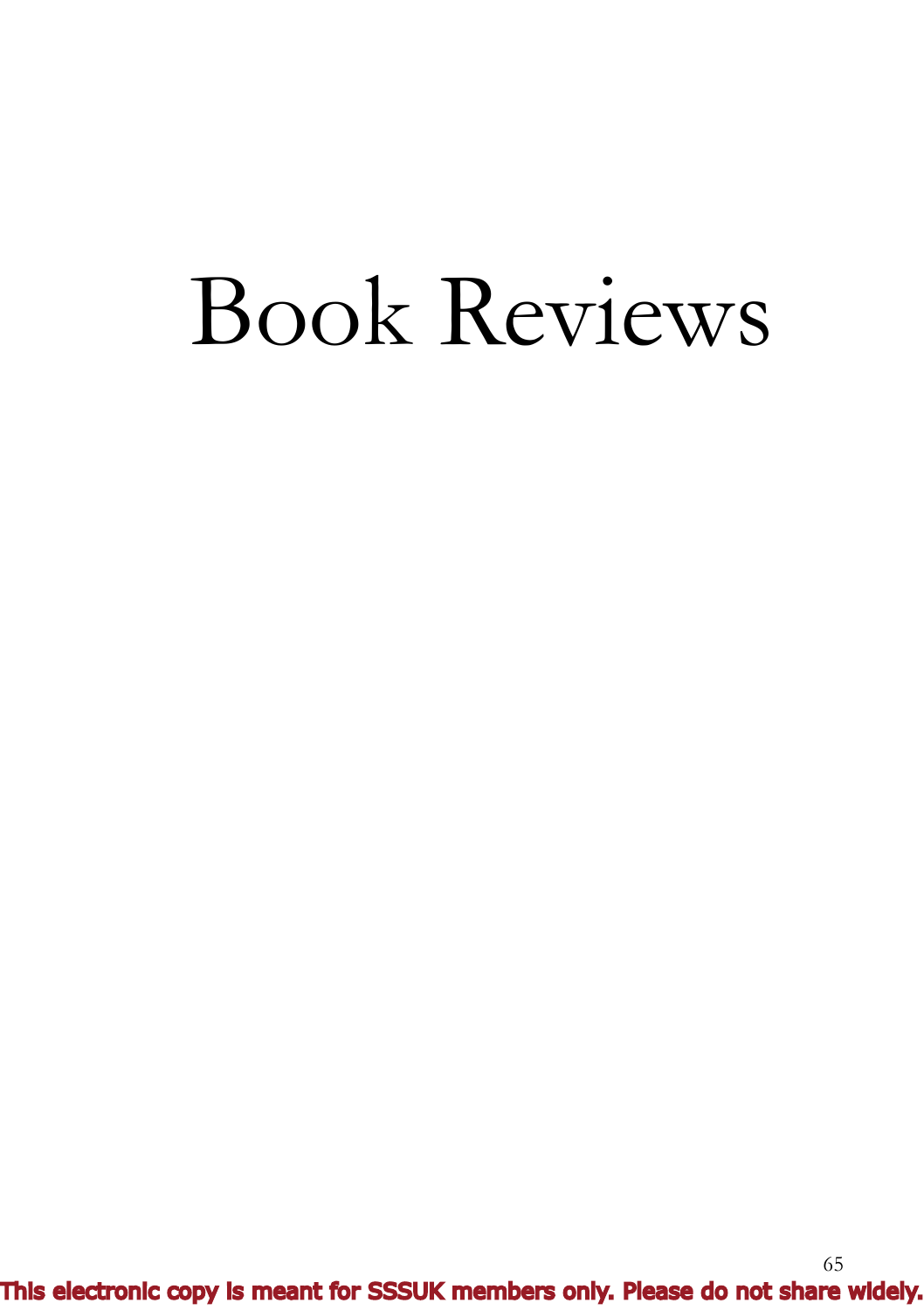# Book Reviews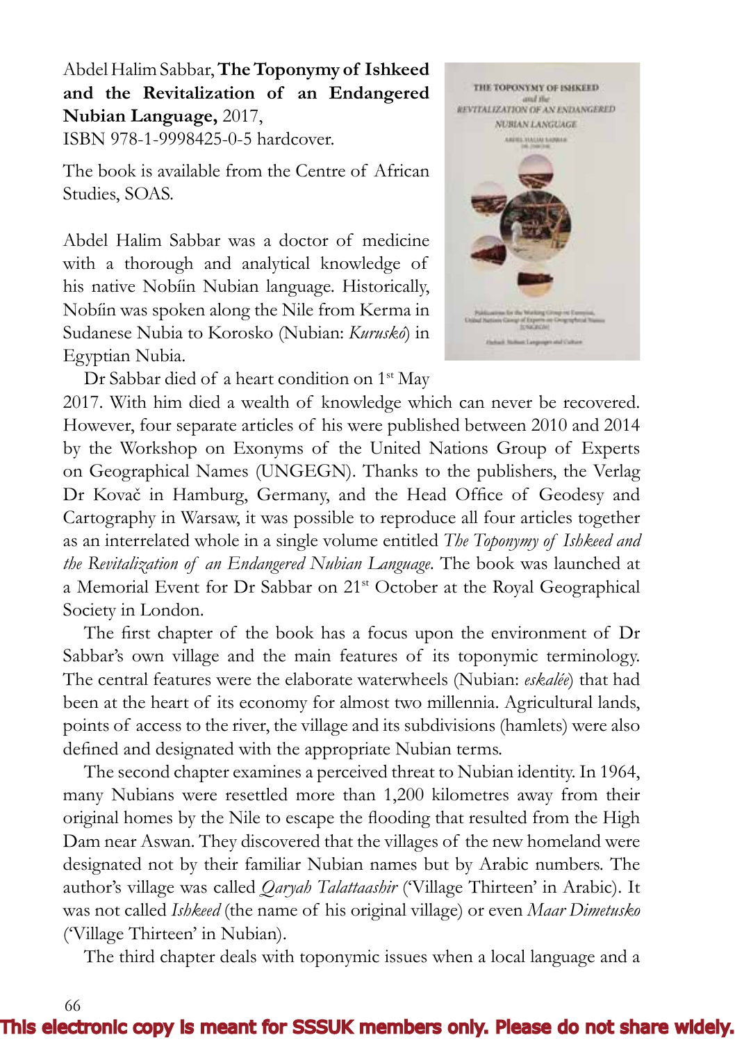Abdel Halim Sabbar, **The Toponymy of Ishkeed and the Revitalization of an Endangered Nubian Language,** 2017, ISBN 978-1-9998425-0-5 hardcover.

The book is available from the Centre of African Studies, SOAS.

Abdel Halim Sabbar was a doctor of medicine with a thorough and analytical knowledge of his native Nobíin Nubian language. Historically, Nobíin was spoken along the Nile from Kerma in Sudanese Nubia to Korosko (Nubian: *Kuruskô*) in Egyptian Nubia.

Dr Sabbar died of a heart condition on 1st May 2017. With him died a wealth of knowledge which can never be recovered. However, four separate articles of his were published between 2010 and 2014 by the Workshop on Exonyms of the United Nations Group of Experts on Geographical Names (UNGEGN). Thanks to the publishers, the Verlag Dr Kovač in Hamburg, Germany, and the Head Office of Geodesy and Cartography in Warsaw, it was possible to reproduce all four articles together as an interrelated whole in a single volume entitled *The Toponymy of Ishkeed and the Revitalization of an Endangered Nubian Language*. The book was launched at a Memorial Event for Dr Sabbar on 21st October at the Royal Geographical Society in London.

The first chapter of the book has a focus upon the environment of Dr Sabbar's own village and the main features of its toponymic terminology. The central features were the elaborate waterwheels (Nubian: *eskalée*) that had been at the heart of its economy for almost two millennia. Agricultural lands, points of access to the river, the village and its subdivisions (hamlets) were also defined and designated with the appropriate Nubian terms.

The second chapter examines a perceived threat to Nubian identity. In 1964, many Nubians were resettled more than 1,200 kilometres away from their original homes by the Nile to escape the flooding that resulted from the High Dam near Aswan. They discovered that the villages of the new homeland were designated not by their familiar Nubian names but by Arabic numbers. The author's village was called *Qaryah Talattaashir* ('Village Thirteen' in Arabic). It was not called *Ishkeed* (the name of his original village) or even *Maar Dimetusko* ('Village Thirteen' in Nubian).

The third chapter deals with toponymic issues when a local language and a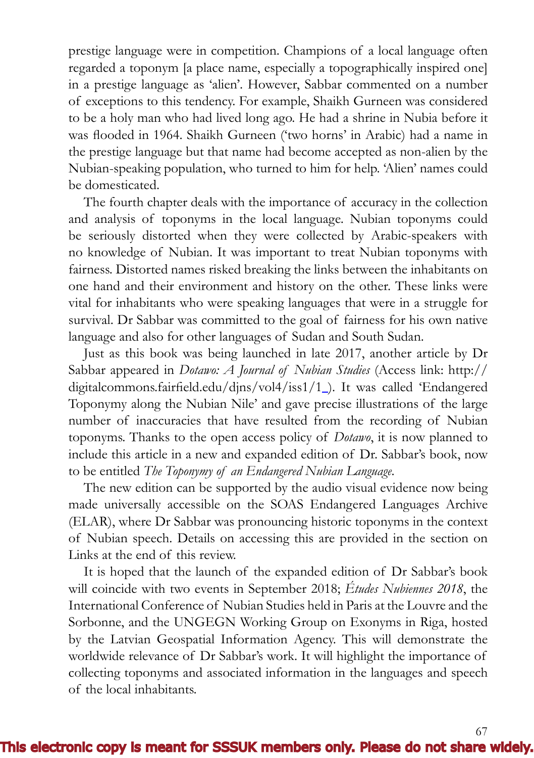prestige language were in competition. Champions of a local language often regarded a toponym [a place name, especially a topographically inspired one] in a prestige language as 'alien'. However, Sabbar commented on a number of exceptions to this tendency. For example, Shaikh Gurneen was considered to be a holy man who had lived long ago. He had a shrine in Nubia before it was flooded in 1964. Shaikh Gurneen ('two horns' in Arabic) had a name in the prestige language but that name had become accepted as non-alien by the Nubian-speaking population, who turned to him for help. 'Alien' names could be domesticated.

The fourth chapter deals with the importance of accuracy in the collection and analysis of toponyms in the local language. Nubian toponyms could be seriously distorted when they were collected by Arabic-speakers with no knowledge of Nubian. It was important to treat Nubian toponyms with fairness. Distorted names risked breaking the links between the inhabitants on one hand and their environment and history on the other. These links were vital for inhabitants who were speaking languages that were in a struggle for survival. Dr Sabbar was committed to the goal of fairness for his own native language and also for other languages of Sudan and South Sudan.

Just as this book was being launched in late 2017, another article by Dr Sabbar appeared in *Dotawo: A Journal of Nubian Studies* (Access link: http://digitalcommons.fairfield.edu/djns/vol4/iss1/1). It was called 'Endangered Toponymy along the Nubian Nile' and gave precise illustrations of the large number of inaccuracies that have resulted from the recording of Nubian toponyms. Thanks to the open access policy of *Dotawo*, it is now planned to include this article in a new and expanded edition of Dr. Sabbar's book, now to be entitled *The Toponymy of an Endangered Nubian Language.*

The new edition can be supported by the audio visual evidence now being made universally accessible on the SOAS Endangered Languages Archive (ELAR), where Dr Sabbar was pronouncing historic toponyms in the context of Nubian speech. Details on accessing this are provided in the section on Links at the end of this review.

It is hoped that the launch of the expanded edition of Dr Sabbar's book will coincide with two events in September 2018; *Études Nubiennes 2018*, the International Conference of Nubian Studies held in Paris at the Louvre and the Sorbonne, and the UNGEGN Working Group on Exonyms in Riga, hosted by the Latvian Geospatial Information Agency. This will demonstrate the worldwide relevance of Dr Sabbar's work. It will highlight the importance of collecting toponyms and associated information in the languages and speech of the local inhabitants.

This electronic copy is meant for SSSUK members only. Please do not share widely.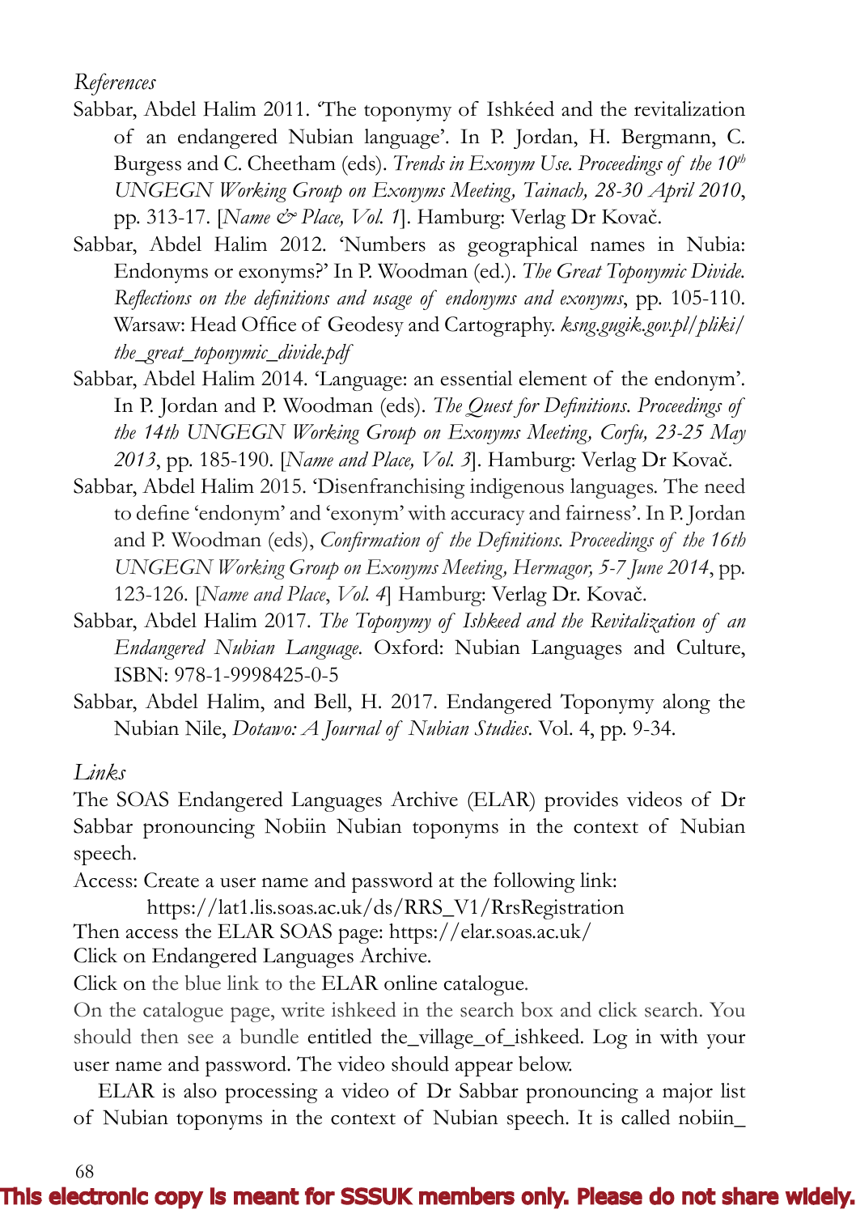*References*

Sabbar, Abdel Halim 2011. 'The toponymy of Ishkéed and the revitalization of an endangered Nubian language'. In P. Jordan, H. Bergmann, C. Burgess and C. Cheetham (eds). *Trends in Exonym Use. Proceedings of the 10th UNGEGN Working Group on Exonyms Meeting, Tainach, 28-30 April 2010*, pp. 313-17. [*Name & Place, Vol. 1*]. Hamburg: Verlag Dr Kovač.

Sabbar, Abdel Halim 2012. 'Numbers as geographical names in Nubia: Endonyms or exonyms?' In P. Woodman (ed.). *The Great Toponymic Divide. Reflections on the definitions and usage of endonyms and exonyms*, pp. 105-110. Warsaw: Head Office of Geodesy and Cartography. *ksng.gugik.gov.pl/pliki/the_great_toponymic_divide.pdf*

Sabbar, Abdel Halim 2014. 'Language: an essential element of the endonym'. In P. Jordan and P. Woodman (eds). *The Quest for Definitions. Proceedings of the 14th UNGEGN Working Group on Exonyms Meeting, Corfu, 23-25 May 2013*, pp. 185-190. [*Name and Place, Vol. 3*]. Hamburg: Verlag Dr Kovač.

Sabbar, Abdel Halim 2015. 'Disenfranchising indigenous languages. The need to define 'endonym' and 'exonym' with accuracy and fairness'. In P. Jordan and P. Woodman (eds), *Confirmation of the Definitions. Proceedings of the 16th UNGEGN Working Group on Exonyms Meeting, Hermagor, 5-7 June 2014*, pp. 123-126. [*Name and Place*, *Vol. 4*] Hamburg: Verlag Dr. Kovač.

Sabbar, Abdel Halim 2017. *The Toponymy of Ishkeed and the Revitalization of an Endangered Nubian Language*. Oxford: Nubian Languages and Culture, ISBN: 978-1-9998425-0-5

Sabbar, Abdel Halim, and Bell, H. 2017. Endangered Toponymy along the Nubian Nile, *Dotawo: A Journal of Nubian Studies*. Vol. 4, pp. 9-34.

*Links*

The SOAS Endangered Languages Archive (ELAR) provides videos of Dr Sabbar pronouncing Nobiin Nubian toponyms in the context of Nubian speech.

Access: Create a user name and password at the following link:

https://lat1.lis.soas.ac.uk/ds/RRS_V1/RrsRegistration

Then access the ELAR SOAS page: https://elar.soas.ac.uk/

Click on Endangered Languages Archive.

Click on the blue link to the ELAR online catalogue.

On the catalogue page, write ishkeed in the search box and click search. You should then see a bundle entitled the_village_of_ishkeed. Log in with your user name and password. The video should appear below.

ELAR is also processing a video of Dr Sabbar pronouncing a major list of Nubian toponyms in the context of Nubian speech. It is called nobiin_

This electronic copy is meant for SSSUK members only. Please do not share widely.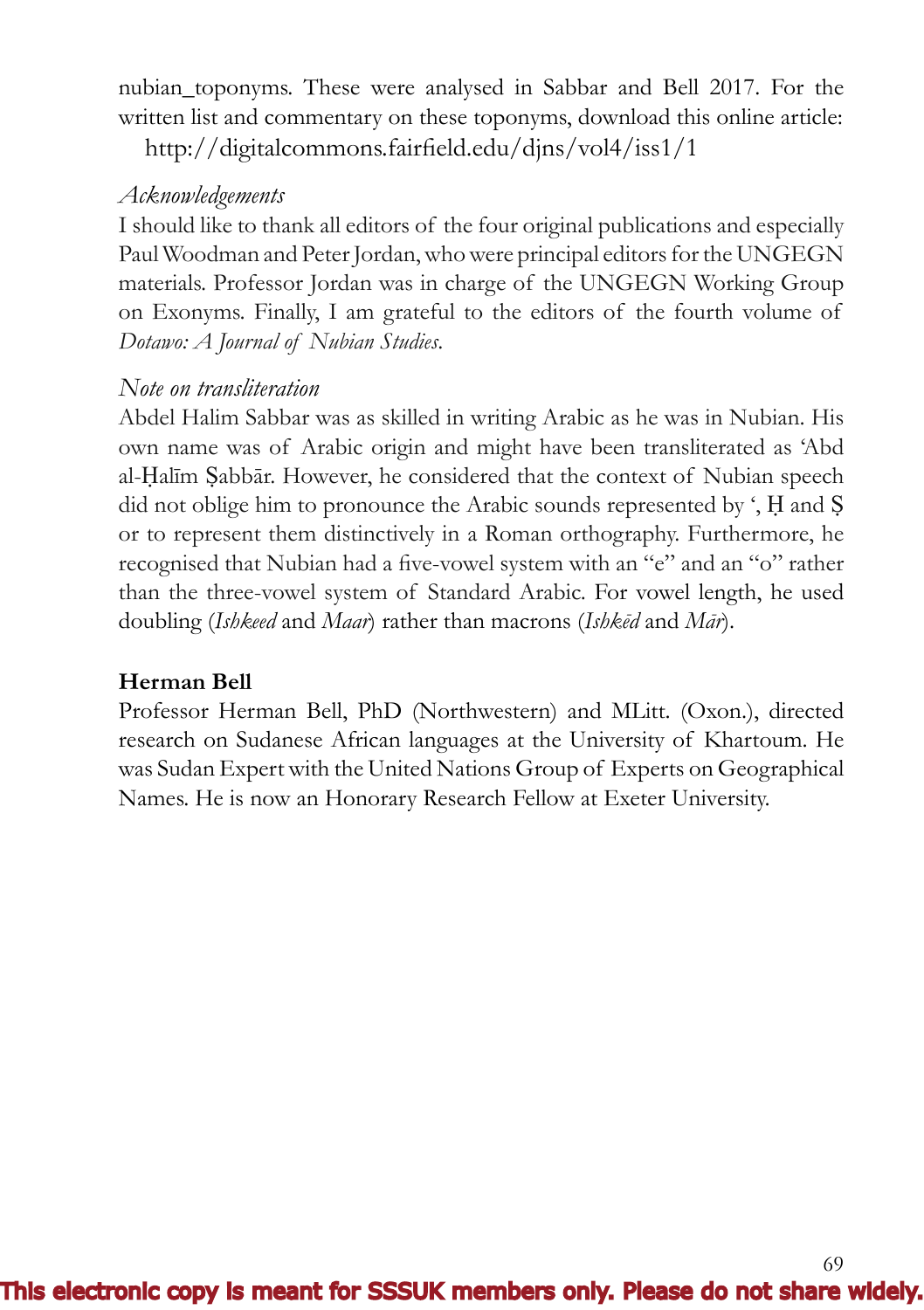nubian_toponyms. These were analysed in Sabbar and Bell 2017. For the written list and commentary on these toponyms, download this online article:

http://digitalcommons.fairfield.edu/djns/vol4/iss1/1

*Acknowledgements*

I should like to thank all editors of the four original publications and especially Paul Woodman and Peter Jordan, who were principal editors for the UNGEGN materials. Professor Jordan was in charge of the UNGEGN Working Group on Exonyms. Finally, I am grateful to the editors of the fourth volume of *Dotawo: A Journal of Nubian Studies*.

*Note on transliteration*

Abdel Halim Sabbar was as skilled in writing Arabic as he was in Nubian. His own name was of Arabic origin and might have been transliterated as ʻAbd al-Ḥalīm Ṣabbār. However, he considered that the context of Nubian speech did not oblige him to pronounce the Arabic sounds represented by ʻ, Ḥ and Ṣ or to represent them distinctively in a Roman orthography. Furthermore, he recognised that Nubian had a five-vowel system with an "e" and an "o" rather than the three-vowel system of Standard Arabic. For vowel length, he used doubling (*Ishkeed* and *Maar*) rather than macrons (*Ishkēd* and *Mār*).

**Herman Bell**

Professor Herman Bell, PhD (Northwestern) and MLitt. (Oxon.), directed research on Sudanese African languages at the University of Khartoum. He was Sudan Expert with the United Nations Group of Experts on Geographical Names. He is now an Honorary Research Fellow at Exeter University.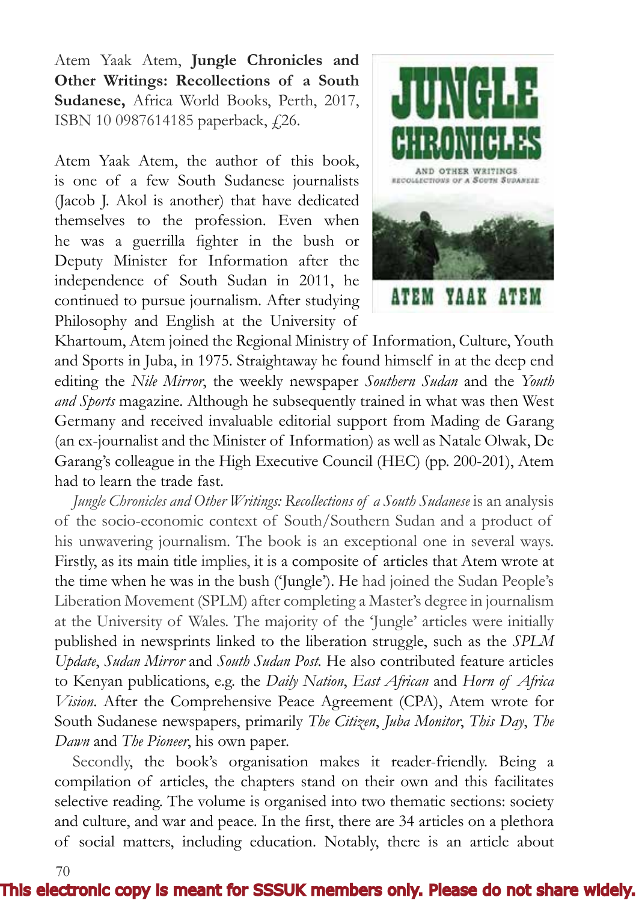Atem Yaak Atem, **Jungle Chronicles and Other Writings: Recollections of a South Sudanese,** Africa World Books, Perth, 2017, ISBN 10 0987614185 paperback, £26.

Atem Yaak Atem, the author of this book, is one of a few South Sudanese journalists (Jacob J. Akol is another) that have dedicated themselves to the profession. Even when he was a guerrilla fighter in the bush or Deputy Minister for Information after the independence of South Sudan in 2011, he continued to pursue journalism. After studying Philosophy and English at the University of Khartoum, Atem joined the Regional Ministry of Information, Culture, Youth and Sports in Juba, in 1975. Straightaway he found himself in at the deep end editing the *Nile Mirror*, the weekly newspaper *Southern Sudan* and the *Youth and Sports* magazine. Although he subsequently trained in what was then West Germany and received invaluable editorial support from Mading de Garang (an ex-journalist and the Minister of Information) as well as Natale Olwak, De Garang's colleague in the High Executive Council (HEC) (pp. 200-201), Atem had to learn the trade fast.

*Jungle Chronicles and Other Writings: Recollections of a South Sudanese* is an analysis of the socio-economic context of South/Southern Sudan and a product of his unwavering journalism. The book is an exceptional one in several ways. Firstly, as its main title implies, it is a composite of articles that Atem wrote at the time when he was in the bush ('Jungle'). He had joined the Sudan People's Liberation Movement (SPLM) after completing a Master's degree in journalism at the University of Wales. The majority of the 'Jungle' articles were initially published in newsprints linked to the liberation struggle, such as the *SPLM Update*, *Sudan Mirror* and *South Sudan Post*. He also contributed feature articles to Kenyan publications, e.g. the *Daily Nation*, *East African* and *Horn of Africa Vision*. After the Comprehensive Peace Agreement (CPA), Atem wrote for South Sudanese newspapers, primarily *The Citizen*, *Juba Monitor*, *This Day*, *The Dawn* and *The Pioneer*, his own paper.

Secondly, the book's organisation makes it reader-friendly. Being a compilation of articles, the chapters stand on their own and this facilitates selective reading. The volume is organised into two thematic sections: society and culture, and war and peace. In the first, there are 34 articles on a plethora of social matters, including education. Notably, there is an article about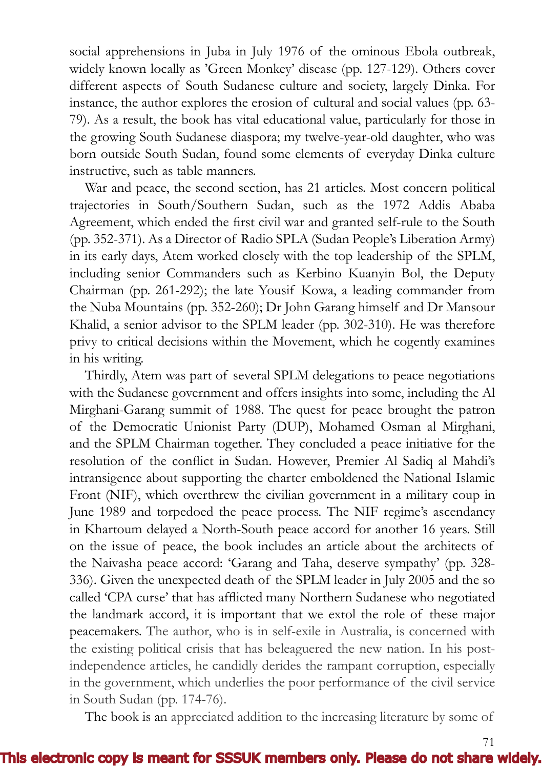social apprehensions in Juba in July 1976 of the ominous Ebola outbreak, widely known locally as 'Green Monkey' disease (pp. 127-129). Others cover different aspects of South Sudanese culture and society, largely Dinka. For instance, the author explores the erosion of cultural and social values (pp. 63-79). As a result, the book has vital educational value, particularly for those in the growing South Sudanese diaspora; my twelve-year-old daughter, who was born outside South Sudan, found some elements of everyday Dinka culture instructive, such as table manners.

War and peace, the second section, has 21 articles. Most concern political trajectories in South/Southern Sudan, such as the 1972 Addis Ababa Agreement, which ended the first civil war and granted self-rule to the South (pp. 352-371). As a Director of Radio SPLA (Sudan People's Liberation Army) in its early days, Atem worked closely with the top leadership of the SPLM, including senior Commanders such as Kerbino Kuanyin Bol, the Deputy Chairman (pp. 261-292); the late Yousif Kowa, a leading commander from the Nuba Mountains (pp. 352-260); Dr John Garang himself and Dr Mansour Khalid, a senior advisor to the SPLM leader (pp. 302-310). He was therefore privy to critical decisions within the Movement, which he cogently examines in his writing.

Thirdly, Atem was part of several SPLM delegations to peace negotiations with the Sudanese government and offers insights into some, including the Al Mirghani-Garang summit of 1988. The quest for peace brought the patron of the Democratic Unionist Party (DUP), Mohamed Osman al Mirghani, and the SPLM Chairman together. They concluded a peace initiative for the resolution of the conflict in Sudan. However, Premier Al Sadiq al Mahdi's intransigence about supporting the charter emboldened the National Islamic Front (NIF), which overthrew the civilian government in a military coup in June 1989 and torpedoed the peace process. The NIF regime's ascendancy in Khartoum delayed a North-South peace accord for another 16 years. Still on the issue of peace, the book includes an article about the architects of the Naivasha peace accord: 'Garang and Taha, deserve sympathy' (pp. 328-336). Given the unexpected death of the SPLM leader in July 2005 and the so called 'CPA curse' that has afflicted many Northern Sudanese who negotiated the landmark accord, it is important that we extol the role of these major peacemakers. The author, who is in self-exile in Australia, is concerned with the existing political crisis that has beleaguered the new nation. In his post-independence articles, he candidly derides the rampant corruption, especially in the government, which underlies the poor performance of the civil service in South Sudan (pp. 174-76).

The book is an appreciated addition to the increasing literature by some of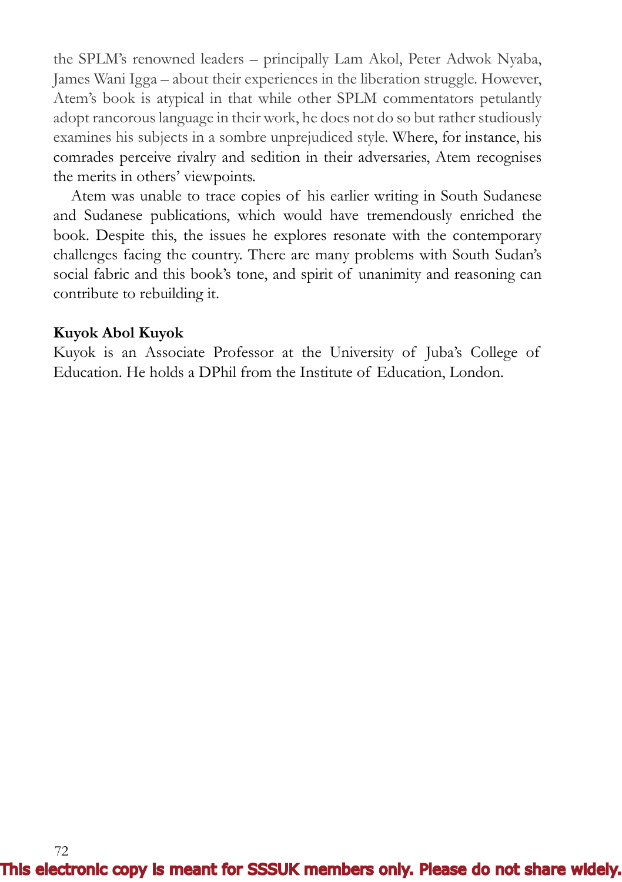the SPLM's renowned leaders – principally Lam Akol, Peter Adwok Nyaba, James Wani Igga – about their experiences in the liberation struggle. However, Atem's book is atypical in that while other SPLM commentators petulantly adopt rancorous language in their work, he does not do so but rather studiously examines his subjects in a sombre unprejudiced style. Where, for instance, his comrades perceive rivalry and sedition in their adversaries, Atem recognises the merits in others' viewpoints.

Atem was unable to trace copies of his earlier writing in South Sudanese and Sudanese publications, which would have tremendously enriched the book. Despite this, the issues he explores resonate with the contemporary challenges facing the country. There are many problems with South Sudan's social fabric and this book's tone, and spirit of unanimity and reasoning can contribute to rebuilding it.

**Kuyok Abol Kuyok**
Kuyok is an Associate Professor at the University of Juba's College of Education. He holds a DPhil from the Institute of Education, London.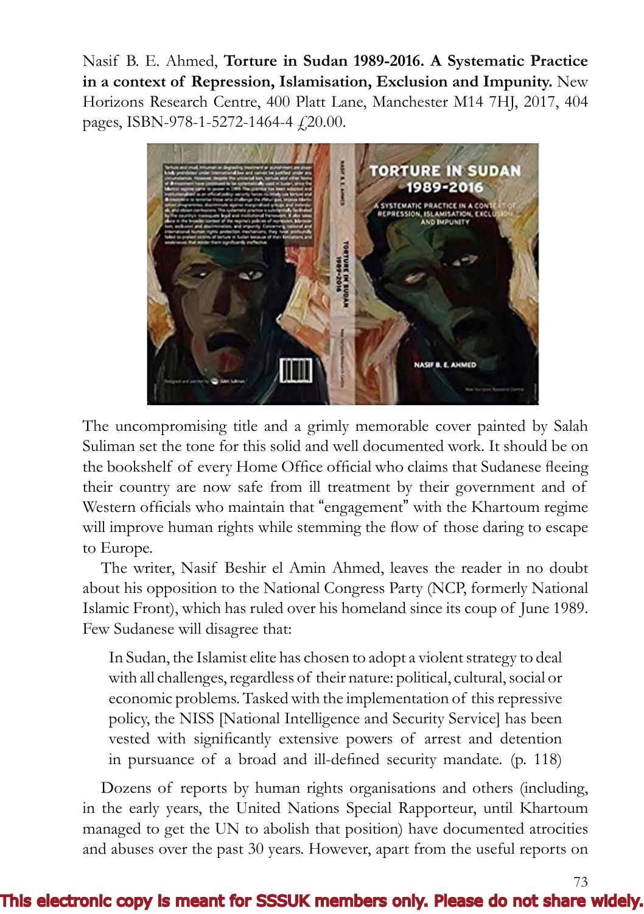Nasif B. E. Ahmed, **Torture in Sudan 1989-2016. A Systematic Practice in a context of Repression, Islamisation, Exclusion and Impunity.** New Horizons Research Centre, 400 Platt Lane, Manchester M14 7HJ, 2017, 404 pages, ISBN-978-1-5272-1464-4 £20.00.

The uncompromising title and a grimly memorable cover painted by Salah Suliman set the tone for this solid and well documented work. It should be on the bookshelf of every Home Office official who claims that Sudanese fleeing their country are now safe from ill treatment by their government and of Western officials who maintain that "engagement" with the Khartoum regime will improve human rights while stemming the flow of those daring to escape to Europe.

The writer, Nasif Beshir el Amin Ahmed, leaves the reader in no doubt about his opposition to the National Congress Party (NCP, formerly National Islamic Front), which has ruled over his homeland since its coup of June 1989. Few Sudanese will disagree that:

> In Sudan, the Islamist elite has chosen to adopt a violent strategy to deal with all challenges, regardless of their nature: political, cultural, social or economic problems. Tasked with the implementation of this repressive policy, the NISS [National Intelligence and Security Service] has been vested with significantly extensive powers of arrest and detention in pursuance of a broad and ill-defined security mandate. (p. 118)

Dozens of reports by human rights organisations and others (including, in the early years, the United Nations Special Rapporteur, until Khartoum managed to get the UN to abolish that position) have documented atrocities and abuses over the past 30 years. However, apart from the useful reports on

This electronic copy is meant for SSSUK members only. Please do not share widely.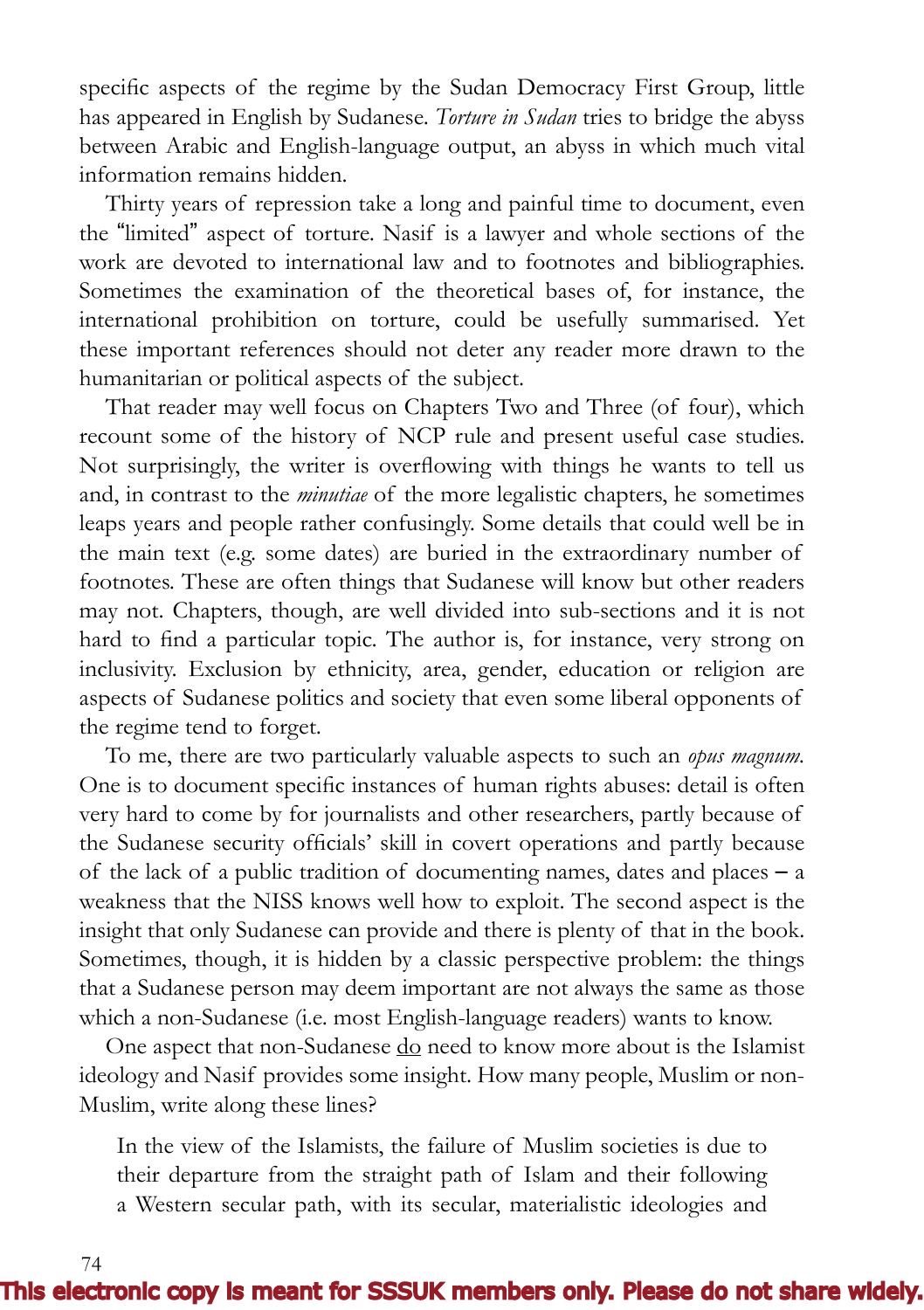specific aspects of the regime by the Sudan Democracy First Group, little has appeared in English by Sudanese. *Torture in Sudan* tries to bridge the abyss between Arabic and English-language output, an abyss in which much vital information remains hidden.

Thirty years of repression take a long and painful time to document, even the "limited" aspect of torture. Nasif is a lawyer and whole sections of the work are devoted to international law and to footnotes and bibliographies. Sometimes the examination of the theoretical bases of, for instance, the international prohibition on torture, could be usefully summarised. Yet these important references should not deter any reader more drawn to the humanitarian or political aspects of the subject.

That reader may well focus on Chapters Two and Three (of four), which recount some of the history of NCP rule and present useful case studies. Not surprisingly, the writer is overflowing with things he wants to tell us and, in contrast to the *minutiae* of the more legalistic chapters, he sometimes leaps years and people rather confusingly. Some details that could well be in the main text (e.g. some dates) are buried in the extraordinary number of footnotes. These are often things that Sudanese will know but other readers may not. Chapters, though, are well divided into sub-sections and it is not hard to find a particular topic. The author is, for instance, very strong on inclusivity. Exclusion by ethnicity, area, gender, education or religion are aspects of Sudanese politics and society that even some liberal opponents of the regime tend to forget.

To me, there are two particularly valuable aspects to such an *opus magnum*. One is to document specific instances of human rights abuses: detail is often very hard to come by for journalists and other researchers, partly because of the Sudanese security officials' skill in covert operations and partly because of the lack of a public tradition of documenting names, dates and places – a weakness that the NISS knows well how to exploit. The second aspect is the insight that only Sudanese can provide and there is plenty of that in the book. Sometimes, though, it is hidden by a classic perspective problem: the things that a Sudanese person may deem important are not always the same as those which a non-Sudanese (i.e. most English-language readers) wants to know.

One aspect that non-Sudanese <u>do</u> need to know more about is the Islamist ideology and Nasif provides some insight. How many people, Muslim or non-Muslim, write along these lines?

> In the view of the Islamists, the failure of Muslim societies is due to their departure from the straight path of Islam and their following a Western secular path, with its secular, materialistic ideologies and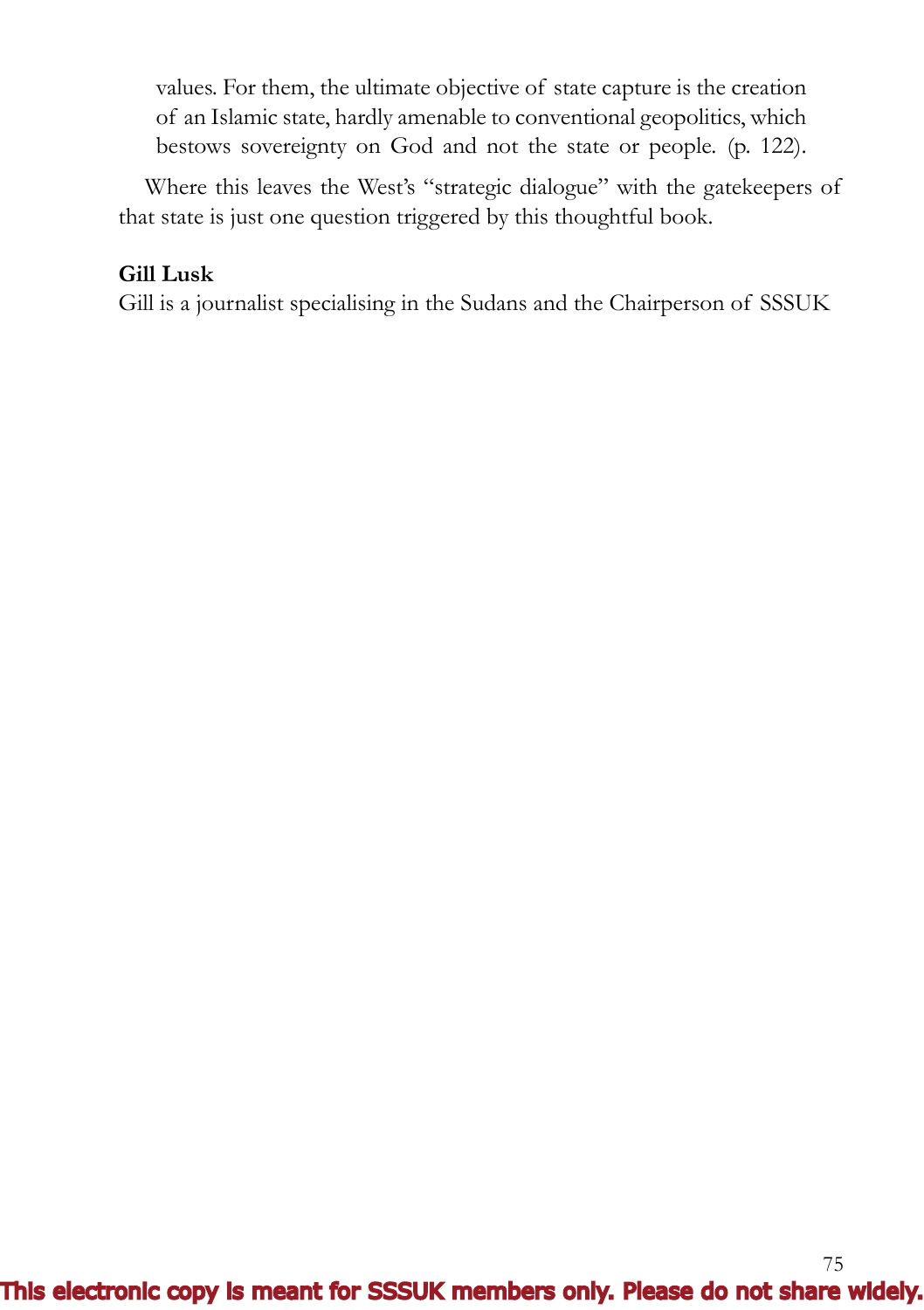> values. For them, the ultimate objective of state capture is the creation of an Islamic state, hardly amenable to conventional geopolitics, which bestows sovereignty on God and not the state or people. (p. 122).

Where this leaves the West's "strategic dialogue" with the gatekeepers of that state is just one question triggered by this thoughtful book.

**Gill Lusk**
Gill is a journalist specialising in the Sudans and the Chairperson of SSSUK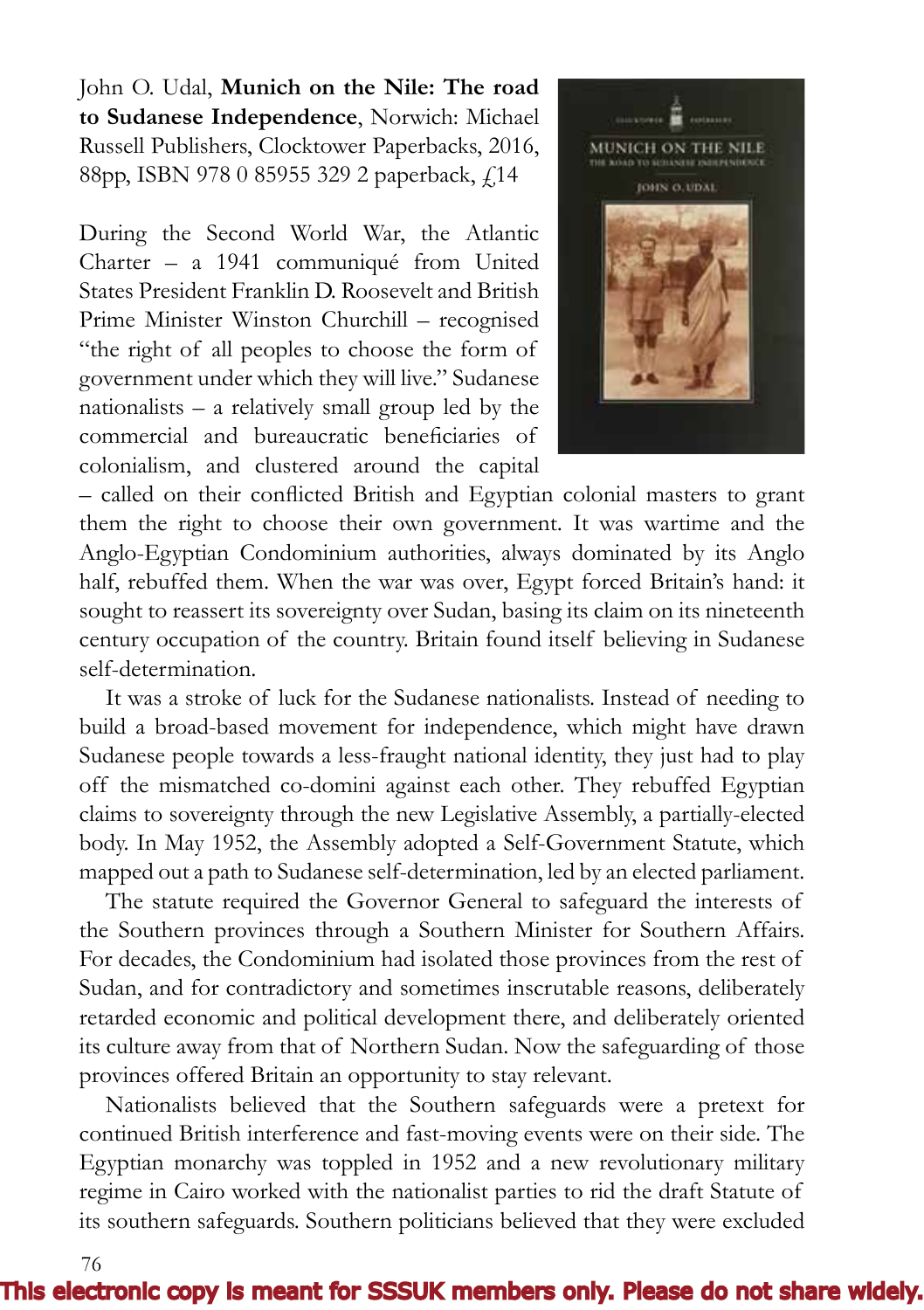John O. Udal, **Munich on the Nile: The road to Sudanese Independence**, Norwich: Michael Russell Publishers, Clocktower Paperbacks, 2016, 88pp, ISBN 978 0 85955 329 2 paperback, £14

During the Second World War, the Atlantic Charter – a 1941 communiqué from United States President Franklin D. Roosevelt and British Prime Minister Winston Churchill – recognised "the right of all peoples to choose the form of government under which they will live." Sudanese nationalists – a relatively small group led by the commercial and bureaucratic beneficiaries of colonialism, and clustered around the capital – called on their conflicted British and Egyptian colonial masters to grant them the right to choose their own government. It was wartime and the Anglo-Egyptian Condominium authorities, always dominated by its Anglo half, rebuffed them. When the war was over, Egypt forced Britain's hand: it sought to reassert its sovereignty over Sudan, basing its claim on its nineteenth century occupation of the country. Britain found itself believing in Sudanese self-determination.

It was a stroke of luck for the Sudanese nationalists. Instead of needing to build a broad-based movement for independence, which might have drawn Sudanese people towards a less-fraught national identity, they just had to play off the mismatched co-domini against each other. They rebuffed Egyptian claims to sovereignty through the new Legislative Assembly, a partially-elected body. In May 1952, the Assembly adopted a Self-Government Statute, which mapped out a path to Sudanese self-determination, led by an elected parliament.

The statute required the Governor General to safeguard the interests of the Southern provinces through a Southern Minister for Southern Affairs. For decades, the Condominium had isolated those provinces from the rest of Sudan, and for contradictory and sometimes inscrutable reasons, deliberately retarded economic and political development there, and deliberately oriented its culture away from that of Northern Sudan. Now the safeguarding of those provinces offered Britain an opportunity to stay relevant.

Nationalists believed that the Southern safeguards were a pretext for continued British interference and fast-moving events were on their side. The Egyptian monarchy was toppled in 1952 and a new revolutionary military regime in Cairo worked with the nationalist parties to rid the draft Statute of its southern safeguards. Southern politicians believed that they were excluded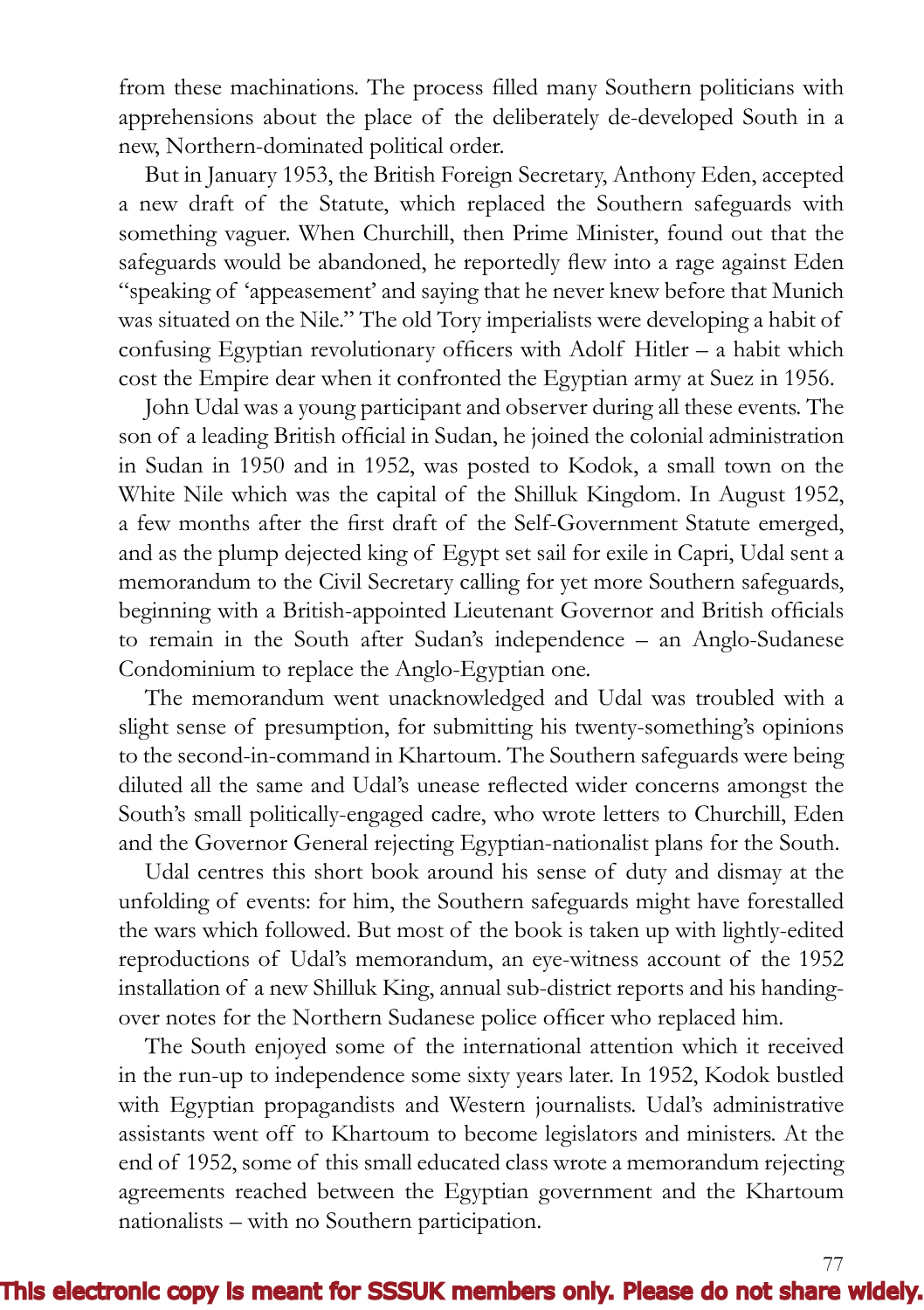from these machinations. The process filled many Southern politicians with apprehensions about the place of the deliberately de-developed South in a new, Northern-dominated political order.

But in January 1953, the British Foreign Secretary, Anthony Eden, accepted a new draft of the Statute, which replaced the Southern safeguards with something vaguer. When Churchill, then Prime Minister, found out that the safeguards would be abandoned, he reportedly flew into a rage against Eden "speaking of 'appeasement' and saying that he never knew before that Munich was situated on the Nile." The old Tory imperialists were developing a habit of confusing Egyptian revolutionary officers with Adolf Hitler – a habit which cost the Empire dear when it confronted the Egyptian army at Suez in 1956.

John Udal was a young participant and observer during all these events. The son of a leading British official in Sudan, he joined the colonial administration in Sudan in 1950 and in 1952, was posted to Kodok, a small town on the White Nile which was the capital of the Shilluk Kingdom. In August 1952, a few months after the first draft of the Self-Government Statute emerged, and as the plump dejected king of Egypt set sail for exile in Capri, Udal sent a memorandum to the Civil Secretary calling for yet more Southern safeguards, beginning with a British-appointed Lieutenant Governor and British officials to remain in the South after Sudan's independence – an Anglo-Sudanese Condominium to replace the Anglo-Egyptian one.

The memorandum went unacknowledged and Udal was troubled with a slight sense of presumption, for submitting his twenty-something's opinions to the second-in-command in Khartoum. The Southern safeguards were being diluted all the same and Udal's unease reflected wider concerns amongst the South's small politically-engaged cadre, who wrote letters to Churchill, Eden and the Governor General rejecting Egyptian-nationalist plans for the South.

Udal centres this short book around his sense of duty and dismay at the unfolding of events: for him, the Southern safeguards might have forestalled the wars which followed. But most of the book is taken up with lightly-edited reproductions of Udal's memorandum, an eye-witness account of the 1952 installation of a new Shilluk King, annual sub-district reports and his handing-over notes for the Northern Sudanese police officer who replaced him.

The South enjoyed some of the international attention which it received in the run-up to independence some sixty years later. In 1952, Kodok bustled with Egyptian propagandists and Western journalists. Udal's administrative assistants went off to Khartoum to become legislators and ministers. At the end of 1952, some of this small educated class wrote a memorandum rejecting agreements reached between the Egyptian government and the Khartoum nationalists – with no Southern participation.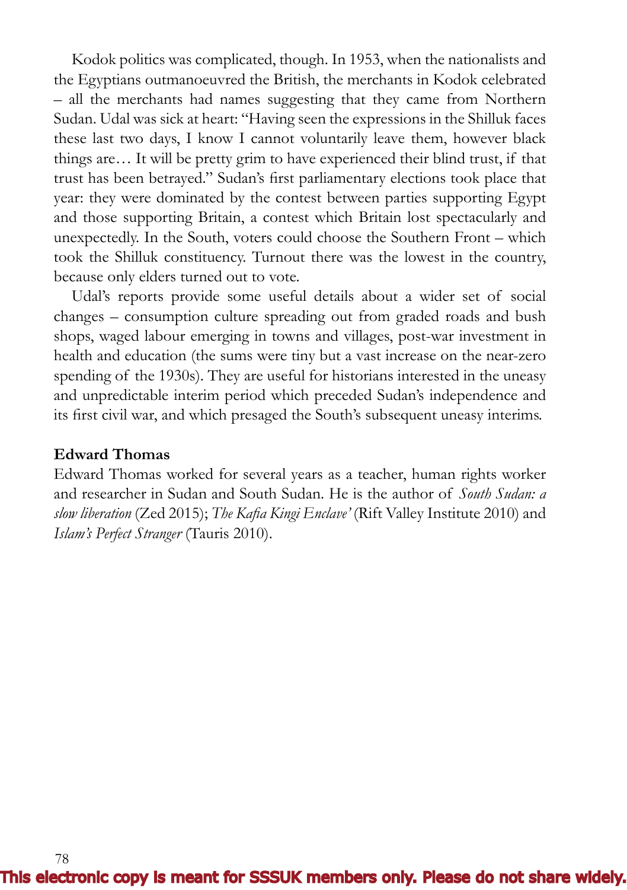Kodok politics was complicated, though. In 1953, when the nationalists and the Egyptians outmanoeuvred the British, the merchants in Kodok celebrated – all the merchants had names suggesting that they came from Northern Sudan. Udal was sick at heart: "Having seen the expressions in the Shilluk faces these last two days, I know I cannot voluntarily leave them, however black things are… It will be pretty grim to have experienced their blind trust, if that trust has been betrayed." Sudan's first parliamentary elections took place that year: they were dominated by the contest between parties supporting Egypt and those supporting Britain, a contest which Britain lost spectacularly and unexpectedly. In the South, voters could choose the Southern Front – which took the Shilluk constituency. Turnout there was the lowest in the country, because only elders turned out to vote.

Udal's reports provide some useful details about a wider set of social changes – consumption culture spreading out from graded roads and bush shops, waged labour emerging in towns and villages, post-war investment in health and education (the sums were tiny but a vast increase on the near-zero spending of the 1930s). They are useful for historians interested in the uneasy and unpredictable interim period which preceded Sudan's independence and its first civil war, and which presaged the South's subsequent uneasy interims.

**Edward Thomas**

Edward Thomas worked for several years as a teacher, human rights worker and researcher in Sudan and South Sudan. He is the author of *South Sudan: a slow liberation* (Zed 2015); *The Kafia Kingi Enclave'* (Rift Valley Institute 2010) and *Islam's Perfect Stranger* (Tauris 2010).

This electronic copy is meant for SSSUK members only. Please do not share widely.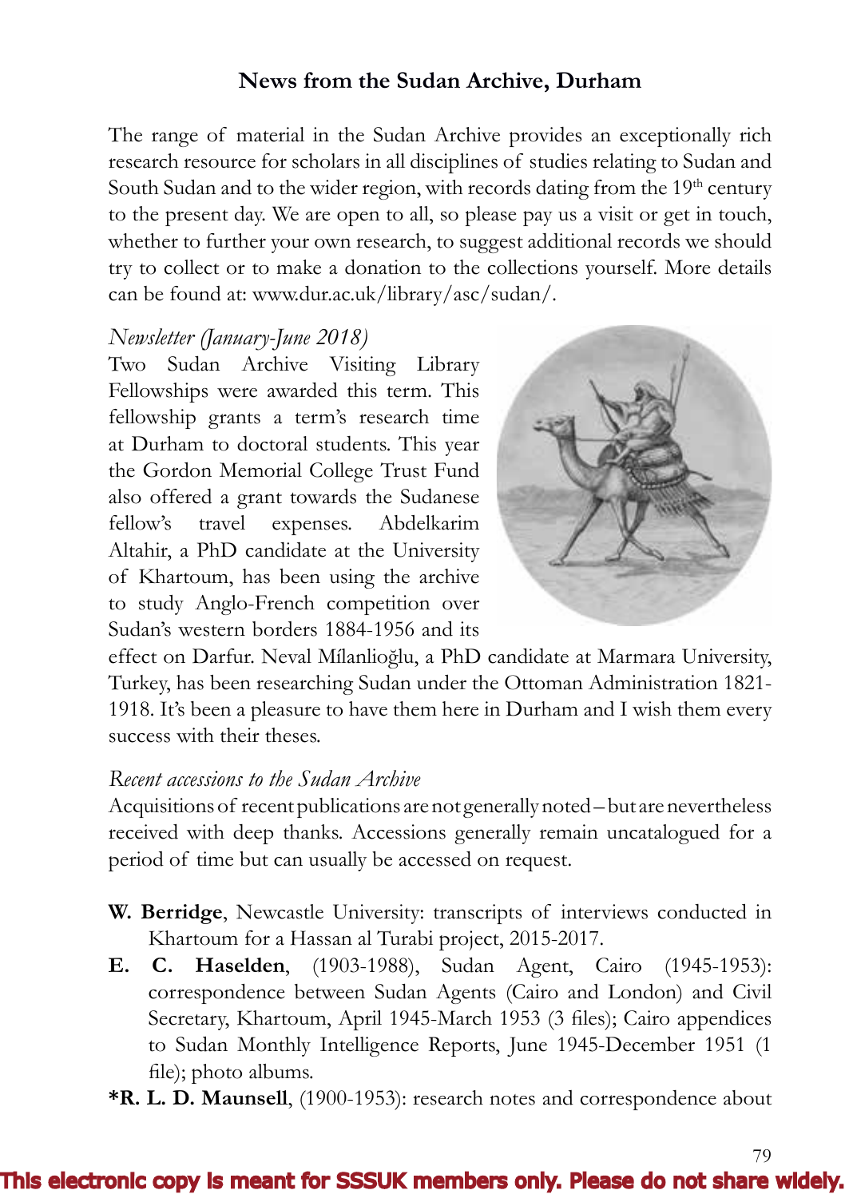## News from the Sudan Archive, Durham

The range of material in the Sudan Archive provides an exceptionally rich research resource for scholars in all disciplines of studies relating to Sudan and South Sudan and to the wider region, with records dating from the 19th century to the present day. We are open to all, so please pay us a visit or get in touch, whether to further your own research, to suggest additional records we should try to collect or to make a donation to the collections yourself. More details can be found at: www.dur.ac.uk/library/asc/sudan/.

*Newsletter (January-June 2018)*

Two Sudan Archive Visiting Library Fellowships were awarded this term. This fellowship grants a term's research time at Durham to doctoral students. This year the Gordon Memorial College Trust Fund also offered a grant towards the Sudanese fellow's travel expenses. Abdelkarim Altahir, a PhD candidate at the University of Khartoum, has been using the archive to study Anglo-French competition over Sudan's western borders 1884-1956 and its effect on Darfur. Neval Mílanlioğlu, a PhD candidate at Marmara University, Turkey, has been researching Sudan under the Ottoman Administration 1821-1918. It's been a pleasure to have them here in Durham and I wish them every success with their theses.

*Recent accessions to the Sudan Archive*

Acquisitions of recent publications are not generally noted – but are nevertheless received with deep thanks. Accessions generally remain uncatalogued for a period of time but can usually be accessed on request.

**W. Berridge**, Newcastle University: transcripts of interviews conducted in Khartoum for a Hassan al Turabi project, 2015-2017.

**E. C. Haselden**, (1903-1988), Sudan Agent, Cairo (1945-1953): correspondence between Sudan Agents (Cairo and London) and Civil Secretary, Khartoum, April 1945-March 1953 (3 files); Cairo appendices to Sudan Monthly Intelligence Reports, June 1945-December 1951 (1 file); photo albums.

**\*R. L. D. Maunsell**, (1900-1953): research notes and correspondence about

This electronic copy is meant for SSSUK members only. Please do not share widely.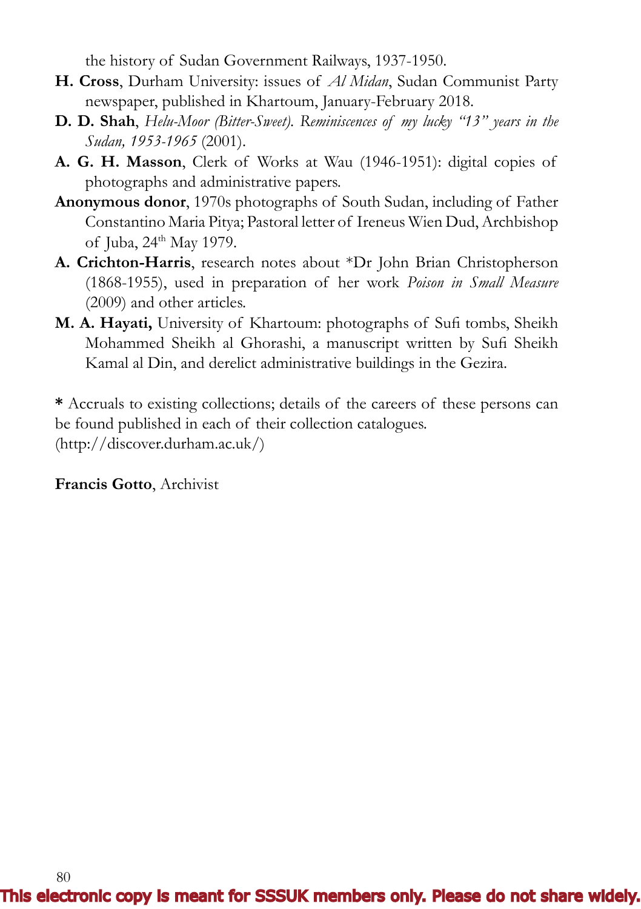the history of Sudan Government Railways, 1937-1950.

**H. Cross**, Durham University: issues of *Al Midan*, Sudan Communist Party newspaper, published in Khartoum, January-February 2018.

**D. D. Shah**, *Helu-Moor (Bitter-Sweet). Reminiscences of my lucky "13" years in the Sudan, 1953-1965* (2001).

**A. G. H. Masson**, Clerk of Works at Wau (1946-1951): digital copies of photographs and administrative papers.

**Anonymous donor**, 1970s photographs of South Sudan, including of Father Constantino Maria Pitya; Pastoral letter of Ireneus Wien Dud, Archbishop of Juba, 24th May 1979.

**A. Crichton-Harris**, research notes about *Dr John Brian Christopherson (1868-1955), used in preparation of her work *Poison in Small Measure* (2009) and other articles.

**M. A. Hayati,** University of Khartoum: photographs of Sufi tombs, Sheikh Mohammed Sheikh al Ghorashi, a manuscript written by Sufi Sheikh Kamal al Din, and derelict administrative buildings in the Gezira.

**\*** Accruals to existing collections; details of the careers of these persons can be found published in each of their collection catalogues. (http://discover.durham.ac.uk/)

**Francis Gotto**, Archivist

This electronic copy is meant for SSSUK members only. Please do not share widely.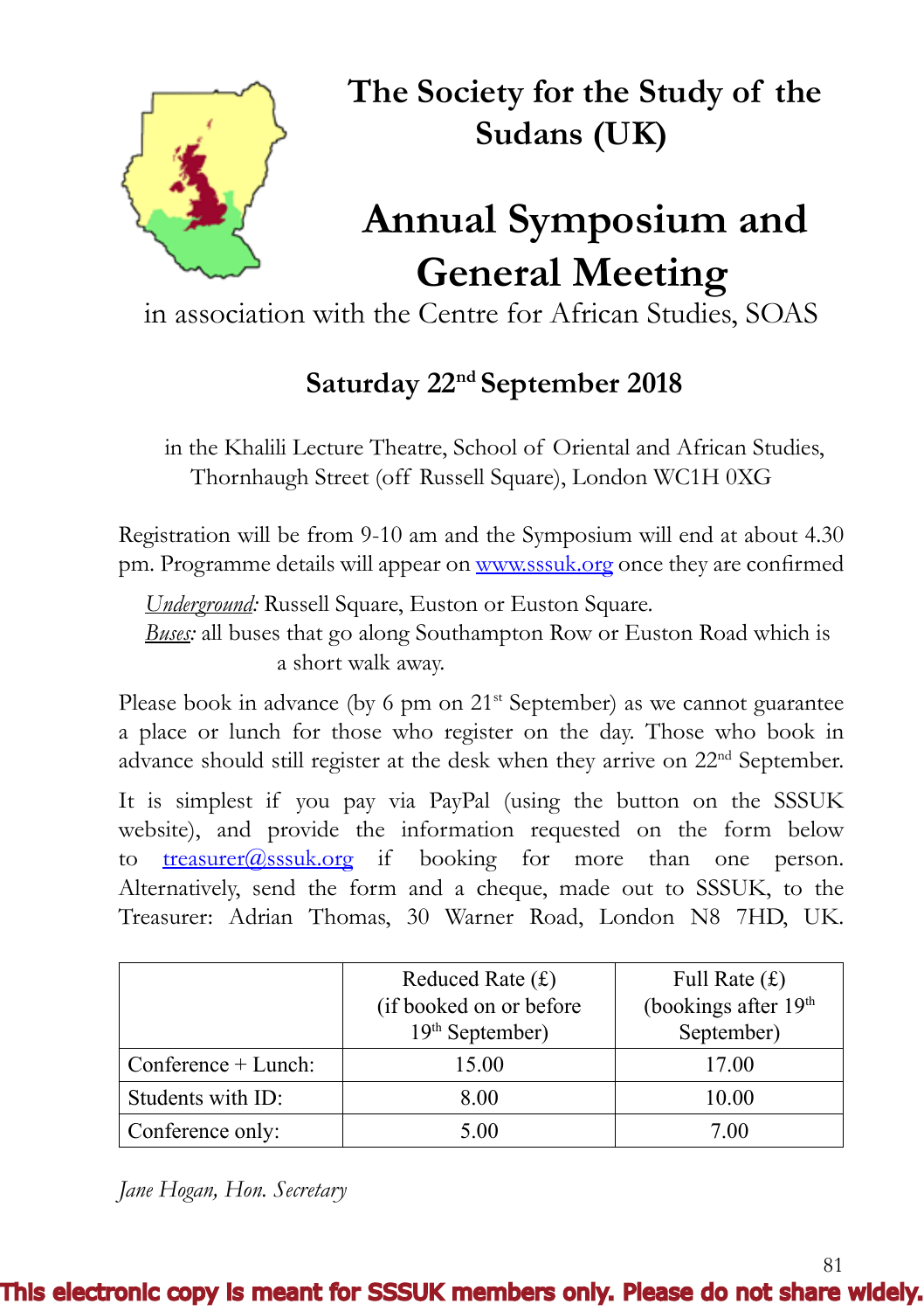# The Society for the Study of the Sudans (UK)

# Annual Symposium and General Meeting

in association with the Centre for African Studies, SOAS

## Saturday 22nd September 2018

in the Khalili Lecture Theatre, School of Oriental and African Studies, Thornhaugh Street (off Russell Square), London WC1H 0XG

Registration will be from 9-10 am and the Symposium will end at about 4.30 pm. Programme details will appear on www.sssuk.org once they are confirmed

*Underground:* Russell Square, Euston or Euston Square.
*Buses:* all buses that go along Southampton Row or Euston Road which is a short walk away.

Please book in advance (by 6 pm on 21st September) as we cannot guarantee a place or lunch for those who register on the day. Those who book in advance should still register at the desk when they arrive on 22nd September.

It is simplest if you pay via PayPal (using the button on the SSSUK website), and provide the information requested on the form below to treasurer@sssuk.org if booking for more than one person. Alternatively, send the form and a cheque, made out to SSSUK, to the Treasurer: Adrian Thomas, 30 Warner Road, London N8 7HD, UK.

| | Reduced Rate (£) (if booked on or before 19th September) | Full Rate (£) (bookings after 19th September) |
|---|---|---|
| Conference + Lunch: | 15.00 | 17.00 |
| Students with ID: | 8.00 | 10.00 |
| Conference only: | 5.00 | 7.00 |

*Jane Hogan, Hon. Secretary*

This electronic copy is meant for SSSUK members only. Please do not share widely.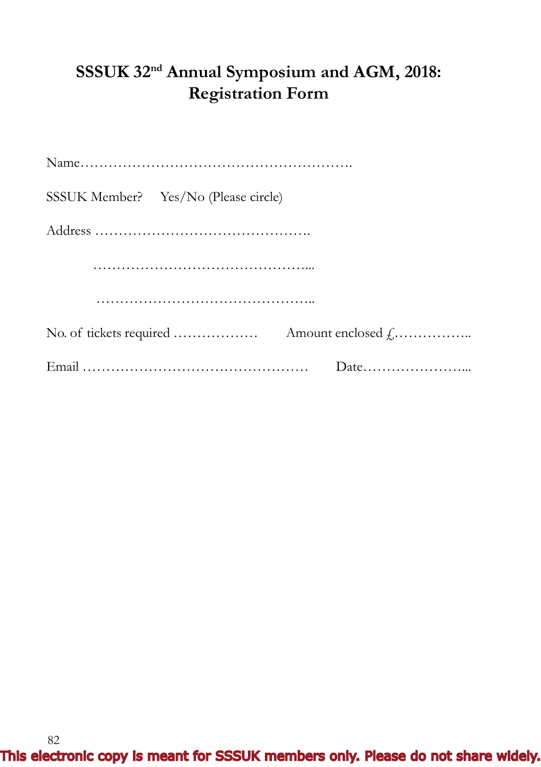# SSSUK 32nd Annual Symposium and AGM, 2018: Registration Form

Name…………………………………………………….

SSSUK Member? Yes/No (Please circle)

Address ……………………………………….

……………………………………….…

……………………………………….…..

No. of tickets required ……………… Amount enclosed £……………..

Email ………………………………………… Date…………………...

This electronic copy is meant for SSSUK members only. Please do not share widely.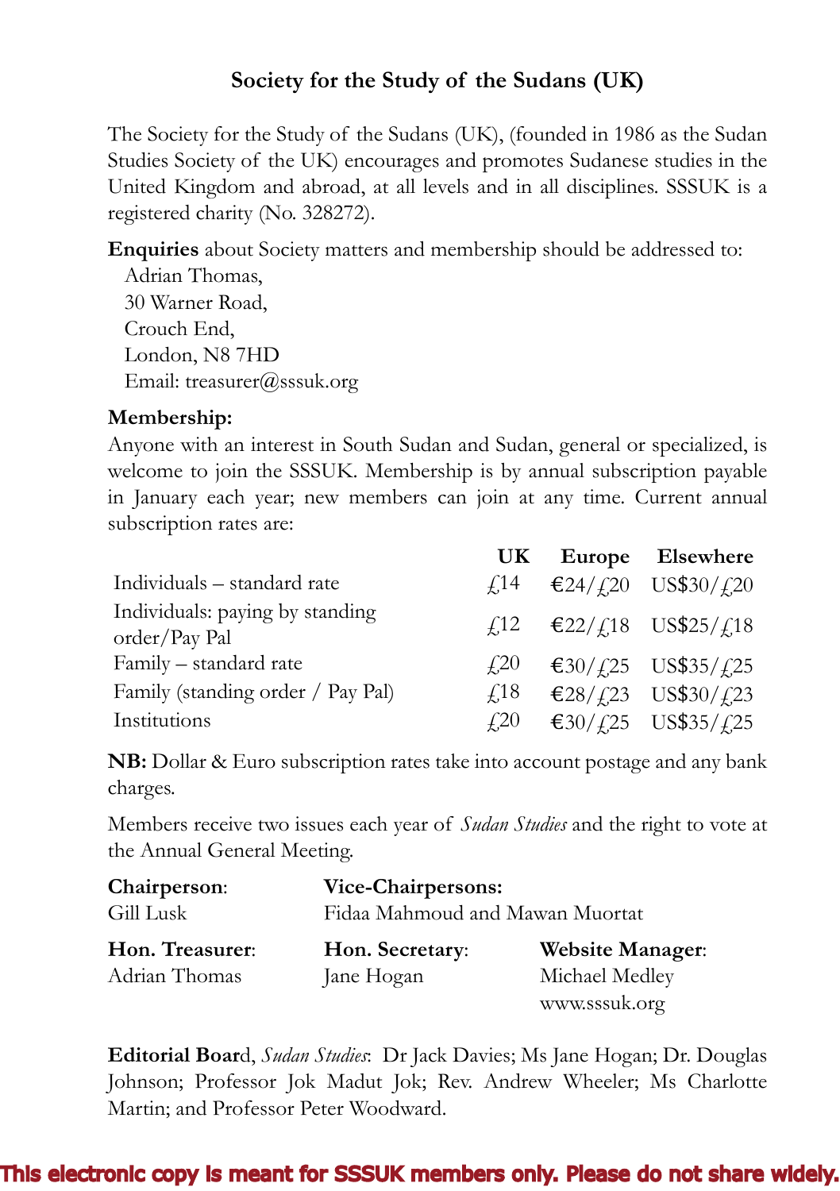# Society for the Study of the Sudans (UK)

The Society for the Study of the Sudans (UK), (founded in 1986 as the Sudan Studies Society of the UK) encourages and promotes Sudanese studies in the United Kingdom and abroad, at all levels and in all disciplines. SSSUK is a registered charity (No. 328272).

**Enquiries** about Society matters and membership should be addressed to:
Adrian Thomas,
30 Warner Road,
Crouch End,
London, N8 7HD
Email: treasurer@sssuk.org

**Membership:**
Anyone with an interest in South Sudan and Sudan, general or specialized, is welcome to join the SSSUK. Membership is by annual subscription payable in January each year; new members can join at any time. Current annual subscription rates are:

| | UK | Europe | Elsewhere |
|---|---|---|---|
| Individuals – standard rate | £14 | €24/£20 | US$30/£20 |
| Individuals: paying by standing order/Pay Pal | £12 | €22/£18 | US$25/£18 |
| Family – standard rate | £20 | €30/£25 | US$35/£25 |
| Family (standing order / Pay Pal) | £18 | €28/£23 | US$30/£23 |
| Institutions | £20 | €30/£25 | US$35/£25 |

**NB:** Dollar & Euro subscription rates take into account postage and any bank charges.

Members receive two issues each year of *Sudan Studies* and the right to vote at the Annual General Meeting.

**Chairperson**:
Gill Lusk

**Vice-Chairpersons:**
Fidaa Mahmoud and Mawan Muortat

**Hon. Treasurer**:
Adrian Thomas

**Hon. Secretary**:
Jane Hogan

**Website Manager**:
Michael Medley
www.sssuk.org

**Editorial Board**, *Sudan Studies*: Dr Jack Davies; Ms Jane Hogan; Dr. Douglas Johnson; Professor Jok Madut Jok; Rev. Andrew Wheeler; Ms Charlotte Martin; and Professor Peter Woodward.

This electronic copy is meant for SSSUK members only. Please do not share widely.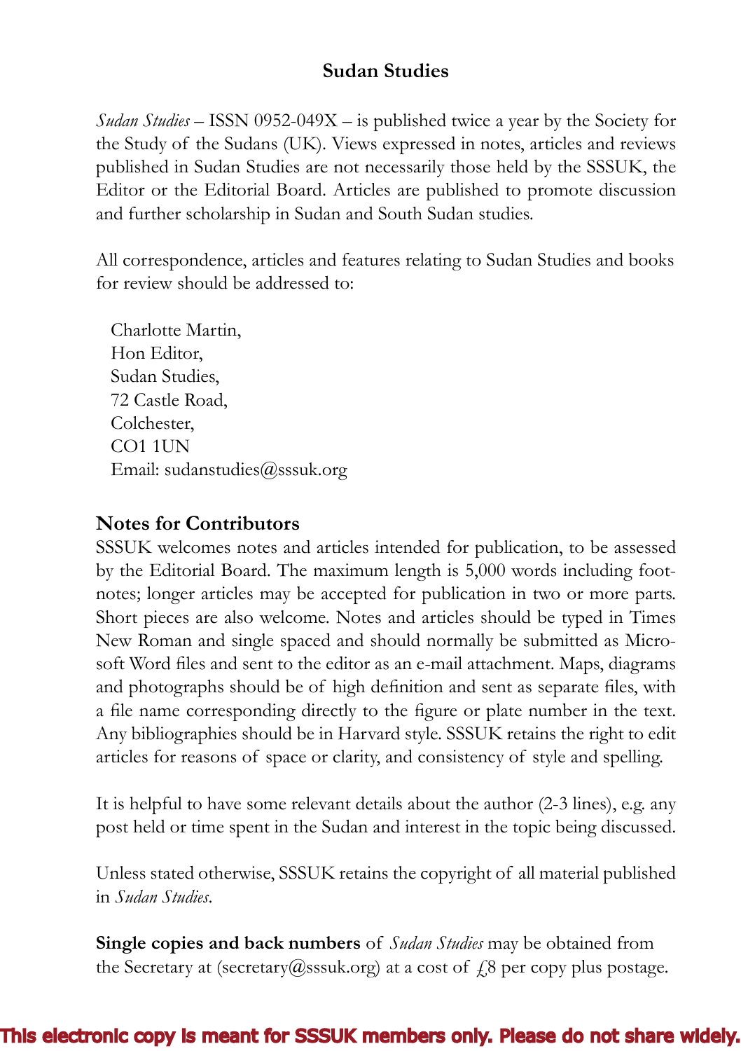## Sudan Studies

*Sudan Studies* – ISSN 0952-049X – is published twice a year by the Society for the Study of the Sudans (UK). Views expressed in notes, articles and reviews published in Sudan Studies are not necessarily those held by the SSSUK, the Editor or the Editorial Board. Articles are published to promote discussion and further scholarship in Sudan and South Sudan studies.

All correspondence, articles and features relating to Sudan Studies and books for review should be addressed to:

Charlotte Martin,
Hon Editor,
Sudan Studies,
72 Castle Road,
Colchester,
CO1 1UN
Email: sudanstudies@sssuk.org

### Notes for Contributors

SSSUK welcomes notes and articles intended for publication, to be assessed by the Editorial Board. The maximum length is 5,000 words including footnotes; longer articles may be accepted for publication in two or more parts. Short pieces are also welcome. Notes and articles should be typed in Times New Roman and single spaced and should normally be submitted as Microsoft Word files and sent to the editor as an e-mail attachment. Maps, diagrams and photographs should be of high definition and sent as separate files, with a file name corresponding directly to the figure or plate number in the text. Any bibliographies should be in Harvard style. SSSUK retains the right to edit articles for reasons of space or clarity, and consistency of style and spelling.

It is helpful to have some relevant details about the author (2-3 lines), e.g. any post held or time spent in the Sudan and interest in the topic being discussed.

Unless stated otherwise, SSSUK retains the copyright of all material published in *Sudan Studies*.

**Single copies and back numbers** of *Sudan Studies* may be obtained from the Secretary at (secretary@sssuk.org) at a cost of £8 per copy plus postage.

This electronic copy is meant for SSSUK members only. Please do not share widely.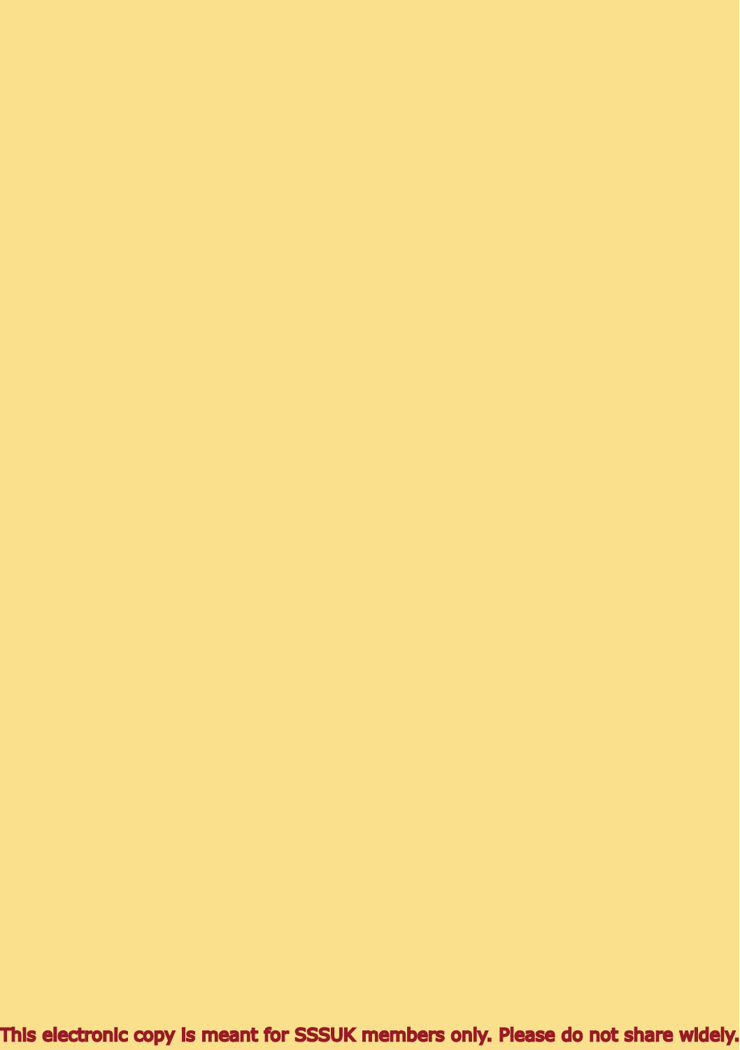This electronic copy is meant for SSSUK members only. Please do not share widely.